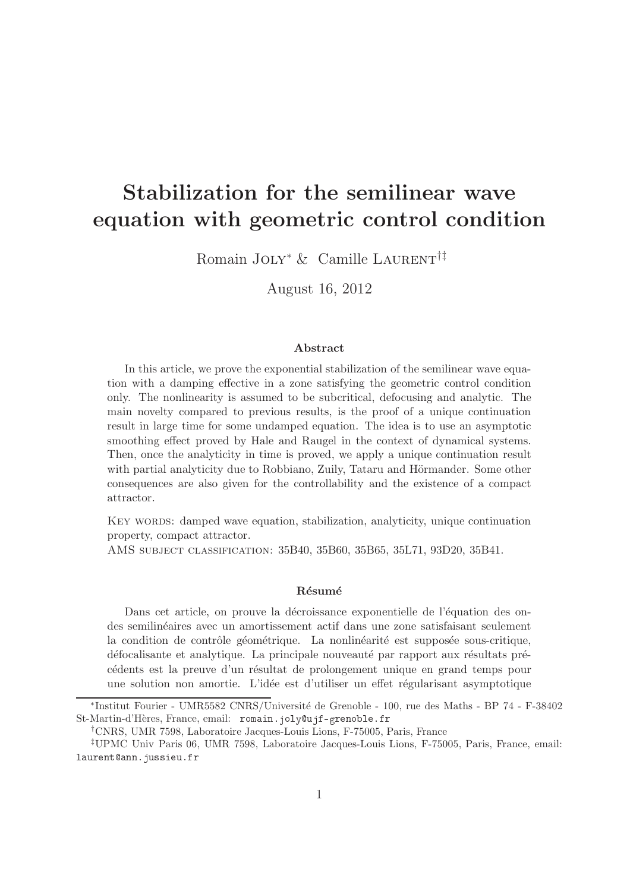# Stabilization for the semilinear wave equation with geometric control condition

Romain JOLY[*] & Camille LAURENT[†‡]

August 16, 2012

### Abstract

In this article, we prove the exponential stabilization of the semilinear wave equation with a damping effective in a zone satisfying the geometric control condition only. The nonlinearity is assumed to be subcritical, defocusing and analytic. The main novelty compared to previous results, is the proof of a unique continuation result in large time for some undamped equation. The idea is to use an asymptotic smoothing effect proved by Hale and Raugel in the context of dynamical systems. Then, once the analyticity in time is proved, we apply a unique continuation result with partial analyticity due to Robbiano, Zuily, Tataru and Hörmander. Some other consequences are also given for the controllability and the existence of a compact attractor.

KEY WORDS: damped wave equation, stabilization, analyticity, unique continuation property, compact attractor.

AMS SUBJECT CLASSIFICATION: 35B40, 35B60, 35B65, 35L71, 93D20, 35B41.

### Résumé

Dans cet article, on prouve la décroissance exponentielle de l'équation des ondes semilinéaires avec un amortissement actif dans une zone satisfaisant seulement la condition de contrôle géométrique. La nonlinéarité est supposée sous-critique, défocalisante et analytique. La principale nouveauté par rapport aux résultats précédents est la preuve d'un résultat de prolongement unique en grand temps pour une solution non amortie. L'idée est d'utiliser un effet régularisant asymptotique

---

[*] Institut Fourier - UMR5582 CNRS/Université de Grenoble - 100, rue des Maths - BP 74 - F-38402 St-Martin-d'Hères, France, email: romain.joly@ujf-grenoble.fr

[†] CNRS, UMR 7598, Laboratoire Jacques-Louis Lions, F-75005, Paris, France

[‡] UPMC Univ Paris 06, UMR 7598, Laboratoire Jacques-Louis Lions, F-75005, Paris, France, email: laurent@ann.jussieu.fr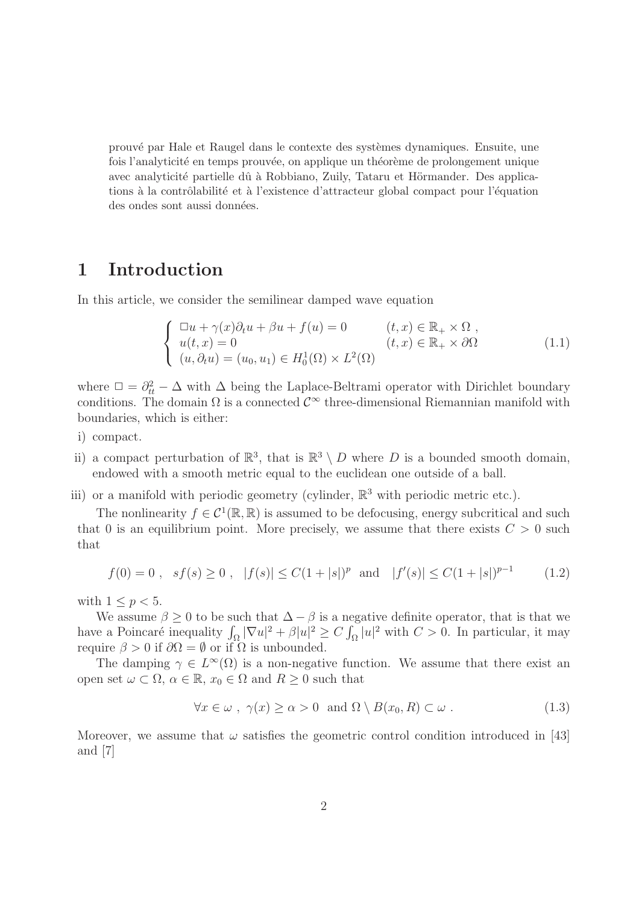prouvé par Hale et Raugel dans le contexte des systèmes dynamiques. Ensuite, une fois l'analyticité en temps prouvée, on applique un théorème de prolongement unique avec analyticité partielle dû à Robbiano, Zuily, Tataru et Hörmander. Des applications à la contrôlabilité et à l'existence d'attracteur global compact pour l'équation des ondes sont aussi données.

# 1 Introduction

In this article, we consider the semilinear damped wave equation

$$\left\{ \begin{array}{ll} \Box u + \gamma(x)\partial_t u + \beta u + f(u) = 0 & (t,x) \in \mathbb{R}_+ \times \Omega \ , \\ u(t,x) = 0 & (t,x) \in \mathbb{R}_+ \times \partial\Omega \\ (u, \partial_t u) = (u_0, u_1) \in H_0^1(\Omega) \times L^2(\Omega) & \end{array} \right. \tag{1.1}$$

where $\Box = \partial_{tt}^2 - \Delta$ with $\Delta$ being the Laplace-Beltrami operator with Dirichlet boundary conditions. The domain $\Omega$ is a connected $\mathcal{C}^\infty$ three-dimensional Riemannian manifold with boundaries, which is either:

i) compact.

ii) a compact perturbation of $\mathbb{R}^3$, that is $\mathbb{R}^3 \setminus D$ where $D$ is a bounded smooth domain, endowed with a smooth metric equal to the euclidean one outside of a ball.

iii) or a manifold with periodic geometry (cylinder, $\mathbb{R}^3$ with periodic metric etc.).

The nonlinearity $f \in \mathcal{C}^1(\mathbb{R}, \mathbb{R})$ is assumed to be defocusing, energy subcritical and such that 0 is an equilibrium point. More precisely, we assume that there exists $C > 0$ such that

$$f(0) = 0 \ , \quad sf(s) \geq 0 \ , \quad |f(s)| \leq C(1 + |s|)^p \quad \text{and} \quad |f'(s)| \leq C(1 + |s|)^{p-1} \tag{1.2}$$

with $1 \leq p < 5$.

We assume $\beta \geq 0$ to be such that $\Delta - \beta$ is a negative definite operator, that is that we have a Poincaré inequality $\int_\Omega |\nabla u|^2 + \beta |u|^2 \geq C \int_\Omega |u|^2$ with $C > 0$. In particular, it may require $\beta > 0$ if $\partial\Omega = \emptyset$ or if $\Omega$ is unbounded.

The damping $\gamma \in L^\infty(\Omega)$ is a non-negative function. We assume that there exist an open set $\omega \subset \Omega$, $\alpha \in \mathbb{R}$, $x_0 \in \Omega$ and $R \geq 0$ such that

$$\forall x \in \omega \ , \ \gamma(x) \geq \alpha > 0 \ \text{ and } \Omega \setminus B(x_0, R) \subset \omega \ . \tag{1.3}$$

Moreover, we assume that $\omega$ satisfies the geometric control condition introduced in [43] and [7]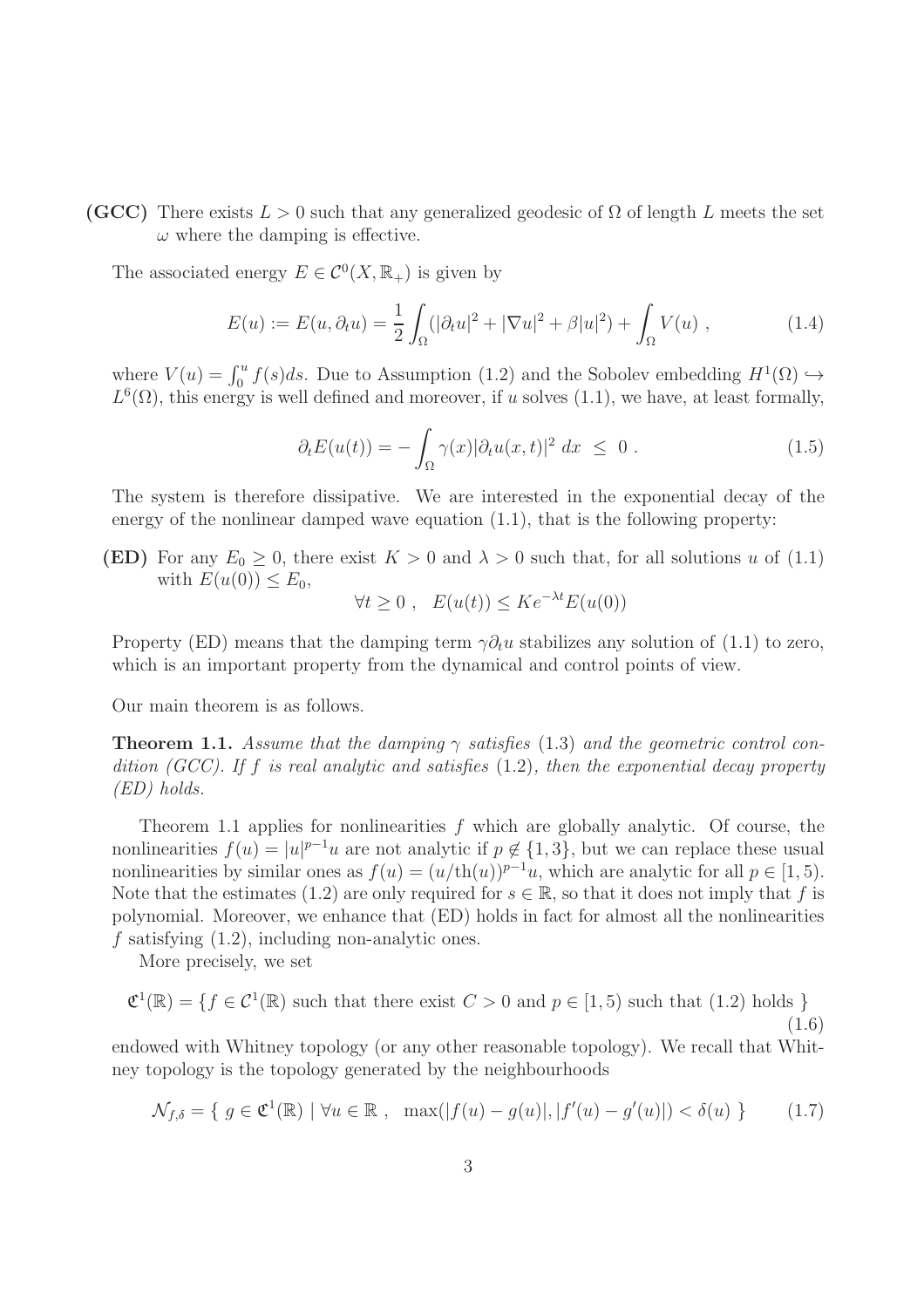**(GCC)** There exists $L > 0$ such that any generalized geodesic of $\Omega$ of length $L$ meets the set $\omega$ where the damping is effective.

The associated energy $E \in \mathcal{C}^0(X, \mathbb{R}_+)$ is given by

$$E(u) := E(u, \partial_t u) = \frac{1}{2}\int_\Omega (|\partial_t u|^2 + |\nabla u|^2 + \beta |u|^2) + \int_\Omega V(u) \ , \tag{1.4}$$

where $V(u) = \int_0^u f(s)ds$. Due to Assumption (1.2) and the Sobolev embedding $H^1(\Omega) \hookrightarrow L^6(\Omega)$, this energy is well defined and moreover, if $u$ solves (1.1), we have, at least formally,

$$\partial_t E(u(t)) = -\int_\Omega \gamma(x)|\partial_t u(x,t)|^2 \, dx \ \leq \ 0 \ . \tag{1.5}$$

The system is therefore dissipative. We are interested in the exponential decay of the energy of the nonlinear damped wave equation (1.1), that is the following property:

**(ED)** For any $E_0 \geq 0$, there exist $K > 0$ and $\lambda > 0$ such that, for all solutions $u$ of (1.1) with $E(u(0)) \leq E_0$,

$$\forall t \geq 0 \ , \quad E(u(t)) \leq K e^{-\lambda t} E(u(0))$$

Property (ED) means that the damping term $\gamma \partial_t u$ stabilizes any solution of (1.1) to zero, which is an important property from the dynamical and control points of view.

Our main theorem is as follows.

**Theorem 1.1.** *Assume that the damping $\gamma$ satisfies* (1.3) *and the geometric control condition (GCC). If $f$ is real analytic and satisfies* (1.2)*, then the exponential decay property (ED) holds.*

Theorem 1.1 applies for nonlinearities $f$ which are globally analytic. Of course, the nonlinearities $f(u) = |u|^{p-1}u$ are not analytic if $p \notin \{1, 3\}$, but we can replace these usual nonlinearities by similar ones as $f(u) = (u/\text{th}(u))^{p-1}u$, which are analytic for all $p \in [1, 5)$. Note that the estimates (1.2) are only required for $s \in \mathbb{R}$, so that it does not imply that $f$ is polynomial. Moreover, we enhance that (ED) holds in fact for almost all the nonlinearities $f$ satisfying (1.2), including non-analytic ones.

More precisely, we set

$$\mathfrak{C}^1(\mathbb{R}) = \{ f \in \mathcal{C}^1(\mathbb{R}) \text{ such that there exist } C > 0 \text{ and } p \in [1, 5) \text{ such that (1.2) holds } \} \tag{1.6}$$

endowed with Whitney topology (or any other reasonable topology). We recall that Whitney topology is the topology generated by the neighbourhoods

$$\mathcal{N}_{f,\delta} = \{ \ g \in \mathfrak{C}^1(\mathbb{R}) \mid \forall u \in \mathbb{R} \ , \ \ \max(|f(u) - g(u)|, |f'(u) - g'(u)|) < \delta(u) \ \} \tag{1.7}$$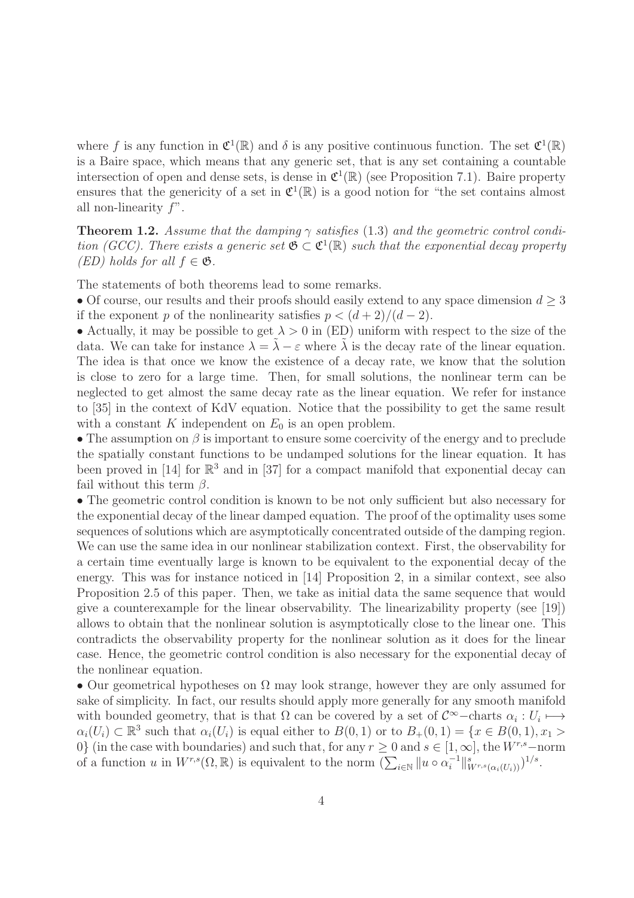where $f$ is any function in $\mathfrak{C}^1(\mathbb{R})$ and $\delta$ is any positive continuous function. The set $\mathfrak{C}^1(\mathbb{R})$ is a Baire space, which means that any generic set, that is any set containing a countable intersection of open and dense sets, is dense in $\mathfrak{C}^1(\mathbb{R})$ (see Proposition 7.1). Baire property ensures that the genericity of a set in $\mathfrak{C}^1(\mathbb{R})$ is a good notion for "the set contains almost all non-linearity $f$".

**Theorem 1.2.** *Assume that the damping $\gamma$ satisfies* (1.3) *and the geometric control condition (GCC). There exists a generic set $\mathfrak{G} \subset \mathfrak{C}^1(\mathbb{R})$ such that the exponential decay property (ED) holds for all $f \in \mathfrak{G}$.*

The statements of both theorems lead to some remarks.

• Of course, our results and their proofs should easily extend to any space dimension $d \geq 3$ if the exponent $p$ of the nonlinearity satisfies $p < (d+2)/(d-2)$.

• Actually, it may be possible to get $\lambda > 0$ in (ED) uniform with respect to the size of the data. We can take for instance $\lambda = \tilde{\lambda} - \varepsilon$ where $\tilde{\lambda}$ is the decay rate of the linear equation. The idea is that once we know the existence of a decay rate, we know that the solution is close to zero for a large time. Then, for small solutions, the nonlinear term can be neglected to get almost the same decay rate as the linear equation. We refer for instance to [35] in the context of KdV equation. Notice that the possibility to get the same result with a constant $K$ independent on $E_0$ is an open problem.

• The assumption on $\beta$ is important to ensure some coercivity of the energy and to preclude the spatially constant functions to be undamped solutions for the linear equation. It has been proved in [14] for $\mathbb{R}^3$ and in [37] for a compact manifold that exponential decay can fail without this term $\beta$.

• The geometric control condition is known to be not only sufficient but also necessary for the exponential decay of the linear damped equation. The proof of the optimality uses some sequences of solutions which are asymptotically concentrated outside of the damping region. We can use the same idea in our nonlinear stabilization context. First, the observability for a certain time eventually large is known to be equivalent to the exponential decay of the energy. This was for instance noticed in [14] Proposition 2, in a similar context, see also Proposition 2.5 of this paper. Then, we take as initial data the same sequence that would give a counterexample for the linear observability. The linearizability property (see [19]) allows to obtain that the nonlinear solution is asymptotically close to the linear one. This contradicts the observability property for the nonlinear solution as it does for the linear case. Hence, the geometric control condition is also necessary for the exponential decay of the nonlinear equation.

• Our geometrical hypotheses on $\Omega$ may look strange, however they are only assumed for sake of simplicity. In fact, our results should apply more generally for any smooth manifold with bounded geometry, that is that $\Omega$ can be covered by a set of $\mathcal{C}^\infty$−charts $\alpha_i : U_i \longmapsto \alpha_i(U_i) \subset \mathbb{R}^3$ such that $\alpha_i(U_i)$ is equal either to $B(0,1)$ or to $B_+(0,1) = \{x \in B(0,1), x_1 > 0\}$ (in the case with boundaries) and such that, for any $r \geq 0$ and $s \in [1, \infty]$, the $W^{r,s}$−norm of a function $u$ in $W^{r,s}(\Omega, \mathbb{R})$ is equivalent to the norm $(\sum_{i\in\mathbb{N}} \|u \circ \alpha_i^{-1}\|^s_{W^{r,s}(\alpha_i(U_i))})^{1/s}$.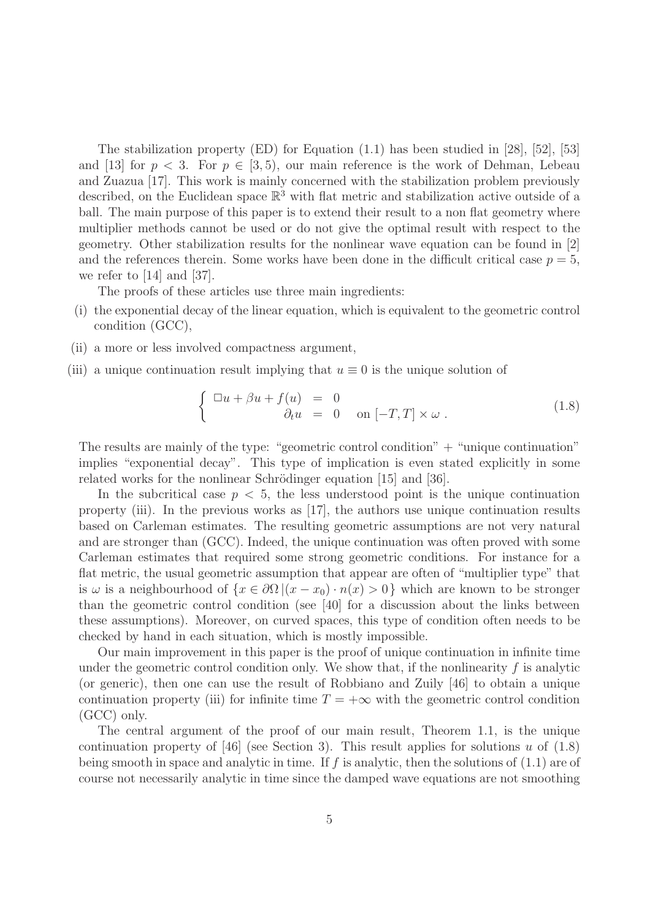The stabilization property (ED) for Equation (1.1) has been studied in [28], [52], [53] and [13] for $p < 3$. For $p \in [3, 5)$, our main reference is the work of Dehman, Lebeau and Zuazua [17]. This work is mainly concerned with the stabilization problem previously described, on the Euclidean space $\mathbb{R}^3$ with flat metric and stabilization active outside of a ball. The main purpose of this paper is to extend their result to a non flat geometry where multiplier methods cannot be used or do not give the optimal result with respect to the geometry. Other stabilization results for the nonlinear wave equation can be found in [2] and the references therein. Some works have been done in the difficult critical case $p = 5$, we refer to [14] and [37].

The proofs of these articles use three main ingredients:

(i) the exponential decay of the linear equation, which is equivalent to the geometric control condition (GCC),

(ii) a more or less involved compactness argument,

(iii) a unique continuation result implying that $u \equiv 0$ is the unique solution of

$$\left\{ \begin{array}{rcl} \Box u + \beta u + f(u) & = & 0 \\ \partial_t u & = & 0 \quad \text{on } [-T, T] \times \omega \, . \end{array} \right. \tag{1.8}$$

The results are mainly of the type: "geometric control condition" + "unique continuation" implies "exponential decay". This type of implication is even stated explicitly in some related works for the nonlinear Schrödinger equation [15] and [36].

In the subcritical case $p < 5$, the less understood point is the unique continuation property (iii). In the previous works as [17], the authors use unique continuation results based on Carleman estimates. The resulting geometric assumptions are not very natural and are stronger than (GCC). Indeed, the unique continuation was often proved with some Carleman estimates that required some strong geometric conditions. For instance for a flat metric, the usual geometric assumption that appear are often of "multiplier type" that is $\omega$ is a neighbourhood of $\{x \in \partial\Omega \,|\, (x - x_0) \cdot n(x) > 0\}$ which are known to be stronger than the geometric control condition (see [40] for a discussion about the links between these assumptions). Moreover, on curved spaces, this type of condition often needs to be checked by hand in each situation, which is mostly impossible.

Our main improvement in this paper is the proof of unique continuation in infinite time under the geometric control condition only. We show that, if the nonlinearity $f$ is analytic (or generic), then one can use the result of Robbiano and Zuily [46] to obtain a unique continuation property (iii) for infinite time $T = +\infty$ with the geometric control condition (GCC) only.

The central argument of the proof of our main result, Theorem 1.1, is the unique continuation property of [46] (see Section 3). This result applies for solutions $u$ of (1.8) being smooth in space and analytic in time. If $f$ is analytic, then the solutions of (1.1) are of course not necessarily analytic in time since the damped wave equations are not smoothing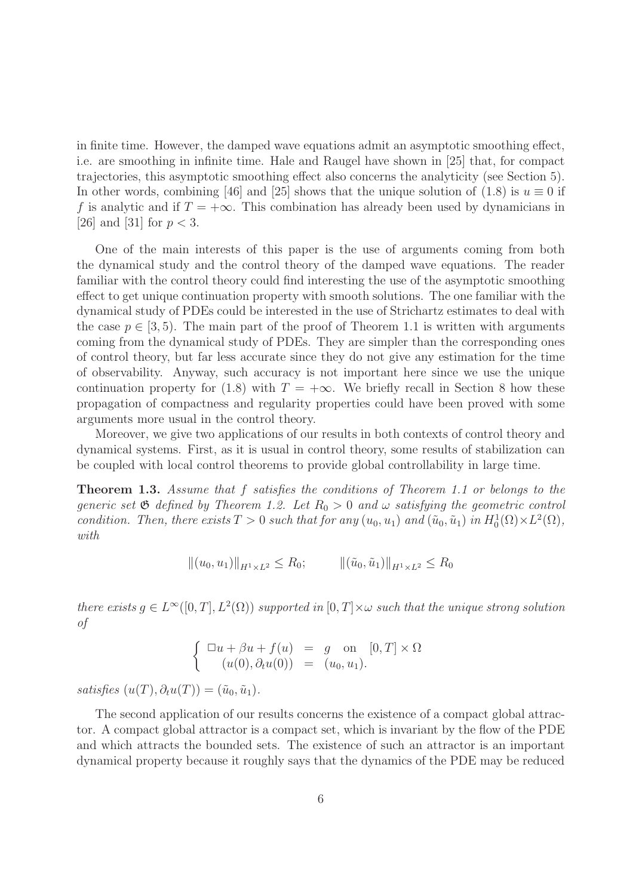in finite time. However, the damped wave equations admit an asymptotic smoothing effect, i.e. are smoothing in infinite time. Hale and Raugel have shown in [25] that, for compact trajectories, this asymptotic smoothing effect also concerns the analyticity (see Section 5). In other words, combining [46] and [25] shows that the unique solution of (1.8) is $u \equiv 0$ if $f$ is analytic and if $T = +\infty$. This combination has already been used by dynamicians in [26] and [31] for $p < 3$.

One of the main interests of this paper is the use of arguments coming from both the dynamical study and the control theory of the damped wave equations. The reader familiar with the control theory could find interesting the use of the asymptotic smoothing effect to get unique continuation property with smooth solutions. The one familiar with the dynamical study of PDEs could be interested in the use of Strichartz estimates to deal with the case $p \in [3, 5)$. The main part of the proof of Theorem 1.1 is written with arguments coming from the dynamical study of PDEs. They are simpler than the corresponding ones of control theory, but far less accurate since they do not give any estimation for the time of observability. Anyway, such accuracy is not important here since we use the unique continuation property for (1.8) with $T = +\infty$. We briefly recall in Section 8 how these propagation of compactness and regularity properties could have been proved with some arguments more usual in the control theory.

Moreover, we give two applications of our results in both contexts of control theory and dynamical systems. First, as it is usual in control theory, some results of stabilization can be coupled with local control theorems to provide global controllability in large time.

**Theorem 1.3.** *Assume that $f$ satisfies the conditions of Theorem 1.1 or belongs to the generic set $\mathfrak{G}$ defined by Theorem 1.2. Let $R_0 > 0$ and $\omega$ satisfying the geometric control condition. Then, there exists $T > 0$ such that for any $(u_0, u_1)$ and $(\tilde{u}_0, \tilde{u}_1)$ in $H_0^1(\Omega) \times L^2(\Omega)$, with*

$$\|(u_0, u_1)\|_{H^1 \times L^2} \leq R_0; \qquad \|(\tilde{u}_0, \tilde{u}_1)\|_{H^1 \times L^2} \leq R_0$$

*there exists $g \in L^\infty([0, T], L^2(\Omega))$ supported in $[0, T] \times \omega$ such that the unique strong solution of*

$$\begin{cases} \Box u + \beta u + f(u) &= g \quad \text{on} \quad [0, T] \times \Omega \\ (u(0), \partial_t u(0)) &= (u_0, u_1). \end{cases}$$

*satisfies $(u(T), \partial_t u(T)) = (\tilde{u}_0, \tilde{u}_1)$.*

The second application of our results concerns the existence of a compact global attractor. A compact global attractor is a compact set, which is invariant by the flow of the PDE and which attracts the bounded sets. The existence of such an attractor is an important dynamical property because it roughly says that the dynamics of the PDE may be reduced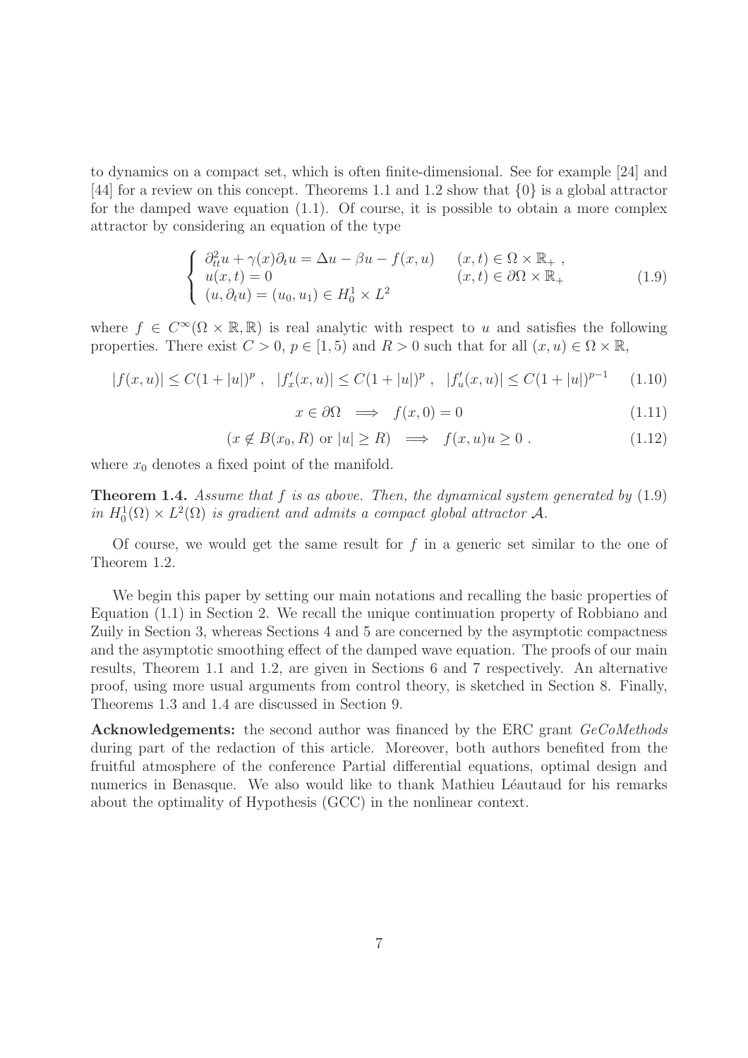to dynamics on a compact set, which is often finite-dimensional. See for example [24] and [44] for a review on this concept. Theorems 1.1 and 1.2 show that $\{0\}$ is a global attractor for the damped wave equation (1.1). Of course, it is possible to obtain a more complex attractor by considering an equation of the type

$$\left\{ \begin{array}{ll} \partial_{tt}^2 u + \gamma(x)\partial_t u = \Delta u - \beta u - f(x,u) & (x,t) \in \Omega \times \mathbb{R}_+ \ , \\ u(x,t) = 0 & (x,t) \in \partial\Omega \times \mathbb{R}_+ \\ (u, \partial_t u) = (u_0, u_1) \in H_0^1 \times L^2 & \end{array} \right. \tag{1.9}$$

where $f \in C^\infty(\Omega \times \mathbb{R}, \mathbb{R})$ is real analytic with respect to $u$ and satisfies the following properties. There exist $C > 0$, $p \in [1, 5)$ and $R > 0$ such that for all $(x, u) \in \Omega \times \mathbb{R}$,

$$|f(x,u)| \leq C(1 + |u|)^p \ , \quad |f'_x(x,u)| \leq C(1 + |u|)^p \ , \quad |f'_u(x,u)| \leq C(1 + |u|)^{p-1} \tag{1.10}$$

$$x \in \partial\Omega \implies f(x,0) = 0 \tag{1.11}$$

$$(x \notin B(x_0, R) \text{ or } |u| \geq R) \implies f(x,u)u \geq 0 \ . \tag{1.12}$$

where $x_0$ denotes a fixed point of the manifold.

**Theorem 1.4.** *Assume that $f$ is as above. Then, the dynamical system generated by (1.9) in $H_0^1(\Omega) \times L^2(\Omega)$ is gradient and admits a compact global attractor $\mathcal{A}$.*

Of course, we would get the same result for $f$ in a generic set similar to the one of Theorem 1.2.

We begin this paper by setting our main notations and recalling the basic properties of Equation (1.1) in Section 2. We recall the unique continuation property of Robbiano and Zuily in Section 3, whereas Sections 4 and 5 are concerned by the asymptotic compactness and the asymptotic smoothing effect of the damped wave equation. The proofs of our main results, Theorem 1.1 and 1.2, are given in Sections 6 and 7 respectively. An alternative proof, using more usual arguments from control theory, is sketched in Section 8. Finally, Theorems 1.3 and 1.4 are discussed in Section 9.

**Acknowledgements:** the second author was financed by the ERC grant *GeCoMethods* during part of the redaction of this article. Moreover, both authors benefited from the fruitful atmosphere of the conference Partial differential equations, optimal design and numerics in Benasque. We also would like to thank Mathieu Léautaud for his remarks about the optimality of Hypothesis (GCC) in the nonlinear context.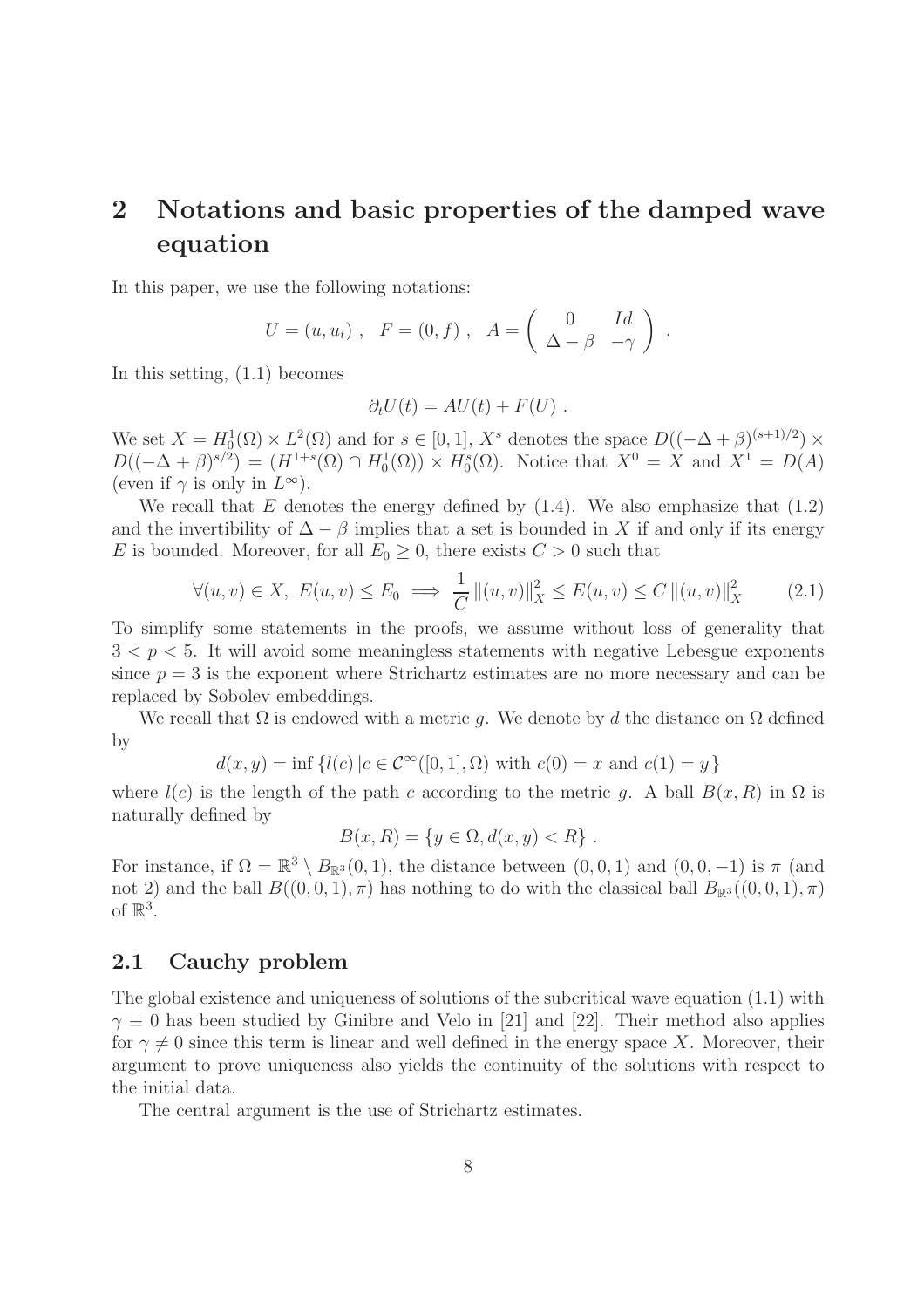# 2 Notations and basic properties of the damped wave equation

In this paper, we use the following notations:

$$U = (u, u_t) \; , \quad F = (0, f) \; , \quad A = \begin{pmatrix} 0 & Id \\ \Delta - \beta & -\gamma \end{pmatrix} \; .$$

In this setting, (1.1) becomes

$$\partial_t U(t) = AU(t) + F(U) \; .$$

We set $X = H_0^1(\Omega) \times L^2(\Omega)$ and for $s \in [0,1]$, $X^s$ denotes the space $D((-\Delta + \beta)^{(s+1)/2}) \times D((-\Delta + \beta)^{s/2}) = (H^{1+s}(\Omega) \cap H_0^1(\Omega)) \times H_0^s(\Omega)$. Notice that $X^0 = X$ and $X^1 = D(A)$ (even if $\gamma$ is only in $L^\infty$).

We recall that $E$ denotes the energy defined by (1.4). We also emphasize that (1.2) and the invertibility of $\Delta - \beta$ implies that a set is bounded in $X$ if and only if its energy $E$ is bounded. Moreover, for all $E_0 \geq 0$, there exists $C > 0$ such that

$$\forall (u,v) \in X, \; E(u,v) \leq E_0 \implies \frac{1}{C} \|(u,v)\|_X^2 \leq E(u,v) \leq C \|(u,v)\|_X^2 \tag{2.1}$$

To simplify some statements in the proofs, we assume without loss of generality that $3 < p < 5$. It will avoid some meaningless statements with negative Lebesgue exponents since $p = 3$ is the exponent where Strichartz estimates are no more necessary and can be replaced by Sobolev embeddings.

We recall that $\Omega$ is endowed with a metric $g$. We denote by $d$ the distance on $\Omega$ defined by

$$d(x,y) = \inf \{ l(c) \,|\, c \in \mathcal{C}^\infty([0,1], \Omega) \text{ with } c(0) = x \text{ and } c(1) = y \}$$

where $l(c)$ is the length of the path $c$ according to the metric $g$. A ball $B(x,R)$ in $\Omega$ is naturally defined by

$$B(x,R) = \{ y \in \Omega, d(x,y) < R \} \; .$$

For instance, if $\Omega = \mathbb{R}^3 \setminus B_{\mathbb{R}^3}(0,1)$, the distance between $(0,0,1)$ and $(0,0,-1)$ is $\pi$ (and not 2) and the ball $B((0,0,1),\pi)$ has nothing to do with the classical ball $B_{\mathbb{R}^3}((0,0,1),\pi)$ of $\mathbb{R}^3$.

## 2.1 Cauchy problem

The global existence and uniqueness of solutions of the subcritical wave equation (1.1) with $\gamma \equiv 0$ has been studied by Ginibre and Velo in [21] and [22]. Their method also applies for $\gamma \not\equiv 0$ since this term is linear and well defined in the energy space $X$. Moreover, their argument to prove uniqueness also yields the continuity of the solutions with respect to the initial data.

The central argument is the use of Strichartz estimates.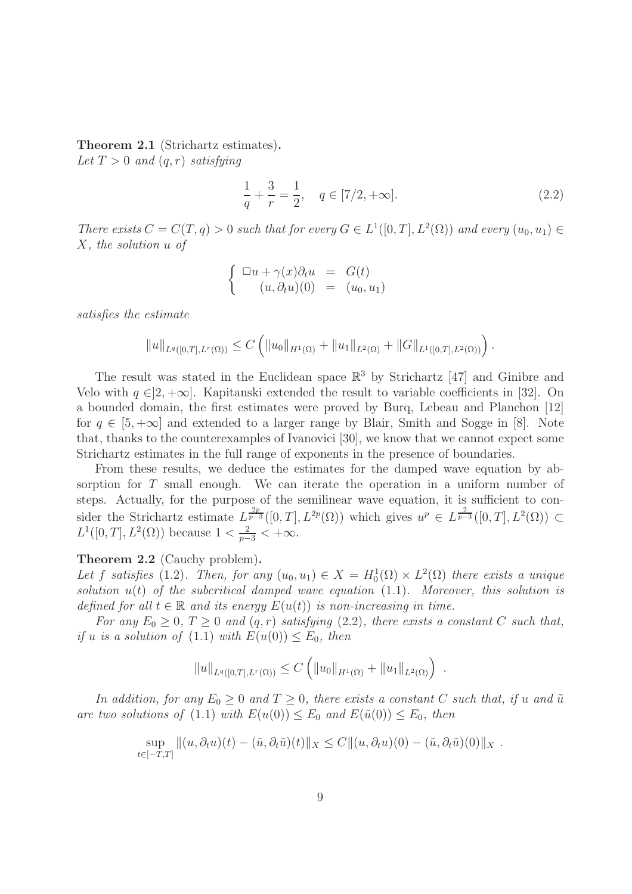**Theorem 2.1** (Strichartz estimates)**.**
*Let $T > 0$ and $(q, r)$ satisfying*

$$\frac{1}{q} + \frac{3}{r} = \frac{1}{2}, \quad q \in [7/2, +\infty]. \tag{2.2}$$

*There exists $C = C(T, q) > 0$ such that for every $G \in L^1([0, T], L^2(\Omega))$ and every $(u_0, u_1) \in X$, the solution $u$ of*

$$\begin{cases} \Box u + \gamma(x)\partial_t u &= G(t) \\ (u, \partial_t u)(0) &= (u_0, u_1) \end{cases}$$

*satisfies the estimate*

$$\|u\|_{L^q([0,T],L^r(\Omega))} \leq C \left( \|u_0\|_{H^1(\Omega)} + \|u_1\|_{L^2(\Omega)} + \|G\|_{L^1([0,T],L^2(\Omega))} \right).$$

The result was stated in the Euclidean space $\mathbb{R}^3$ by Strichartz [47] and Ginibre and Velo with $q \in ]2, +\infty]$. Kapitanski extended the result to variable coefficients in [32]. On a bounded domain, the first estimates were proved by Burq, Lebeau and Planchon [12] for $q \in [5, +\infty]$ and extended to a larger range by Blair, Smith and Sogge in [8]. Note that, thanks to the counterexamples of Ivanovici [30], we know that we cannot expect some Strichartz estimates in the full range of exponents in the presence of boundaries.

From these results, we deduce the estimates for the damped wave equation by absorption for $T$ small enough. We can iterate the operation in a uniform number of steps. Actually, for the purpose of the semilinear wave equation, it is sufficient to consider the Strichartz estimate $L^{\frac{2p}{p-3}}([0, T], L^{2p}(\Omega))$ which gives $u^p \in L^{\frac{2}{p-3}}([0, T], L^2(\Omega)) \subset L^1([0, T], L^2(\Omega))$ because $1 < \frac{2}{p-3} < +\infty$.

**Theorem 2.2** (Cauchy problem)**.**
*Let $f$ satisfies (1.2). Then, for any $(u_0, u_1) \in X = H^1_0(\Omega) \times L^2(\Omega)$ there exists a unique solution $u(t)$ of the subcritical damped wave equation (1.1). Moreover, this solution is defined for all $t \in \mathbb{R}$ and its energy $E(u(t))$ is non-increasing in time.*

*For any $E_0 \geq 0$, $T \geq 0$ and $(q, r)$ satisfying (2.2), there exists a constant $C$ such that, if $u$ is a solution of (1.1) with $E(u(0)) \leq E_0$, then*

$$\|u\|_{L^q([0,T],L^r(\Omega))} \leq C \left( \|u_0\|_{H^1(\Omega)} + \|u_1\|_{L^2(\Omega)} \right) .$$

*In addition, for any $E_0 \geq 0$ and $T \geq 0$, there exists a constant $C$ such that, if $u$ and $\tilde{u}$ are two solutions of (1.1) with $E(u(0)) \leq E_0$ and $E(\tilde{u}(0)) \leq E_0$, then*

$$\sup_{t \in [-T,T]} \|(u, \partial_t u)(t) - (\tilde{u}, \partial_t \tilde{u})(t)\|_X \leq C \|(u, \partial_t u)(0) - (\tilde{u}, \partial_t \tilde{u})(0)\|_X .$$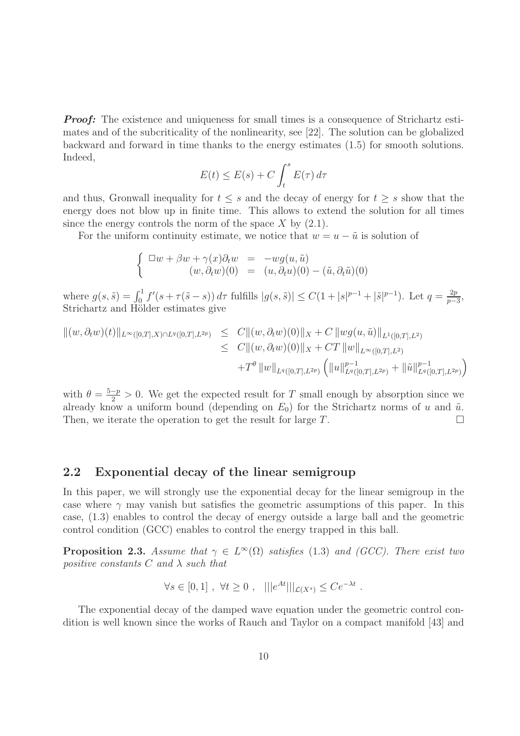***Proof:*** The existence and uniqueness for small times is a consequence of Strichartz estimates and of the subcriticality of the nonlinearity, see [22]. The solution can be globalized backward and forward in time thanks to the energy estimates (1.5) for smooth solutions. Indeed,

$$E(t) \leq E(s) + C \int_t^s E(\tau)\, d\tau$$

and thus, Gronwall inequality for $t \leq s$ and the decay of energy for $t \geq s$ show that the energy does not blow up in finite time. This allows to extend the solution for all times since the energy controls the norm of the space $X$ by (2.1).

For the uniform continuity estimate, we notice that $w = u - \tilde{u}$ is solution of

$$\left\{ \begin{array}{rcl} \Box w + \beta w + \gamma(x)\partial_t w &=& -w g(u, \tilde{u}) \\ (w, \partial_t w)(0) &=& (u, \partial_t u)(0) - (\tilde{u}, \partial_t \tilde{u})(0) \end{array} \right.$$

where $g(s, \tilde{s}) = \int_0^1 f'(s + \tau(\tilde{s} - s))\, d\tau$ fulfills $|g(s, \tilde{s})| \leq C(1 + |s|^{p-1} + |\tilde{s}|^{p-1})$. Let $q = \frac{2p}{p-3}$, Strichartz and Hölder estimates give

$$\begin{array}{rcl} \|(w, \partial_t w)(t)\|_{L^\infty([0,T],X) \cap L^q([0,T],L^{2p})} &\leq& C\|(w, \partial_t w)(0)\|_X + C\, \|w g(u, \tilde{u})\|_{L^1([0,T],L^2)} \\ &\leq& C\|(w, \partial_t w)(0)\|_X + CT\, \|w\|_{L^\infty([0,T],L^2)} \\ && +T^\theta\, \|w\|_{L^q([0,T],L^{2p})} \left( \|u\|^{p-1}_{L^q([0,T],L^{2p})} + \|\tilde{u}\|^{p-1}_{L^q([0,T],L^{2p})} \right) \end{array}$$

with $\theta = \frac{5-p}{2} > 0$. We get the expected result for $T$ small enough by absorption since we already know a uniform bound (depending on $E_0$) for the Strichartz norms of $u$ and $\tilde{u}$. Then, we iterate the operation to get the result for large $T$. $\square$

## 2.2 Exponential decay of the linear semigroup

In this paper, we will strongly use the exponential decay for the linear semigroup in the case where $\gamma$ may vanish but satisfies the geometric assumptions of this paper. In this case, (1.3) enables to control the decay of energy outside a large ball and the geometric control condition (GCC) enables to control the energy trapped in this ball.

**Proposition 2.3.** *Assume that $\gamma \in L^\infty(\Omega)$ satisfies* (1.3) *and (GCC). There exist two positive constants $C$ and $\lambda$ such that*

$$\forall s \in [0, 1]\ ,\ \forall t \geq 0\ ,\ \ |||e^{At}|||_{\mathcal{L}(X^s)} \leq Ce^{-\lambda t}\ .$$

The exponential decay of the damped wave equation under the geometric control condition is well known since the works of Rauch and Taylor on a compact manifold [43] and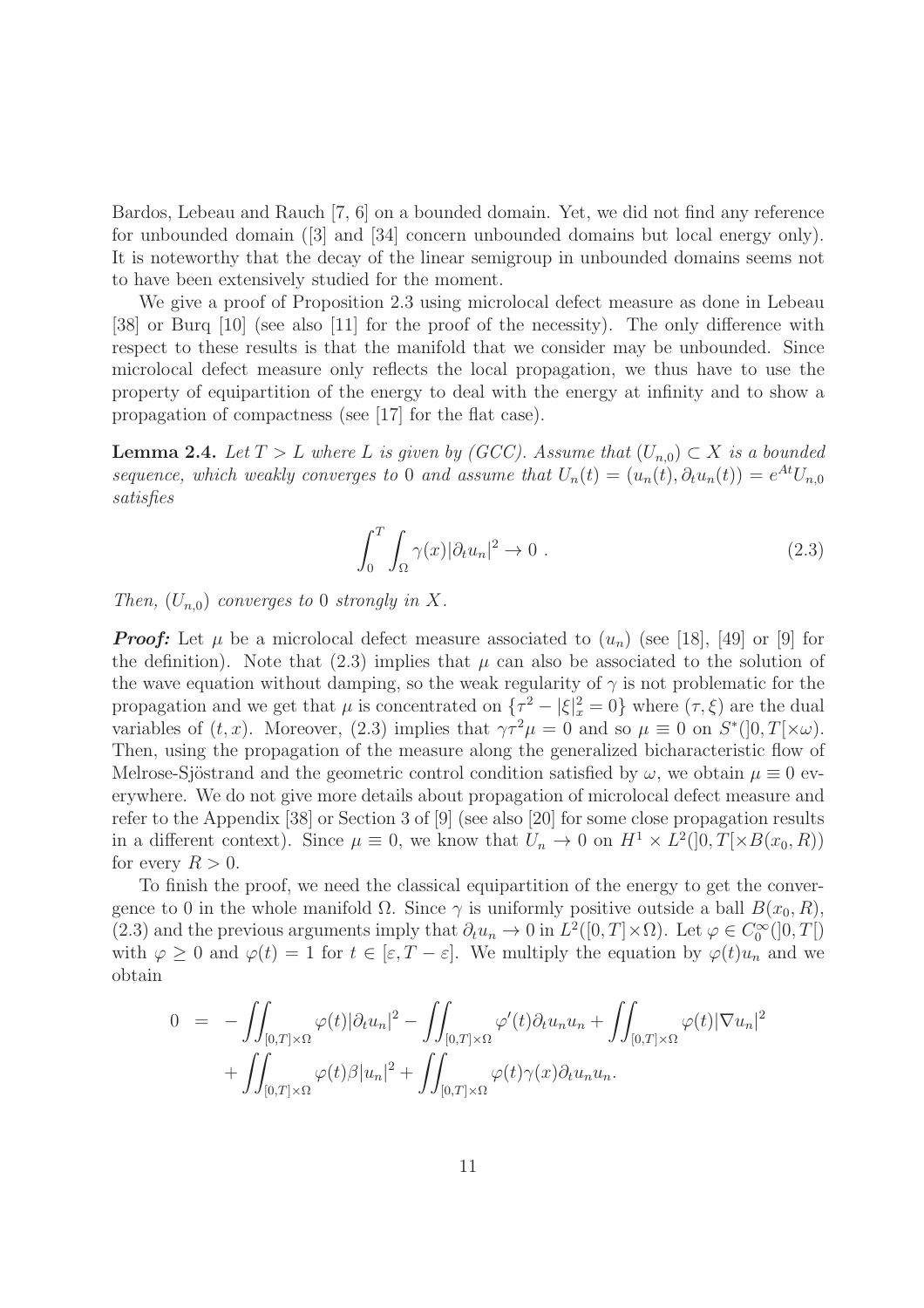Bardos, Lebeau and Rauch [7, 6] on a bounded domain. Yet, we did not find any reference for unbounded domain ([3] and [34] concern unbounded domains but local energy only). It is noteworthy that the decay of the linear semigroup in unbounded domains seems not to have been extensively studied for the moment.

We give a proof of Proposition 2.3 using microlocal defect measure as done in Lebeau [38] or Burq [10] (see also [11] for the proof of the necessity). The only difference with respect to these results is that the manifold that we consider may be unbounded. Since microlocal defect measure only reflects the local propagation, we thus have to use the property of equipartition of the energy to deal with the energy at infinity and to show a propagation of compactness (see [17] for the flat case).

**Lemma 2.4.** *Let $T > L$ where $L$ is given by (GCC). Assume that $(U_{n,0}) \subset X$ is a bounded sequence, which weakly converges to 0 and assume that $U_n(t) = (u_n(t), \partial_t u_n(t)) = e^{At}U_{n,0}$ satisfies*

$$\int_0^T \int_\Omega \gamma(x)|\partial_t u_n|^2 \to 0 \ . \tag{2.3}$$

*Then, $(U_{n,0})$ converges to 0 strongly in $X$.*

***Proof:*** Let $\mu$ be a microlocal defect measure associated to $(u_n)$ (see [18], [49] or [9] for the definition). Note that (2.3) implies that $\mu$ can also be associated to the solution of the wave equation without damping, so the weak regularity of $\gamma$ is not problematic for the propagation and we get that $\mu$ is concentrated on $\{\tau^2 - |\xi|_x^2 = 0\}$ where $(\tau, \xi)$ are the dual variables of $(t, x)$. Moreover, (2.3) implies that $\gamma\tau^2\mu = 0$ and so $\mu \equiv 0$ on $S^*(]0, T[\times\omega)$. Then, using the propagation of the measure along the generalized bicharacteristic flow of Melrose-Sjöstrand and the geometric control condition satisfied by $\omega$, we obtain $\mu \equiv 0$ everywhere. We do not give more details about propagation of microlocal defect measure and refer to the Appendix [38] or Section 3 of [9] (see also [20] for some close propagation results in a different context). Since $\mu \equiv 0$, we know that $U_n \to 0$ on $H^1 \times L^2(]0, T[\times B(x_0, R))$ for every $R > 0$.

To finish the proof, we need the classical equipartition of the energy to get the convergence to 0 in the whole manifold $\Omega$. Since $\gamma$ is uniformly positive outside a ball $B(x_0, R)$, (2.3) and the previous arguments imply that $\partial_t u_n \to 0$ in $L^2([0, T]\times\Omega)$. Let $\varphi \in C_0^\infty(]0, T[)$ with $\varphi \geq 0$ and $\varphi(t) = 1$ for $t \in [\varepsilon, T - \varepsilon]$. We multiply the equation by $\varphi(t)u_n$ and we obtain

$$\begin{aligned}
0 \ &= \ -\iint_{[0,T]\times\Omega} \varphi(t)|\partial_t u_n|^2 - \iint_{[0,T]\times\Omega} \varphi'(t)\partial_t u_n u_n + \iint_{[0,T]\times\Omega} \varphi(t)|\nabla u_n|^2 \\
&\quad + \iint_{[0,T]\times\Omega} \varphi(t)\beta|u_n|^2 + \iint_{[0,T]\times\Omega} \varphi(t)\gamma(x)\partial_t u_n u_n.
\end{aligned}$$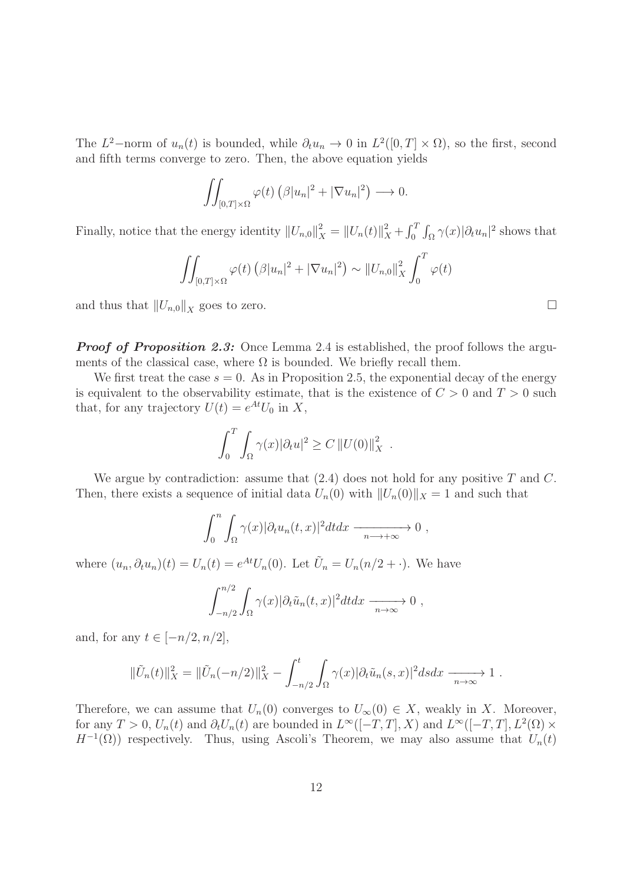The $L^2-$norm of $u_n(t)$ is bounded, while $\partial_t u_n \to 0$ in $L^2([0,T]\times\Omega)$, so the first, second and fifth terms converge to zero. Then, the above equation yields

$$\iint_{[0,T]\times\Omega} \varphi(t)\left(\beta|u_n|^2 + |\nabla u_n|^2\right) \longrightarrow 0.$$

Finally, notice that the energy identity $\|U_{n,0}\|_X^2 = \|U_n(t)\|_X^2 + \int_0^T\int_\Omega \gamma(x)|\partial_t u_n|^2$ shows that

$$\iint_{[0,T]\times\Omega} \varphi(t)\left(\beta|u_n|^2 + |\nabla u_n|^2\right) \sim \|U_{n,0}\|_X^2 \int_0^T \varphi(t)$$

and thus that $\|U_{n,0}\|_X$ goes to zero. □

***Proof of Proposition 2.3:*** Once Lemma 2.4 is established, the proof follows the arguments of the classical case, where $\Omega$ is bounded. We briefly recall them.

We first treat the case $s = 0$. As in Proposition 2.5, the exponential decay of the energy is equivalent to the observability estimate, that is the existence of $C > 0$ and $T > 0$ such that, for any trajectory $U(t) = e^{At}U_0$ in $X$,

$$\int_0^T \int_\Omega \gamma(x)|\partial_t u|^2 \geq C\,\|U(0)\|_X^2 \ .$$

We argue by contradiction: assume that (2.4) does not hold for any positive $T$ and $C$. Then, there exists a sequence of initial data $U_n(0)$ with $\|U_n(0)\|_X = 1$ and such that

$$\int_0^n \int_\Omega \gamma(x)|\partial_t u_n(t,x)|^2 dtdx \xrightarrow[n\longrightarrow+\infty]{} 0 \ ,$$

where $(u_n, \partial_t u_n)(t) = U_n(t) = e^{At}U_n(0)$. Let $\tilde{U}_n = U_n(n/2 + \cdot)$. We have

$$\int_{-n/2}^{n/2} \int_\Omega \gamma(x)|\partial_t \tilde{u}_n(t,x)|^2 dtdx \xrightarrow[n\to\infty]{} 0 \ ,$$

and, for any $t \in [-n/2, n/2]$,

$$\|\tilde{U}_n(t)\|_X^2 = \|\tilde{U}_n(-n/2)\|_X^2 - \int_{-n/2}^t \int_\Omega \gamma(x)|\partial_t \tilde{u}_n(s,x)|^2 dsdx \xrightarrow[n\to\infty]{} 1 \ .$$

Therefore, we can assume that $U_n(0)$ converges to $U_\infty(0) \in X$, weakly in $X$. Moreover, for any $T > 0$, $U_n(t)$ and $\partial_t U_n(t)$ are bounded in $L^\infty([-T,T], X)$ and $L^\infty([-T,T], L^2(\Omega) \times H^{-1}(\Omega))$ respectively. Thus, using Ascoli's Theorem, we may also assume that $U_n(t)$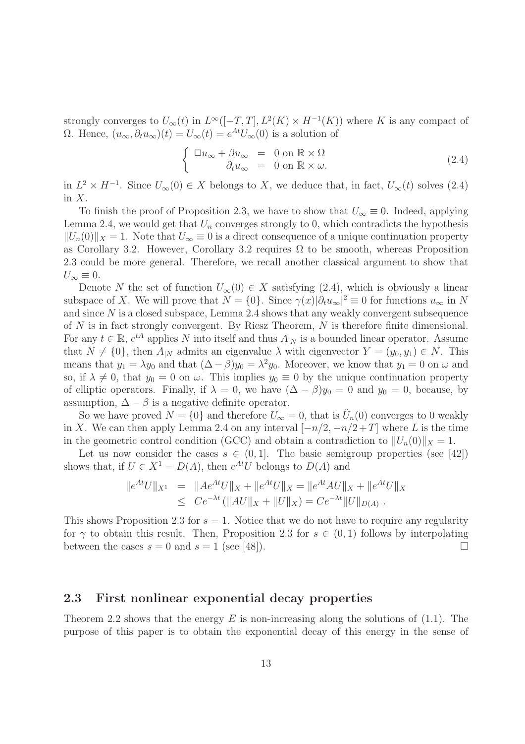strongly converges to $U_\infty(t)$ in $L^\infty([-T,T], L^2(K) \times H^{-1}(K))$ where $K$ is any compact of $\Omega$. Hence, $(u_\infty, \partial_t u_\infty)(t) = U_\infty(t) = e^{At}U_\infty(0)$ is a solution of

$$\left\{ \begin{array}{rcl} \Box u_\infty + \beta u_\infty & = & 0 \text{ on } \mathbb{R} \times \Omega \\ \partial_t u_\infty & = & 0 \text{ on } \mathbb{R} \times \omega. \end{array} \right. \tag{2.4}$$

in $L^2 \times H^{-1}$. Since $U_\infty(0) \in X$ belongs to $X$, we deduce that, in fact, $U_\infty(t)$ solves (2.4) in $X$.

To finish the proof of Proposition 2.3, we have to show that $U_\infty \equiv 0$. Indeed, applying Lemma 2.4, we would get that $U_n$ converges strongly to 0, which contradicts the hypothesis $\|U_n(0)\|_X = 1$. Note that $U_\infty \equiv 0$ is a direct consequence of a unique continuation property as Corollary 3.2. However, Corollary 3.2 requires $\Omega$ to be smooth, whereas Proposition 2.3 could be more general. Therefore, we recall another classical argument to show that $U_\infty \equiv 0$.

Denote $N$ the set of function $U_\infty(0) \in X$ satisfying (2.4), which is obviously a linear subspace of $X$. We will prove that $N = \{0\}$. Since $\gamma(x)|\partial_t u_\infty|^2 \equiv 0$ for functions $u_\infty$ in $N$ and since $N$ is a closed subspace, Lemma 2.4 shows that any weakly convergent subsequence of $N$ is in fact strongly convergent. By Riesz Theorem, $N$ is therefore finite dimensional. For any $t \in \mathbb{R}$, $e^{tA}$ applies $N$ into itself and thus $A_{|N}$ is a bounded linear operator. Assume that $N \neq \{0\}$, then $A_{|N}$ admits an eigenvalue $\lambda$ with eigenvector $Y = (y_0, y_1) \in N$. This means that $y_1 = \lambda y_0$ and that $(\Delta - \beta)y_0 = \lambda^2 y_0$. Moreover, we know that $y_1 = 0$ on $\omega$ and so, if $\lambda \neq 0$, that $y_0 = 0$ on $\omega$. This implies $y_0 \equiv 0$ by the unique continuation property of elliptic operators. Finally, if $\lambda = 0$, we have $(\Delta - \beta)y_0 = 0$ and $y_0 = 0$, because, by assumption, $\Delta - \beta$ is a negative definite operator.

So we have proved $N = \{0\}$ and therefore $U_\infty = 0$, that is $\tilde{U}_n(0)$ converges to 0 weakly in $X$. We can then apply Lemma 2.4 on any interval $[-n/2, -n/2 + T]$ where $L$ is the time in the geometric control condition (GCC) and obtain a contradiction to $\|U_n(0)\|_X = 1$.

Let us now consider the cases $s \in (0,1]$. The basic semigroup properties (see [42]) shows that, if $U \in X^1 = D(A)$, then $e^{At}U$ belongs to $D(A)$ and

$$\begin{array}{rcl} \|e^{At}U\|_{X^1} & = & \|Ae^{At}U\|_X + \|e^{At}U\|_X = \|e^{At}AU\|_X + \|e^{At}U\|_X \\ & \leq & Ce^{-\lambda t}\left(\|AU\|_X + \|U\|_X\right) = Ce^{-\lambda t}\|U\|_{D(A)} \ . \end{array}$$

This shows Proposition 2.3 for $s = 1$. Notice that we do not have to require any regularity for $\gamma$ to obtain this result. Then, Proposition 2.3 for $s \in (0,1)$ follows by interpolating between the cases $s = 0$ and $s = 1$ (see [48]). □

## 2.3 First nonlinear exponential decay properties

Theorem 2.2 shows that the energy $E$ is non-increasing along the solutions of (1.1). The purpose of this paper is to obtain the exponential decay of this energy in the sense of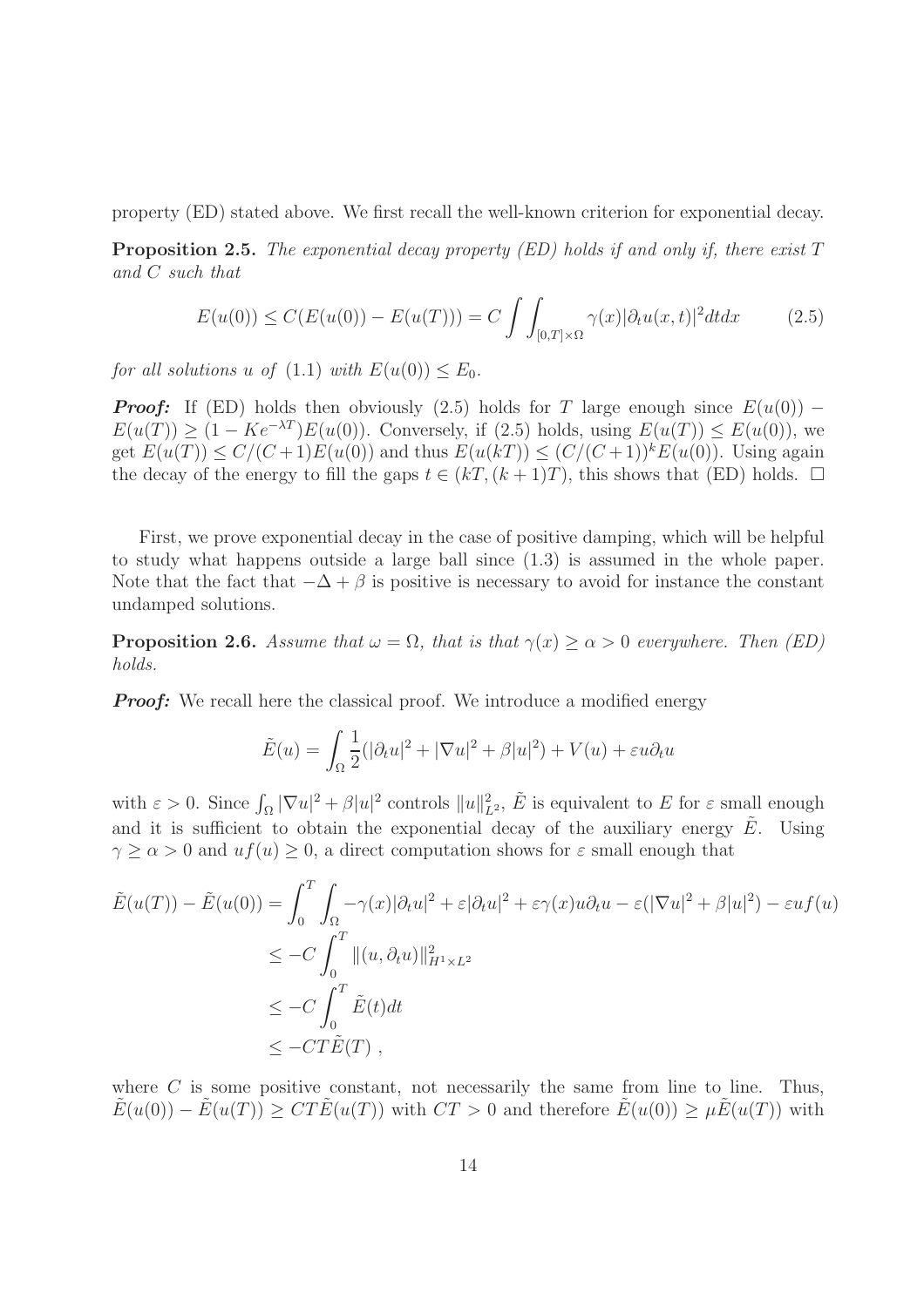property (ED) stated above. We first recall the well-known criterion for exponential decay.

**Proposition 2.5.** *The exponential decay property (ED) holds if and only if, there exist $T$ and $C$ such that*

$$E(u(0)) \leq C(E(u(0)) - E(u(T))) = C \int\int_{[0,T]\times\Omega} \gamma(x)|\partial_t u(x,t)|^2 dtdx \qquad (2.5)$$

*for all solutions $u$ of (1.1) with $E(u(0)) \leq E_0$.*

***Proof:*** If (ED) holds then obviously (2.5) holds for $T$ large enough since $E(u(0)) - E(u(T)) \geq (1 - Ke^{-\lambda T})E(u(0))$. Conversely, if (2.5) holds, using $E(u(T)) \leq E(u(0))$, we get $E(u(T)) \leq C/(C+1)E(u(0))$ and thus $E(u(kT)) \leq (C/(C+1))^k E(u(0))$. Using again the decay of the energy to fill the gaps $t \in (kT,(k+1)T)$, this shows that (ED) holds. $\square$

First, we prove exponential decay in the case of positive damping, which will be helpful to study what happens outside a large ball since (1.3) is assumed in the whole paper. Note that the fact that $-\Delta + \beta$ is positive is necessary to avoid for instance the constant undamped solutions.

**Proposition 2.6.** *Assume that $\omega = \Omega$, that is that $\gamma(x) \geq \alpha > 0$ everywhere. Then (ED) holds.*

***Proof:*** We recall here the classical proof. We introduce a modified energy

$$\tilde{E}(u) = \int_\Omega \frac{1}{2}(|\partial_t u|^2 + |\nabla u|^2 + \beta|u|^2) + V(u) + \varepsilon u \partial_t u$$

with $\varepsilon > 0$. Since $\int_\Omega |\nabla u|^2 + \beta|u|^2$ controls $\|u\|^2_{L^2}$, $\tilde{E}$ is equivalent to $E$ for $\varepsilon$ small enough and it is sufficient to obtain the exponential decay of the auxiliary energy $\tilde{E}$. Using $\gamma \geq \alpha > 0$ and $uf(u) \geq 0$, a direct computation shows for $\varepsilon$ small enough that

$$\begin{aligned}
\tilde{E}(u(T)) - \tilde{E}(u(0)) &= \int_0^T \int_\Omega -\gamma(x)|\partial_t u|^2 + \varepsilon|\partial_t u|^2 + \varepsilon\gamma(x)u\partial_t u - \varepsilon(|\nabla u|^2 + \beta|u|^2) - \varepsilon u f(u) \\
&\leq -C \int_0^T \|(u, \partial_t u)\|^2_{H^1\times L^2} \\
&\leq -C \int_0^T \tilde{E}(t)dt \\
&\leq -CT\tilde{E}(T) ,
\end{aligned}$$

where $C$ is some positive constant, not necessarily the same from line to line. Thus, $\tilde{E}(u(0)) - \tilde{E}(u(T)) \geq CT\tilde{E}(u(T))$ with $CT > 0$ and therefore $\tilde{E}(u(0)) \geq \mu\tilde{E}(u(T))$ with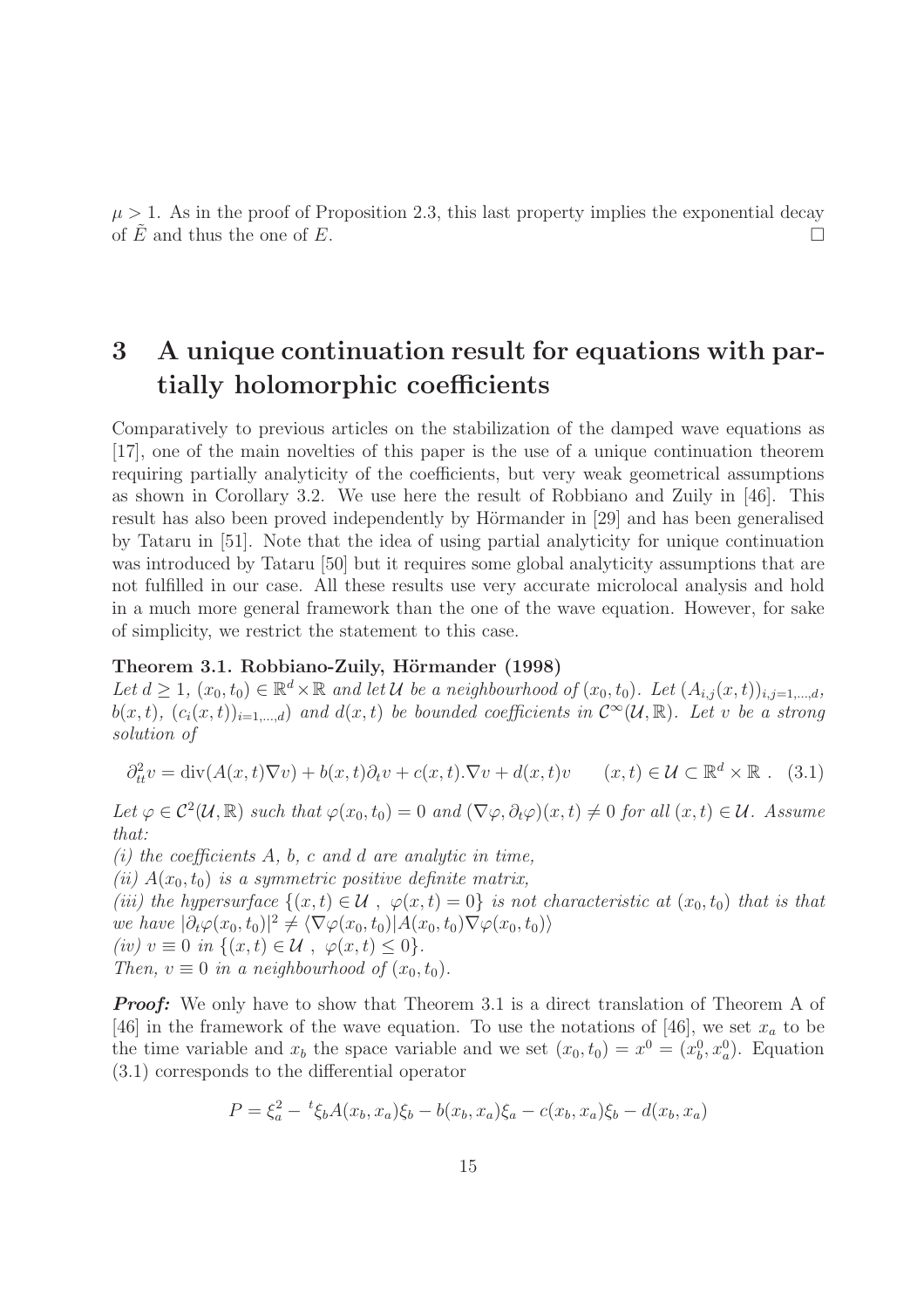$\mu > 1$. As in the proof of Proposition 2.3, this last property implies the exponential decay of $\tilde{E}$ and thus the one of $E$. $\square$

# 3 A unique continuation result for equations with partially holomorphic coefficients

Comparatively to previous articles on the stabilization of the damped wave equations as [17], one of the main novelties of this paper is the use of a unique continuation theorem requiring partially analyticity of the coefficients, but very weak geometrical assumptions as shown in Corollary 3.2. We use here the result of Robbiano and Zuily in [46]. This result has also been proved independently by Hörmander in [29] and has been generalised by Tataru in [51]. Note that the idea of using partial analyticity for unique continuation was introduced by Tataru [50] but it requires some global analyticity assumptions that are not fulfilled in our case. All these results use very accurate microlocal analysis and hold in a much more general framework than the one of the wave equation. However, for sake of simplicity, we restrict the statement to this case.

**Theorem 3.1. Robbiano-Zuily, Hörmander (1998)**
*Let $d \geq 1$, $(x_0, t_0) \in \mathbb{R}^d \times \mathbb{R}$ and let $\mathcal{U}$ be a neighbourhood of $(x_0, t_0)$. Let $(A_{i,j}(x,t))_{i,j=1,\ldots,d}$, $b(x,t)$, $(c_i(x,t))_{i=1,\ldots,d}$ and $d(x,t)$ be bounded coefficients in $\mathcal{C}^\infty(\mathcal{U}, \mathbb{R})$. Let $v$ be a strong solution of*

$$\partial^2_{tt} v = \operatorname{div}(A(x,t)\nabla v) + b(x,t)\partial_t v + c(x,t).\nabla v + d(x,t)v \qquad (x,t) \in \mathcal{U} \subset \mathbb{R}^d \times \mathbb{R} \ . \quad (3.1)$$

*Let $\varphi \in \mathcal{C}^2(\mathcal{U}, \mathbb{R})$ such that $\varphi(x_0, t_0) = 0$ and $(\nabla\varphi, \partial_t\varphi)(x,t) \neq 0$ for all $(x,t) \in \mathcal{U}$. Assume that:*
*(i) the coefficients $A$, $b$, $c$ and $d$ are analytic in time,*
*(ii) $A(x_0, t_0)$ is a symmetric positive definite matrix,*
*(iii) the hypersurface $\{(x,t) \in \mathcal{U} \ , \ \varphi(x,t) = 0\}$ is not characteristic at $(x_0, t_0)$ that is that we have $|\partial_t\varphi(x_0,t_0)|^2 \neq \langle \nabla\varphi(x_0,t_0) | A(x_0,t_0)\nabla\varphi(x_0,t_0)\rangle$*
*(iv) $v \equiv 0$ in $\{(x,t) \in \mathcal{U} \ , \ \varphi(x,t) \leq 0\}$.*
*Then, $v \equiv 0$ in a neighbourhood of $(x_0, t_0)$.*

***Proof:*** We only have to show that Theorem 3.1 is a direct translation of Theorem A of [46] in the framework of the wave equation. To use the notations of [46], we set $x_a$ to be the time variable and $x_b$ the space variable and we set $(x_0, t_0) = x^0 = (x_b^0, x_a^0)$. Equation (3.1) corresponds to the differential operator

$$P = \xi_a^2 - {}^t\xi_b A(x_b, x_a)\xi_b - b(x_b, x_a)\xi_a - c(x_b, x_a)\xi_b - d(x_b, x_a)$$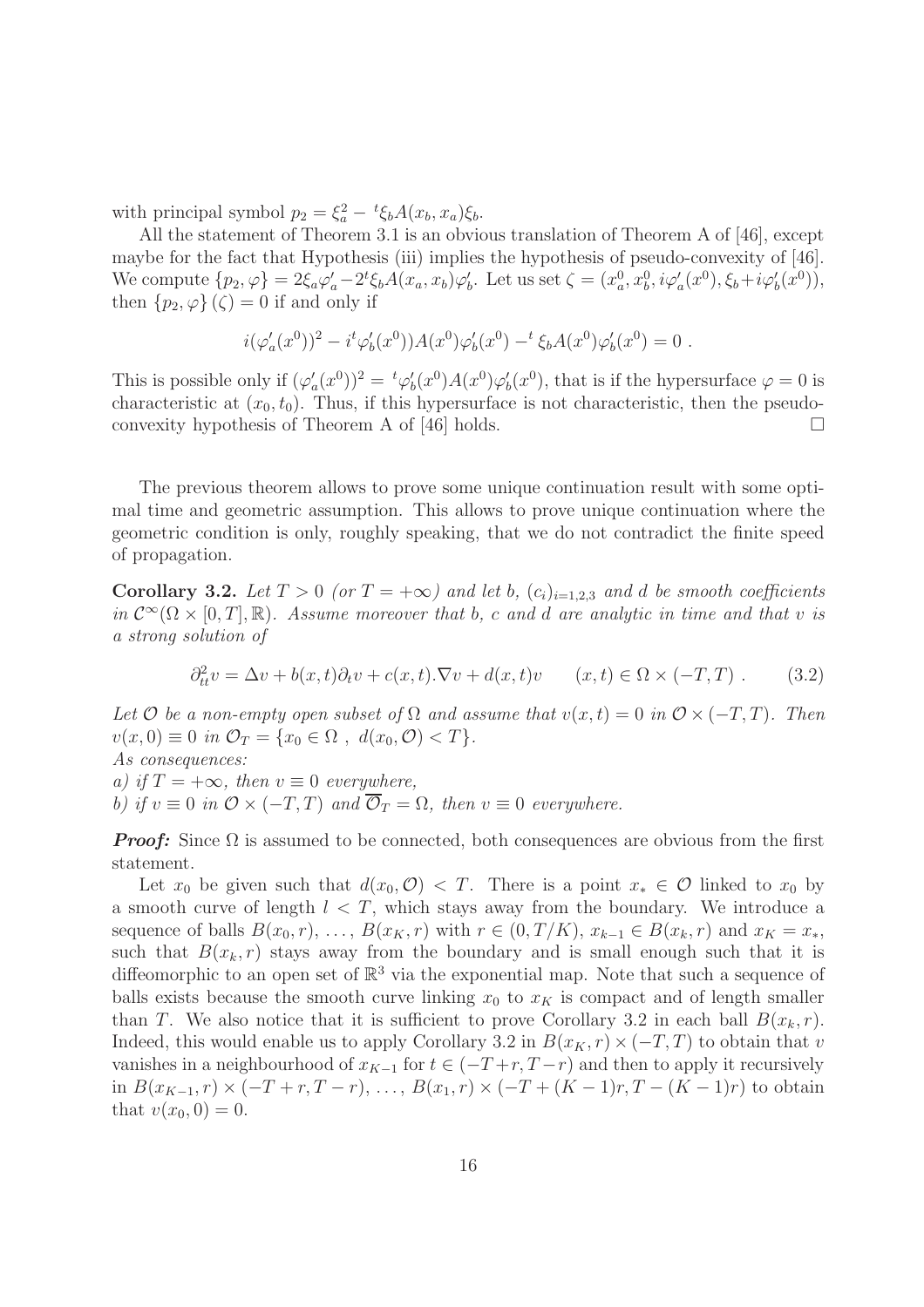with principal symbol $p_2 = \xi_a^2 - {}^t\xi_b A(x_b, x_a)\xi_b$.

All the statement of Theorem 3.1 is an obvious translation of Theorem A of [46], except maybe for the fact that Hypothesis (iii) implies the hypothesis of pseudo-convexity of [46]. We compute $\{p_2, \varphi\} = 2\xi_a\varphi_a' - 2{}^t\xi_b A(x_a, x_b)\varphi_b'$. Let us set $\zeta = (x_a^0, x_b^0, i\varphi_a'(x^0), \xi_b + i\varphi_b'(x^0))$, then $\{p_2, \varphi\}(\zeta) = 0$ if and only if

$$i(\varphi_a'(x^0))^2 - i{}^t\varphi_b'(x^0))A(x^0)\varphi_b'(x^0) - {}^t\xi_b A(x^0)\varphi_b'(x^0) = 0 \ .$$

This is possible only if $(\varphi_a'(x^0))^2 = {}^t\varphi_b'(x^0)A(x^0)\varphi_b'(x^0)$, that is if the hypersurface $\varphi = 0$ is characteristic at $(x_0, t_0)$. Thus, if this hypersurface is not characteristic, then the pseudo-convexity hypothesis of Theorem A of [46] holds. □

The previous theorem allows to prove some unique continuation result with some optimal time and geometric assumption. This allows to prove unique continuation where the geometric condition is only, roughly speaking, that we do not contradict the finite speed of propagation.

**Corollary 3.2.** *Let $T > 0$ (or $T = +\infty$) and let $b$, $(c_i)_{i=1,2,3}$ and $d$ be smooth coefficients in $\mathcal{C}^\infty(\Omega \times [0,T], \mathbb{R})$. Assume moreover that $b$, $c$ and $d$ are analytic in time and that $v$ is a strong solution of*

$$\partial_{tt}^2 v = \Delta v + b(x,t)\partial_t v + c(x,t).\nabla v + d(x,t)v \qquad (x,t) \in \Omega \times (-T,T) \ . \tag{3.2}$$

*Let $\mathcal{O}$ be a non-empty open subset of $\Omega$ and assume that $v(x,t) = 0$ in $\mathcal{O} \times (-T,T)$. Then $v(x,0) \equiv 0$ in $\mathcal{O}_T = \{x_0 \in \Omega \ , \ d(x_0, \mathcal{O}) < T\}$.*
*As consequences:*
*a) if $T = +\infty$, then $v \equiv 0$ everywhere,*
*b) if $v \equiv 0$ in $\mathcal{O} \times (-T,T)$ and $\overline{\mathcal{O}}_T = \Omega$, then $v \equiv 0$ everywhere.*

***Proof:*** Since $\Omega$ is assumed to be connected, both consequences are obvious from the first statement.

Let $x_0$ be given such that $d(x_0, \mathcal{O}) < T$. There is a point $x_* \in \mathcal{O}$ linked to $x_0$ by a smooth curve of length $l < T$, which stays away from the boundary. We introduce a sequence of balls $B(x_0, r)$, ..., $B(x_K, r)$ with $r \in (0, T/K)$, $x_{k-1} \in B(x_k, r)$ and $x_K = x_*$, such that $B(x_k, r)$ stays away from the boundary and is small enough such that it is diffeomorphic to an open set of $\mathbb{R}^3$ via the exponential map. Note that such a sequence of balls exists because the smooth curve linking $x_0$ to $x_K$ is compact and of length smaller than $T$. We also notice that it is sufficient to prove Corollary 3.2 in each ball $B(x_k, r)$. Indeed, this would enable us to apply Corollary 3.2 in $B(x_K, r) \times (-T, T)$ to obtain that $v$ vanishes in a neighbourhood of $x_{K-1}$ for $t \in (-T+r, T-r)$ and then to apply it recursively in $B(x_{K-1}, r) \times (-T + r, T - r)$, ..., $B(x_1, r) \times (-T + (K-1)r, T - (K-1)r)$ to obtain that $v(x_0, 0) = 0$.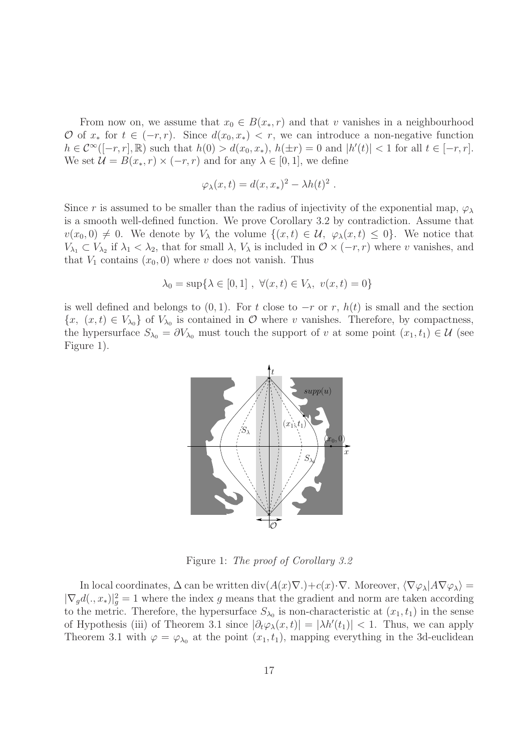From now on, we assume that $x_0 \in B(x_*, r)$ and that $v$ vanishes in a neighbourhood $\mathcal{O}$ of $x_*$ for $t \in (-r, r)$. Since $d(x_0, x_*) < r$, we can introduce a non-negative function $h \in \mathcal{C}^\infty([-r, r], \mathbb{R})$ such that $h(0) > d(x_0, x_*)$, $h(\pm r) = 0$ and $|h'(t)| < 1$ for all $t \in [-r, r]$. We set $\mathcal{U} = B(x_*, r) \times (-r, r)$ and for any $\lambda \in [0, 1]$, we define

$$\varphi_\lambda(x, t) = d(x, x_*)^2 - \lambda h(t)^2 \ .$$

Since $r$ is assumed to be smaller than the radius of injectivity of the exponential map, $\varphi_\lambda$ is a smooth well-defined function. We prove Corollary 3.2 by contradiction. Assume that $v(x_0, 0) \neq 0$. We denote by $V_\lambda$ the volume $\{(x, t) \in \mathcal{U},\ \varphi_\lambda(x, t) \leq 0\}$. We notice that $V_{\lambda_1} \subset V_{\lambda_2}$ if $\lambda_1 < \lambda_2$, that for small $\lambda$, $V_\lambda$ is included in $\mathcal{O} \times (-r, r)$ where $v$ vanishes, and that $V_1$ contains $(x_0, 0)$ where $v$ does not vanish. Thus

$$\lambda_0 = \sup\{\lambda \in [0, 1]\ ,\ \forall (x, t) \in V_\lambda,\ v(x, t) = 0\}$$

is well defined and belongs to $(0, 1)$. For $t$ close to $-r$ or $r$, $h(t)$ is small and the section $\{x,\ (x, t) \in V_{\lambda_0}\}$ of $V_{\lambda_0}$ is contained in $\mathcal{O}$ where $v$ vanishes. Therefore, by compactness, the hypersurface $S_{\lambda_0} = \partial V_{\lambda_0}$ must touch the support of $v$ at some point $(x_1, t_1) \in \mathcal{U}$ (see Figure 1).

Figure 1: *The proof of Corollary 3.2*

In local coordinates, $\Delta$ can be written $\operatorname{div}(A(x)\nabla .) + c(x) \cdot \nabla$. Moreover, $\langle \nabla \varphi_\lambda | A \nabla \varphi_\lambda \rangle = |\nabla_g d(., x_*)|_g^2 = 1$ where the index $g$ means that the gradient and norm are taken according to the metric. Therefore, the hypersurface $S_{\lambda_0}$ is non-characteristic at $(x_1, t_1)$ in the sense of Hypothesis (iii) of Theorem 3.1 since $|\partial_t \varphi_\lambda(x, t)| = |\lambda h'(t_1)| < 1$. Thus, we can apply Theorem 3.1 with $\varphi = \varphi_{\lambda_0}$ at the point $(x_1, t_1)$, mapping everything in the 3d-euclidean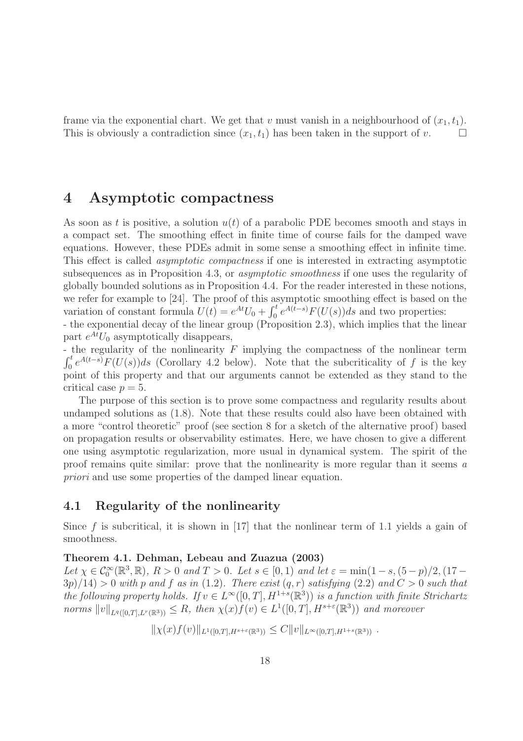frame via the exponential chart. We get that $v$ must vanish in a neighbourhood of $(x_1, t_1)$. This is obviously a contradiction since $(x_1, t_1)$ has been taken in the support of $v$. □

# 4 Asymptotic compactness

As soon as $t$ is positive, a solution $u(t)$ of a parabolic PDE becomes smooth and stays in a compact set. The smoothing effect in finite time of course fails for the damped wave equations. However, these PDEs admit in some sense a smoothing effect in infinite time. This effect is called *asymptotic compactness* if one is interested in extracting asymptotic subsequences as in Proposition 4.3, or *asymptotic smoothness* if one uses the regularity of globally bounded solutions as in Proposition 4.4. For the reader interested in these notions, we refer for example to [24]. The proof of this asymptotic smoothing effect is based on the variation of constant formula $U(t) = e^{At}U_0 + \int_0^t e^{A(t-s)}F(U(s))ds$ and two properties:

- the exponential decay of the linear group (Proposition 2.3), which implies that the linear part $e^{At}U_0$ asymptotically disappears,
- the regularity of the nonlinearity $F$ implying the compactness of the nonlinear term $\int_0^t e^{A(t-s)}F(U(s))ds$ (Corollary 4.2 below). Note that the subcriticality of $f$ is the key point of this property and that our arguments cannot be extended as they stand to the critical case $p = 5$.

The purpose of this section is to prove some compactness and regularity results about undamped solutions as (1.8). Note that these results could also have been obtained with a more "control theoretic" proof (see section 8 for a sketch of the alternative proof) based on propagation results or observability estimates. Here, we have chosen to give a different one using asymptotic regularization, more usual in dynamical system. The spirit of the proof remains quite similar: prove that the nonlinearity is more regular than it seems *a priori* and use some properties of the damped linear equation.

## 4.1 Regularity of the nonlinearity

Since $f$ is subcritical, it is shown in [17] that the nonlinear term of 1.1 yields a gain of smoothness.

**Theorem 4.1. Dehman, Lebeau and Zuazua (2003)**
*Let $\chi \in \mathcal{C}_0^\infty(\mathbb{R}^3, \mathbb{R})$, $R > 0$ and $T > 0$. Let $s \in [0, 1)$ and let $\varepsilon = \min(1 - s, (5 - p)/2, (17 - 3p)/14) > 0$ with $p$ and $f$ as in (1.2). There exist $(q, r)$ satisfying (2.2) and $C > 0$ such that the following property holds. If $v \in L^\infty([0, T], H^{1+s}(\mathbb{R}^3))$ is a function with finite Strichartz norms $\|v\|_{L^q([0,T],L^r(\mathbb{R}^3))} \leq R$, then $\chi(x)f(v) \in L^1([0, T], H^{s+\varepsilon}(\mathbb{R}^3))$ and moreover*

$$\|\chi(x)f(v)\|_{L^1([0,T],H^{s+\varepsilon}(\mathbb{R}^3))} \leq C\|v\|_{L^\infty([0,T],H^{1+s}(\mathbb{R}^3))} .$$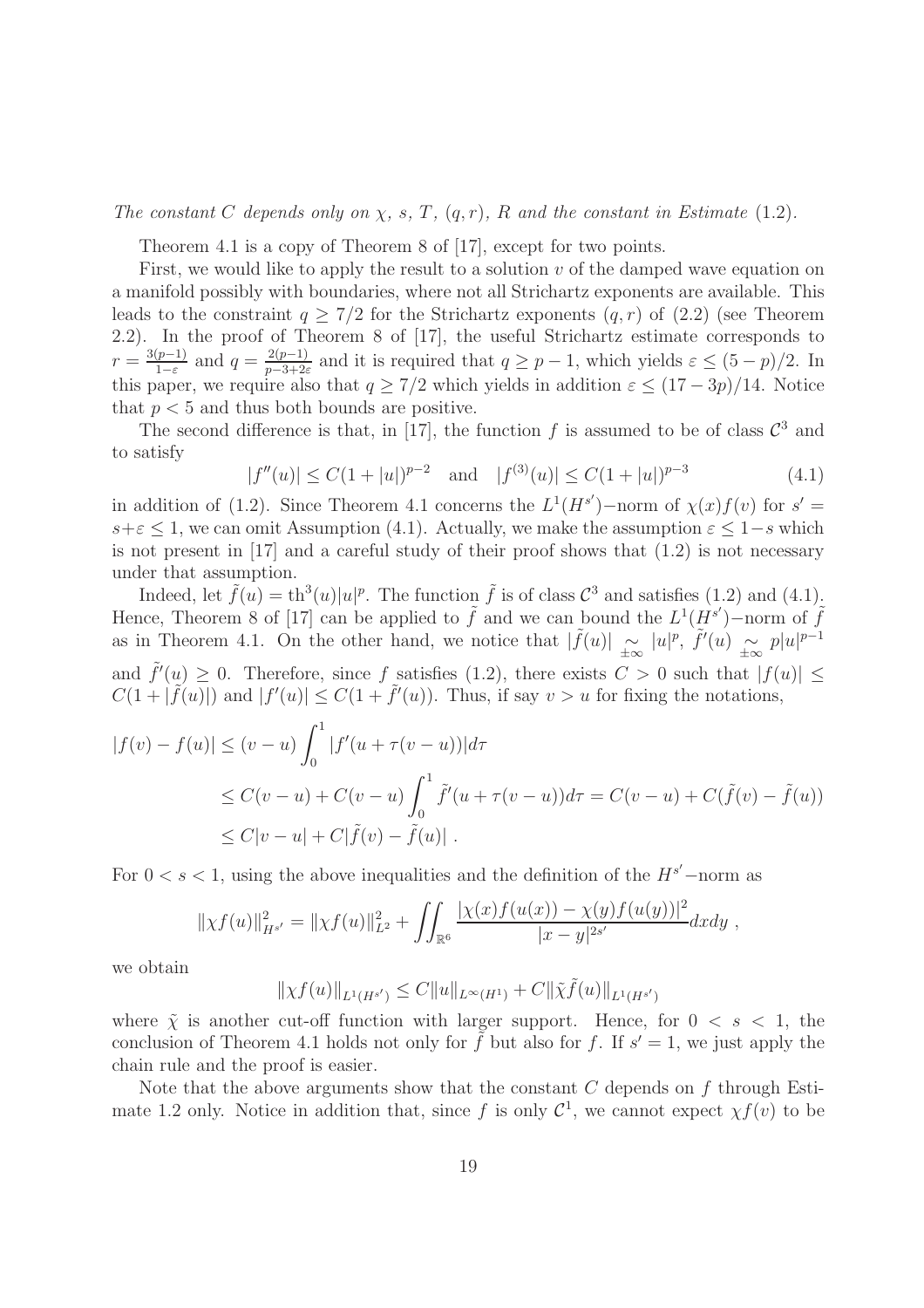*The constant $C$ depends only on $\chi$, $s$, $T$, $(q,r)$, $R$ and the constant in Estimate* (1.2).

Theorem 4.1 is a copy of Theorem 8 of [17], except for two points.

First, we would like to apply the result to a solution $v$ of the damped wave equation on a manifold possibly with boundaries, where not all Strichartz exponents are available. This leads to the constraint $q \geq 7/2$ for the Strichartz exponents $(q,r)$ of (2.2) (see Theorem 2.2). In the proof of Theorem 8 of [17], the useful Strichartz estimate corresponds to $r = \frac{3(p-1)}{1-\varepsilon}$ and $q = \frac{2(p-1)}{p-3+2\varepsilon}$ and it is required that $q \geq p-1$, which yields $\varepsilon \leq (5-p)/2$. In this paper, we require also that $q \geq 7/2$ which yields in addition $\varepsilon \leq (17-3p)/14$. Notice that $p < 5$ and thus both bounds are positive.

The second difference is that, in [17], the function $f$ is assumed to be of class $\mathcal{C}^3$ and to satisfy

$$|f''(u)| \leq C(1+|u|)^{p-2} \quad \text{and} \quad |f^{(3)}(u)| \leq C(1+|u|)^{p-3} \tag{4.1}$$

in addition of (1.2). Since Theorem 4.1 concerns the $L^1(H^{s'})-$norm of $\chi(x)f(v)$ for $s' = s+\varepsilon \leq 1$, we can omit Assumption (4.1). Actually, we make the assumption $\varepsilon \leq 1-s$ which is not present in [17] and a careful study of their proof shows that (1.2) is not necessary under that assumption.

Indeed, let $\tilde{f}(u) = \text{th}^3(u)|u|^p$. The function $\tilde{f}$ is of class $\mathcal{C}^3$ and satisfies (1.2) and (4.1). Hence, Theorem 8 of [17] can be applied to $\tilde{f}$ and we can bound the $L^1(H^{s'})-$norm of $\tilde{f}$ as in Theorem 4.1. On the other hand, we notice that $|\tilde{f}(u)| \underset{\pm\infty}{\sim} |u|^p$, $\tilde{f}'(u) \underset{\pm\infty}{\sim} p|u|^{p-1}$ and $\tilde{f}'(u) \geq 0$. Therefore, since $f$ satisfies (1.2), there exists $C > 0$ such that $|f(u)| \leq C(1+|\tilde{f}(u)|)$ and $|f'(u)| \leq C(1+\tilde{f}'(u))$. Thus, if say $v > u$ for fixing the notations,

$$\begin{aligned}
|f(v)-f(u)| &\leq (v-u)\int_0^1 |f'(u+\tau(v-u))|d\tau \\
&\leq C(v-u) + C(v-u)\int_0^1 \tilde{f}'(u+\tau(v-u))d\tau = C(v-u) + C(\tilde{f}(v)-\tilde{f}(u)) \\
&\leq C|v-u| + C|\tilde{f}(v)-\tilde{f}(u)| \; .
\end{aligned}$$

For $0 < s < 1$, using the above inequalities and the definition of the $H^{s'}-$norm as

$$\|\chi f(u)\|^2_{H^{s'}} = \|\chi f(u)\|^2_{L^2} + \iint_{\mathbb{R}^6} \frac{|\chi(x)f(u(x)) - \chi(y)f(u(y))|^2}{|x-y|^{2s'}}dxdy \; ,$$

we obtain

$$\|\chi f(u)\|_{L^1(H^{s'})} \leq C\|u\|_{L^\infty(H^1)} + C\|\tilde{\chi}\tilde{f}(u)\|_{L^1(H^{s'})}$$

where $\tilde{\chi}$ is another cut-off function with larger support. Hence, for $0 < s < 1$, the conclusion of Theorem 4.1 holds not only for $\tilde{f}$ but also for $f$. If $s' = 1$, we just apply the chain rule and the proof is easier.

Note that the above arguments show that the constant $C$ depends on $f$ through Estimate 1.2 only. Notice in addition that, since $f$ is only $\mathcal{C}^1$, we cannot expect $\chi f(v)$ to be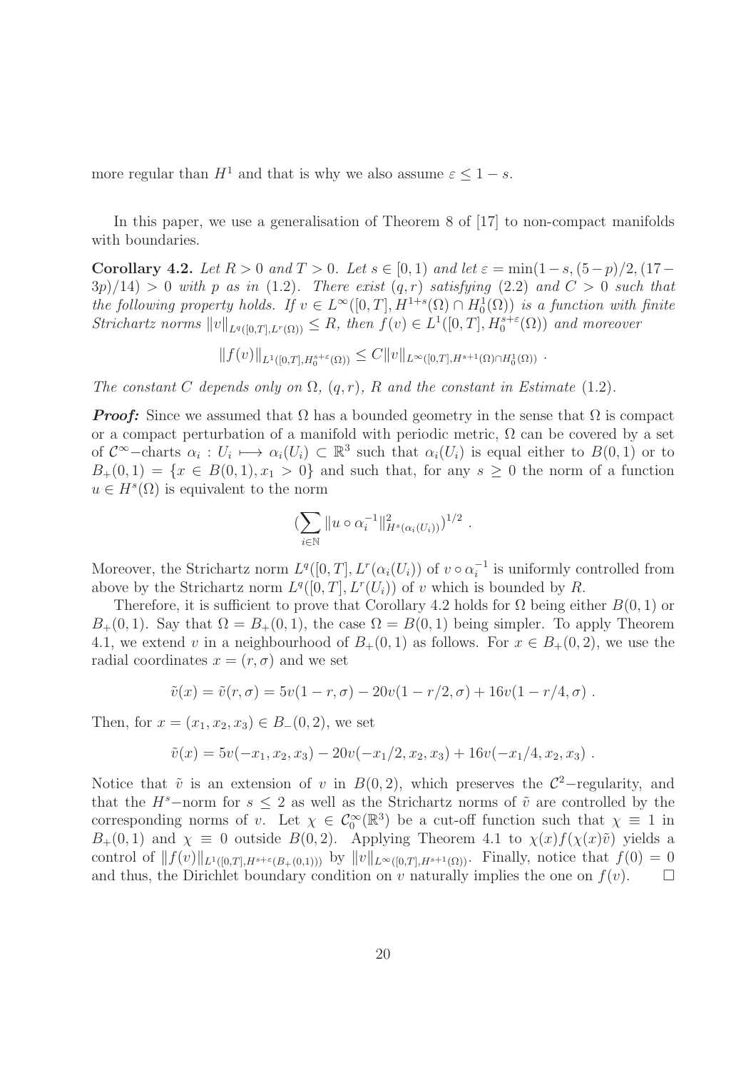more regular than $H^1$ and that is why we also assume $\varepsilon \leq 1 - s$.

In this paper, we use a generalisation of Theorem 8 of [17] to non-compact manifolds with boundaries.

**Corollary 4.2.** *Let $R > 0$ and $T > 0$. Let $s \in [0, 1)$ and let $\varepsilon = \min(1-s, (5-p)/2, (17-3p)/14) > 0$ with $p$ as in (1.2). There exist $(q, r)$ satisfying (2.2) and $C > 0$ such that the following property holds. If $v \in L^\infty([0,T], H^{1+s}(\Omega) \cap H_0^1(\Omega))$ is a function with finite Strichartz norms $\|v\|_{L^q([0,T],L^r(\Omega))} \leq R$, then $f(v) \in L^1([0,T], H_0^{s+\varepsilon}(\Omega))$ and moreover*

$$\|f(v)\|_{L^1([0,T],H_0^{s+\varepsilon}(\Omega))} \leq C \|v\|_{L^\infty([0,T],H^{s+1}(\Omega)\cap H_0^1(\Omega))} \ .$$

*The constant $C$ depends only on $\Omega$, $(q, r)$, $R$ and the constant in Estimate (1.2).*

***Proof:*** Since we assumed that $\Omega$ has a bounded geometry in the sense that $\Omega$ is compact or a compact perturbation of a manifold with periodic metric, $\Omega$ can be covered by a set of $\mathcal{C}^\infty$−charts $\alpha_i : U_i \longmapsto \alpha_i(U_i) \subset \mathbb{R}^3$ such that $\alpha_i(U_i)$ is equal either to $B(0,1)$ or to $B_+(0,1) = \{x \in B(0,1), x_1 > 0\}$ and such that, for any $s \geq 0$ the norm of a function $u \in H^s(\Omega)$ is equivalent to the norm

$$\Big(\sum_{i\in\mathbb{N}} \|u \circ \alpha_i^{-1}\|^2_{H^s(\alpha_i(U_i))}\Big)^{1/2} \ .$$

Moreover, the Strichartz norm $L^q([0,T], L^r(\alpha_i(U_i))$ of $v \circ \alpha_i^{-1}$ is uniformly controlled from above by the Strichartz norm $L^q([0,T], L^r(U_i))$ of $v$ which is bounded by $R$.

Therefore, it is sufficient to prove that Corollary 4.2 holds for $\Omega$ being either $B(0,1)$ or $B_+(0,1)$. Say that $\Omega = B_+(0,1)$, the case $\Omega = B(0,1)$ being simpler. To apply Theorem 4.1, we extend $v$ in a neighbourhood of $B_+(0,1)$ as follows. For $x \in B_+(0,2)$, we use the radial coordinates $x = (r, \sigma)$ and we set

$$\tilde{v}(x) = \tilde{v}(r, \sigma) = 5v(1-r, \sigma) - 20v(1-r/2, \sigma) + 16v(1-r/4, \sigma) \ .$$

Then, for $x = (x_1, x_2, x_3) \in B_-(0,2)$, we set

$$\tilde{v}(x) = 5v(-x_1, x_2, x_3) - 20v(-x_1/2, x_2, x_3) + 16v(-x_1/4, x_2, x_3) \ .$$

Notice that $\tilde{v}$ is an extension of $v$ in $B(0,2)$, which preserves the $\mathcal{C}^2$−regularity, and that the $H^s$−norm for $s \leq 2$ as well as the Strichartz norms of $\tilde{v}$ are controlled by the corresponding norms of $v$. Let $\chi \in \mathcal{C}_0^\infty(\mathbb{R}^3)$ be a cut-off function such that $\chi \equiv 1$ in $B_+(0,1)$ and $\chi \equiv 0$ outside $B(0,2)$. Applying Theorem 4.1 to $\chi(x) f(\chi(x)\tilde{v})$ yields a control of $\|f(v)\|_{L^1([0,T],H^{s+\varepsilon}(B_+(0,1)))}$ by $\|v\|_{L^\infty([0,T],H^{s+1}(\Omega))}$. Finally, notice that $f(0) = 0$ and thus, the Dirichlet boundary condition on $v$ naturally implies the one on $f(v)$. □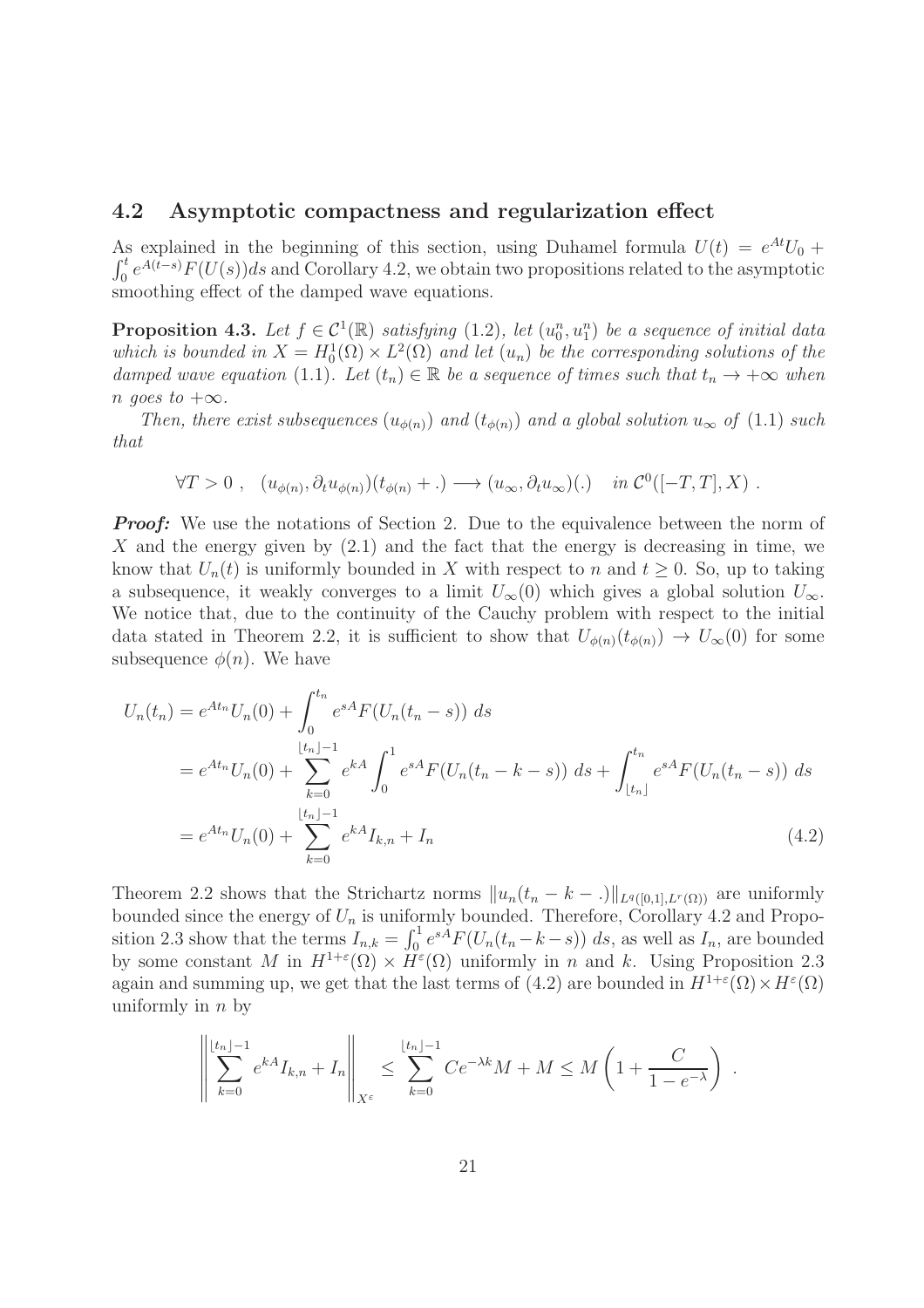### 4.2 Asymptotic compactness and regularization effect

As explained in the beginning of this section, using Duhamel formula $U(t) = e^{At}U_0 + \int_0^t e^{A(t-s)}F(U(s))ds$ and Corollary 4.2, we obtain two propositions related to the asymptotic smoothing effect of the damped wave equations.

**Proposition 4.3.** *Let $f \in \mathcal{C}^1(\mathbb{R})$ satisfying (1.2), let $(u_0^n, u_1^n)$ be a sequence of initial data which is bounded in $X = H_0^1(\Omega) \times L^2(\Omega)$ and let $(u_n)$ be the corresponding solutions of the damped wave equation (1.1). Let $(t_n) \in \mathbb{R}$ be a sequence of times such that $t_n \to +\infty$ when $n$ goes to $+\infty$.*

*Then, there exist subsequences $(u_{\phi(n)})$ and $(t_{\phi(n)})$ and a global solution $u_\infty$ of (1.1) such that*

$$\forall T > 0 \ , \quad (u_{\phi(n)}, \partial_t u_{\phi(n)})(t_{\phi(n)} + .) \longrightarrow (u_\infty, \partial_t u_\infty)(.) \quad \text{in } \mathcal{C}^0([-T,T], X) \ .$$

***Proof:*** We use the notations of Section 2. Due to the equivalence between the norm of $X$ and the energy given by (2.1) and the fact that the energy is decreasing in time, we know that $U_n(t)$ is uniformly bounded in $X$ with respect to $n$ and $t \geq 0$. So, up to taking a subsequence, it weakly converges to a limit $U_\infty(0)$ which gives a global solution $U_\infty$. We notice that, due to the continuity of the Cauchy problem with respect to the initial data stated in Theorem 2.2, it is sufficient to show that $U_{\phi(n)}(t_{\phi(n)}) \to U_\infty(0)$ for some subsequence $\phi(n)$. We have

$$\begin{aligned}
U_n(t_n) &= e^{At_n}U_n(0) + \int_0^{t_n} e^{sA}F(U_n(t_n - s)) \ ds \\
&= e^{At_n}U_n(0) + \sum_{k=0}^{\lfloor t_n \rfloor - 1} e^{kA} \int_0^1 e^{sA}F(U_n(t_n - k - s)) \ ds + \int_{\lfloor t_n \rfloor}^{t_n} e^{sA}F(U_n(t_n - s)) \ ds \\
&= e^{At_n}U_n(0) + \sum_{k=0}^{\lfloor t_n \rfloor - 1} e^{kA} I_{k,n} + I_n
\end{aligned} \tag{4.2}$$

Theorem 2.2 shows that the Strichartz norms $\|u_n(t_n - k - .)\|_{L^q([0,1],L^r(\Omega))}$ are uniformly bounded since the energy of $U_n$ is uniformly bounded. Therefore, Corollary 4.2 and Proposition 2.3 show that the terms $I_{n,k} = \int_0^1 e^{sA}F(U_n(t_n - k - s)) \ ds$, as well as $I_n$, are bounded by some constant $M$ in $H^{1+\varepsilon}(\Omega) \times H^\varepsilon(\Omega)$ uniformly in $n$ and $k$. Using Proposition 2.3 again and summing up, we get that the last terms of (4.2) are bounded in $H^{1+\varepsilon}(\Omega) \times H^\varepsilon(\Omega)$ uniformly in $n$ by

$$\left\| \sum_{k=0}^{\lfloor t_n \rfloor - 1} e^{kA} I_{k,n} + I_n \right\|_{X^\varepsilon} \leq \sum_{k=0}^{\lfloor t_n \rfloor - 1} Ce^{-\lambda k}M + M \leq M \left( 1 + \frac{C}{1 - e^{-\lambda}} \right) \ .$$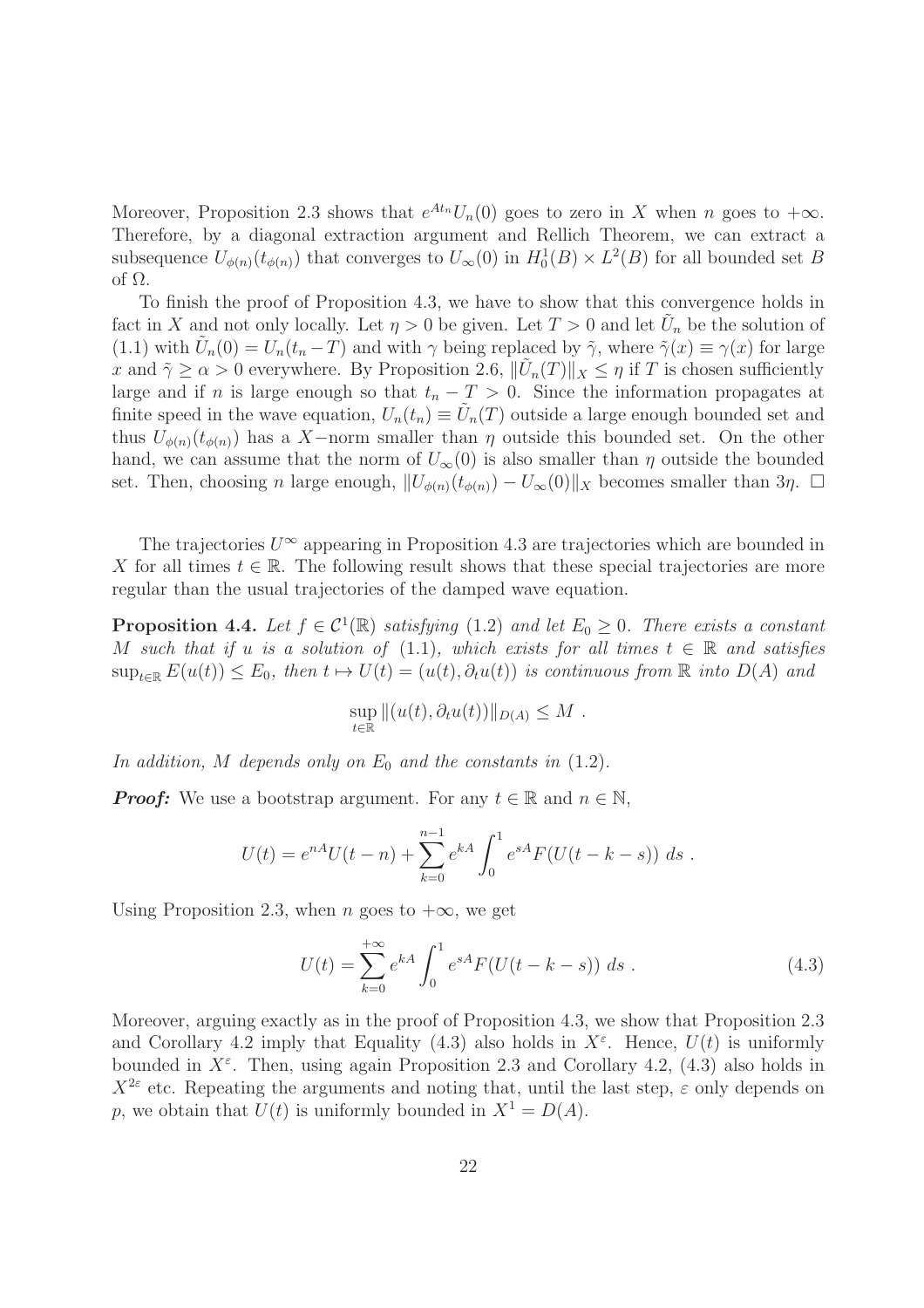Moreover, Proposition 2.3 shows that $e^{At_n}U_n(0)$ goes to zero in $X$ when $n$ goes to $+\infty$. Therefore, by a diagonal extraction argument and Rellich Theorem, we can extract a subsequence $U_{\phi(n)}(t_{\phi(n)})$ that converges to $U_\infty(0)$ in $H^1_0(B) \times L^2(B)$ for all bounded set $B$ of $\Omega$.

To finish the proof of Proposition 4.3, we have to show that this convergence holds in fact in $X$ and not only locally. Let $\eta > 0$ be given. Let $T > 0$ and let $\tilde{U}_n$ be the solution of (1.1) with $\tilde{U}_n(0) = U_n(t_n - T)$ and with $\gamma$ being replaced by $\tilde{\gamma}$, where $\tilde{\gamma}(x) \equiv \gamma(x)$ for large $x$ and $\tilde{\gamma} \geq \alpha > 0$ everywhere. By Proposition 2.6, $\|\tilde{U}_n(T)\|_X \leq \eta$ if $T$ is chosen sufficiently large and if $n$ is large enough so that $t_n - T > 0$. Since the information propagates at finite speed in the wave equation, $U_n(t_n) \equiv \tilde{U}_n(T)$ outside a large enough bounded set and thus $U_{\phi(n)}(t_{\phi(n)})$ has a $X-$norm smaller than $\eta$ outside this bounded set. On the other hand, we can assume that the norm of $U_\infty(0)$ is also smaller than $\eta$ outside the bounded set. Then, choosing $n$ large enough, $\|U_{\phi(n)}(t_{\phi(n)}) - U_\infty(0)\|_X$ becomes smaller than $3\eta$. $\square$

The trajectories $U^\infty$ appearing in Proposition 4.3 are trajectories which are bounded in $X$ for all times $t \in \mathbb{R}$. The following result shows that these special trajectories are more regular than the usual trajectories of the damped wave equation.

**Proposition 4.4.** *Let $f \in \mathcal{C}^1(\mathbb{R})$ satisfying (1.2) and let $E_0 \geq 0$. There exists a constant $M$ such that if $u$ is a solution of (1.1), which exists for all times $t \in \mathbb{R}$ and satisfies $\sup_{t\in\mathbb{R}} E(u(t)) \leq E_0$, then $t \mapsto U(t) = (u(t), \partial_t u(t))$ is continuous from $\mathbb{R}$ into $D(A)$ and*

$$\sup_{t\in\mathbb{R}} \|(u(t), \partial_t u(t))\|_{D(A)} \leq M \ .$$

*In addition, $M$ depends only on $E_0$ and the constants in (1.2).*

***Proof:*** We use a bootstrap argument. For any $t \in \mathbb{R}$ and $n \in \mathbb{N}$,

$$U(t) = e^{nA}U(t-n) + \sum_{k=0}^{n-1} e^{kA} \int_0^1 e^{sA} F(U(t-k-s)) \ ds \ .$$

Using Proposition 2.3, when $n$ goes to $+\infty$, we get

$$U(t) = \sum_{k=0}^{+\infty} e^{kA} \int_0^1 e^{sA} F(U(t-k-s)) \ ds \ . \tag{4.3}$$

Moreover, arguing exactly as in the proof of Proposition 4.3, we show that Proposition 2.3 and Corollary 4.2 imply that Equality (4.3) also holds in $X^\varepsilon$. Hence, $U(t)$ is uniformly bounded in $X^\varepsilon$. Then, using again Proposition 2.3 and Corollary 4.2, (4.3) also holds in $X^{2\varepsilon}$ etc. Repeating the arguments and noting that, until the last step, $\varepsilon$ only depends on $p$, we obtain that $U(t)$ is uniformly bounded in $X^1 = D(A)$.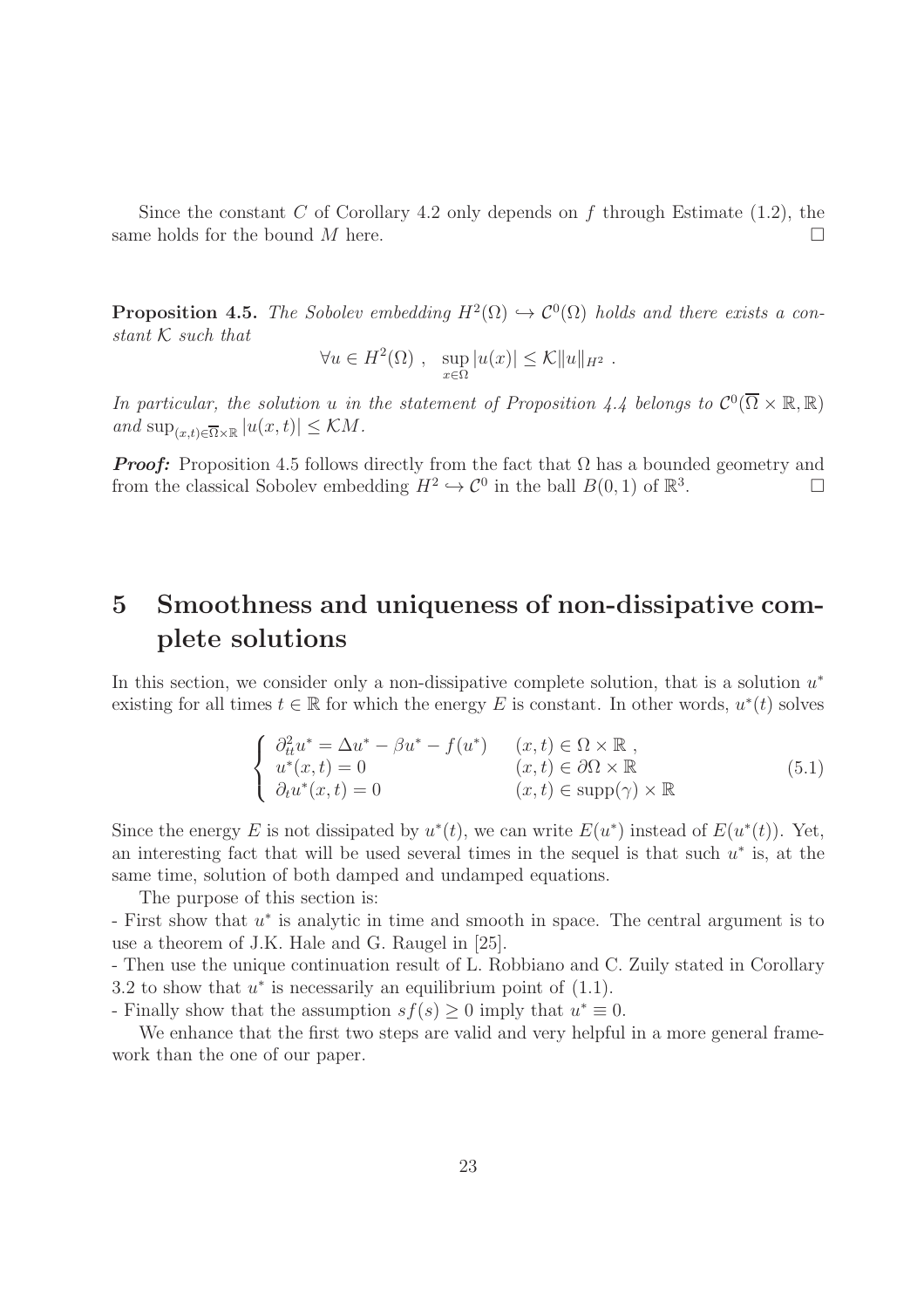Since the constant $C$ of Corollary 4.2 only depends on $f$ through Estimate (1.2), the same holds for the bound $M$ here. $\square$

**Proposition 4.5.** *The Sobolev embedding $H^2(\Omega) \hookrightarrow \mathcal{C}^0(\Omega)$ holds and there exists a constant $\mathcal{K}$ such that*

$$\forall u \in H^2(\Omega) \ , \quad \sup_{x\in\Omega} |u(x)| \leq \mathcal{K}\|u\|_{H^2} \ .$$

*In particular, the solution $u$ in the statement of Proposition 4.4 belongs to $\mathcal{C}^0(\overline{\Omega} \times \mathbb{R}, \mathbb{R})$ and $\sup_{(x,t)\in\overline{\Omega}\times\mathbb{R}} |u(x,t)| \leq \mathcal{K}M$.*

***Proof:*** Proposition 4.5 follows directly from the fact that $\Omega$ has a bounded geometry and from the classical Sobolev embedding $H^2 \hookrightarrow \mathcal{C}^0$ in the ball $B(0,1)$ of $\mathbb{R}^3$. $\square$

# 5 Smoothness and uniqueness of non-dissipative complete solutions

In this section, we consider only a non-dissipative complete solution, that is a solution $u^*$ existing for all times $t \in \mathbb{R}$ for which the energy $E$ is constant. In other words, $u^*(t)$ solves

$$\left\{ \begin{array}{ll} \partial^2_{tt} u^* = \Delta u^* - \beta u^* - f(u^*) & (x,t) \in \Omega \times \mathbb{R} \ , \\ u^*(x,t) = 0 & (x,t) \in \partial\Omega \times \mathbb{R} \\ \partial_t u^*(x,t) = 0 & (x,t) \in \operatorname{supp}(\gamma) \times \mathbb{R} \end{array} \right. \tag{5.1}$$

Since the energy $E$ is not dissipated by $u^*(t)$, we can write $E(u^*)$ instead of $E(u^*(t))$. Yet, an interesting fact that will be used several times in the sequel is that such $u^*$ is, at the same time, solution of both damped and undamped equations.

The purpose of this section is:

- First show that $u^*$ is analytic in time and smooth in space. The central argument is to use a theorem of J.K. Hale and G. Raugel in [25].
- Then use the unique continuation result of L. Robbiano and C. Zuily stated in Corollary 3.2 to show that $u^*$ is necessarily an equilibrium point of (1.1).
- Finally show that the assumption $sf(s) \geq 0$ imply that $u^* \equiv 0$.

We enhance that the first two steps are valid and very helpful in a more general framework than the one of our paper.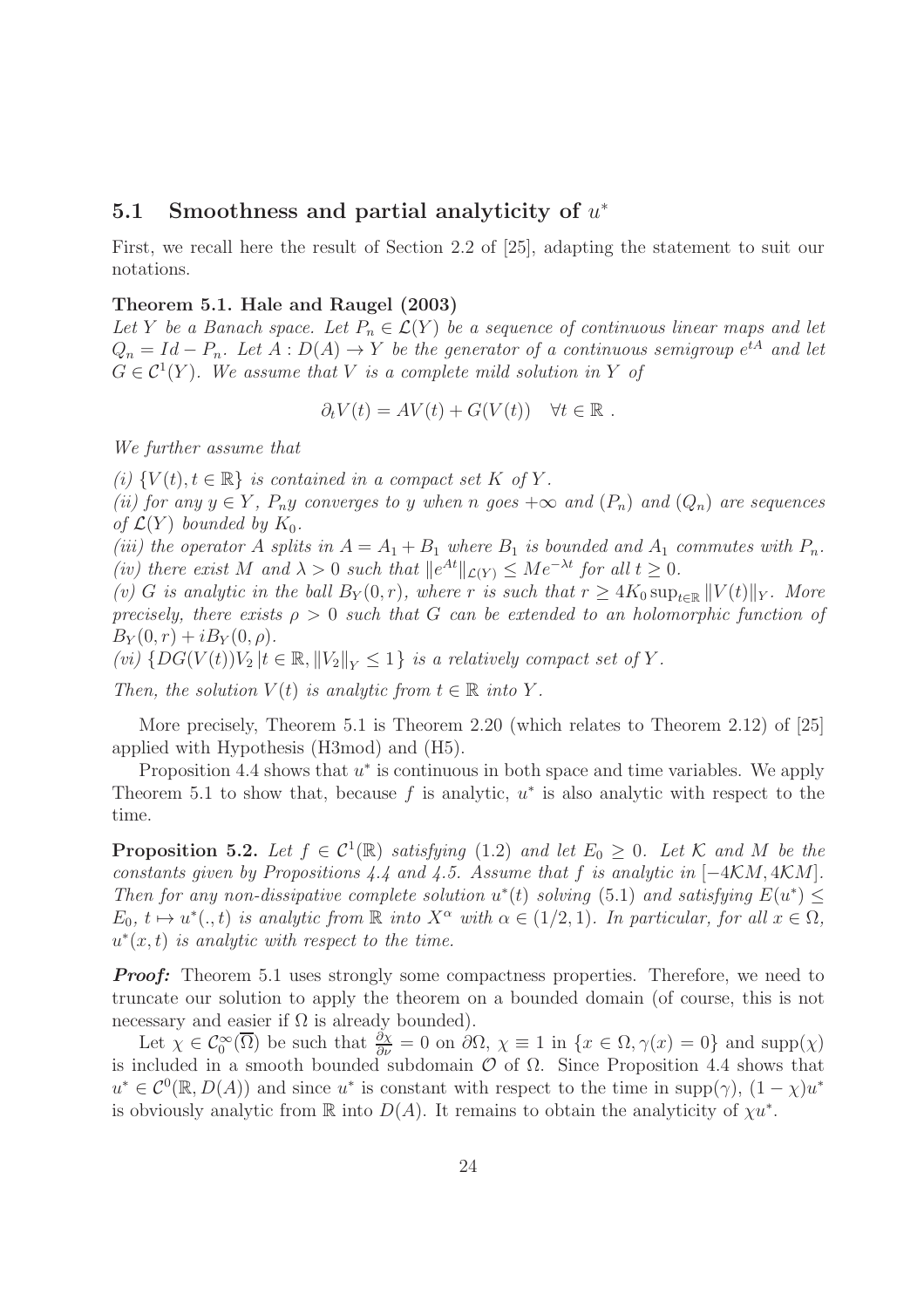## 5.1 Smoothness and partial analyticity of $u^*$

First, we recall here the result of Section 2.2 of [25], adapting the statement to suit our notations.

**Theorem 5.1. Hale and Raugel (2003)**
*Let $Y$ be a Banach space. Let $P_n \in \mathcal{L}(Y)$ be a sequence of continuous linear maps and let $Q_n = Id - P_n$. Let $A : D(A) \to Y$ be the generator of a continuous semigroup $e^{tA}$ and let $G \in \mathcal{C}^1(Y)$. We assume that $V$ is a complete mild solution in $Y$ of*

$$\partial_t V(t) = AV(t) + G(V(t)) \quad \forall t \in \mathbb{R} \ .$$

*We further assume that*

*(i) $\{V(t), t \in \mathbb{R}\}$ is contained in a compact set $K$ of $Y$.*
*(ii) for any $y \in Y$, $P_n y$ converges to $y$ when $n$ goes $+\infty$ and $(P_n)$ and $(Q_n)$ are sequences of $\mathcal{L}(Y)$ bounded by $K_0$.*
*(iii) the operator $A$ splits in $A = A_1 + B_1$ where $B_1$ is bounded and $A_1$ commutes with $P_n$.*
*(iv) there exist $M$ and $\lambda > 0$ such that $\|e^{At}\|_{\mathcal{L}(Y)} \leq Me^{-\lambda t}$ for all $t \geq 0$.*
*(v) $G$ is analytic in the ball $B_Y(0, r)$, where $r$ is such that $r \geq 4K_0 \sup_{t\in\mathbb{R}} \|V(t)\|_Y$. More precisely, there exists $\rho > 0$ such that $G$ can be extended to an holomorphic function of $B_Y(0, r) + iB_Y(0, \rho)$.*
*(vi) $\{DG(V(t))V_2 \,|t \in \mathbb{R}, \|V_2\|_Y \leq 1\}$ is a relatively compact set of $Y$.*

*Then, the solution $V(t)$ is analytic from $t \in \mathbb{R}$ into $Y$.*

More precisely, Theorem 5.1 is Theorem 2.20 (which relates to Theorem 2.12) of [25] applied with Hypothesis (H3mod) and (H5).

Proposition 4.4 shows that $u^*$ is continuous in both space and time variables. We apply Theorem 5.1 to show that, because $f$ is analytic, $u^*$ is also analytic with respect to the time.

**Proposition 5.2.** *Let $f \in \mathcal{C}^1(\mathbb{R})$ satisfying (1.2) and let $E_0 \geq 0$. Let $\mathcal{K}$ and $M$ be the constants given by Propositions 4.4 and 4.5. Assume that $f$ is analytic in $[-4\mathcal{K}M, 4\mathcal{K}M]$. Then for any non-dissipative complete solution $u^*(t)$ solving (5.1) and satisfying $E(u^*) \leq E_0$, $t \mapsto u^*(.,t)$ is analytic from $\mathbb{R}$ into $X^\alpha$ with $\alpha \in (1/2, 1)$. In particular, for all $x \in \Omega$, $u^*(x,t)$ is analytic with respect to the time.*

***Proof:*** Theorem 5.1 uses strongly some compactness properties. Therefore, we need to truncate our solution to apply the theorem on a bounded domain (of course, this is not necessary and easier if $\Omega$ is already bounded).

Let $\chi \in \mathcal{C}_0^\infty(\overline{\Omega})$ be such that $\frac{\partial \chi}{\partial \nu} = 0$ on $\partial\Omega$, $\chi \equiv 1$ in $\{x \in \Omega, \gamma(x) = 0\}$ and $\text{supp}(\chi)$ is included in a smooth bounded subdomain $\mathcal{O}$ of $\Omega$. Since Proposition 4.4 shows that $u^* \in \mathcal{C}^0(\mathbb{R}, D(A))$ and since $u^*$ is constant with respect to the time in $\text{supp}(\gamma)$, $(1 - \chi)u^*$ is obviously analytic from $\mathbb{R}$ into $D(A)$. It remains to obtain the analyticity of $\chi u^*$.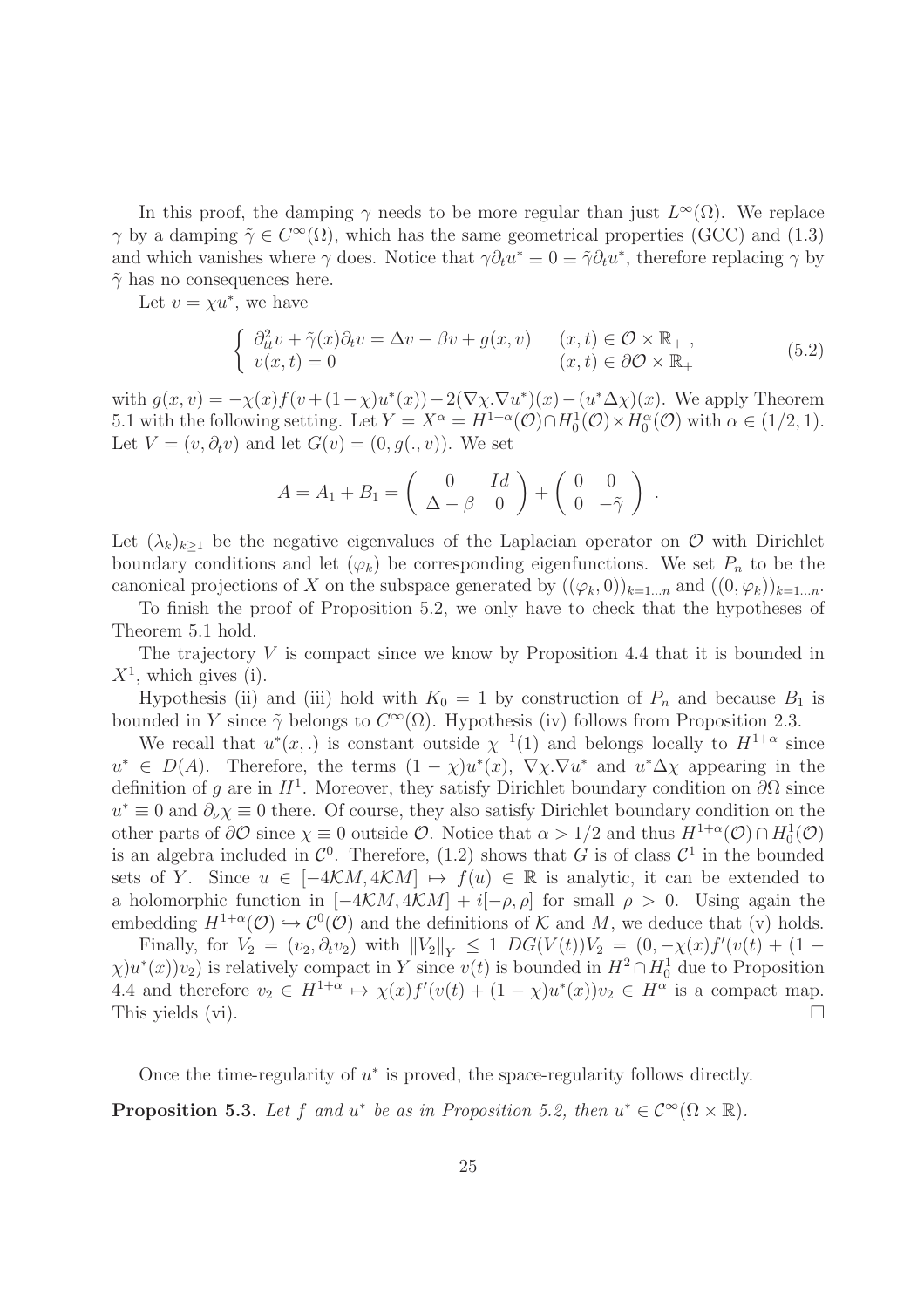In this proof, the damping $\gamma$ needs to be more regular than just $L^\infty(\Omega)$. We replace $\gamma$ by a damping $\tilde{\gamma} \in C^\infty(\Omega)$, which has the same geometrical properties (GCC) and (1.3) and which vanishes where $\gamma$ does. Notice that $\gamma \partial_t u^* \equiv 0 \equiv \tilde{\gamma} \partial_t u^*$, therefore replacing $\gamma$ by $\tilde{\gamma}$ has no consequences here.

Let $v = \chi u^*$, we have

$$\begin{cases} \partial_{tt}^2 v + \tilde{\gamma}(x) \partial_t v = \Delta v - \beta v + g(x,v) & (x,t) \in \mathcal{O} \times \mathbb{R}_+ , \\ v(x,t) = 0 & (x,t) \in \partial\mathcal{O} \times \mathbb{R}_+ \end{cases} \tag{5.2}$$

with $g(x,v) = -\chi(x) f(v + (1-\chi)u^*(x)) - 2(\nabla\chi . \nabla u^*)(x) - (u^* \Delta\chi)(x)$. We apply Theorem 5.1 with the following setting. Let $Y = X^\alpha = H^{1+\alpha}(\mathcal{O}) \cap H_0^1(\mathcal{O}) \times H_0^\alpha(\mathcal{O})$ with $\alpha \in (1/2, 1)$. Let $V = (v, \partial_t v)$ and let $G(v) = (0, g(.,v))$. We set

$$A = A_1 + B_1 = \begin{pmatrix} 0 & Id \\ \Delta - \beta & 0 \end{pmatrix} + \begin{pmatrix} 0 & 0 \\ 0 & -\tilde{\gamma} \end{pmatrix} .$$

Let $(\lambda_k)_{k\geq 1}$ be the negative eigenvalues of the Laplacian operator on $\mathcal{O}$ with Dirichlet boundary conditions and let $(\varphi_k)$ be corresponding eigenfunctions. We set $P_n$ to be the canonical projections of $X$ on the subspace generated by $((\varphi_k, 0))_{k=1\dots n}$ and $((0, \varphi_k))_{k=1\dots n}$.

To finish the proof of Proposition 5.2, we only have to check that the hypotheses of Theorem 5.1 hold.

The trajectory $V$ is compact since we know by Proposition 4.4 that it is bounded in $X^1$, which gives (i).

Hypothesis (ii) and (iii) hold with $K_0 = 1$ by construction of $P_n$ and because $B_1$ is bounded in $Y$ since $\tilde{\gamma}$ belongs to $C^\infty(\Omega)$. Hypothesis (iv) follows from Proposition 2.3.

We recall that $u^*(x,.)$ is constant outside $\chi^{-1}(1)$ and belongs locally to $H^{1+\alpha}$ since $u^* \in D(A)$. Therefore, the terms $(1-\chi)u^*(x)$, $\nabla\chi . \nabla u^*$ and $u^* \Delta\chi$ appearing in the definition of $g$ are in $H^1$. Moreover, they satisfy Dirichlet boundary condition on $\partial\Omega$ since $u^* \equiv 0$ and $\partial_\nu \chi \equiv 0$ there. Of course, they also satisfy Dirichlet boundary condition on the other parts of $\partial\mathcal{O}$ since $\chi \equiv 0$ outside $\mathcal{O}$. Notice that $\alpha > 1/2$ and thus $H^{1+\alpha}(\mathcal{O}) \cap H_0^1(\mathcal{O})$ is an algebra included in $\mathcal{C}^0$. Therefore, (1.2) shows that $G$ is of class $\mathcal{C}^1$ in the bounded sets of $Y$. Since $u \in [-4\mathcal{K}M, 4\mathcal{K}M] \mapsto f(u) \in \mathbb{R}$ is analytic, it can be extended to a holomorphic function in $[-4\mathcal{K}M, 4\mathcal{K}M] + i[-\rho, \rho]$ for small $\rho > 0$. Using again the embedding $H^{1+\alpha}(\mathcal{O}) \hookrightarrow \mathcal{C}^0(\mathcal{O})$ and the definitions of $\mathcal{K}$ and $M$, we deduce that (v) holds.

Finally, for $V_2 = (v_2, \partial_t v_2)$ with $\|V_2\|_Y \leq 1$ $DG(V(t))V_2 = (0, -\chi(x) f'(v(t) + (1-\chi)u^*(x))v_2)$ is relatively compact in $Y$ since $v(t)$ is bounded in $H^2 \cap H_0^1$ due to Proposition 4.4 and therefore $v_2 \in H^{1+\alpha} \mapsto \chi(x) f'(v(t) + (1-\chi)u^*(x))v_2 \in H^\alpha$ is a compact map. This yields (vi). $\square$

Once the time-regularity of $u^*$ is proved, the space-regularity follows directly.

**Proposition 5.3.** *Let $f$ and $u^*$ be as in Proposition 5.2, then $u^* \in \mathcal{C}^\infty(\Omega \times \mathbb{R})$.*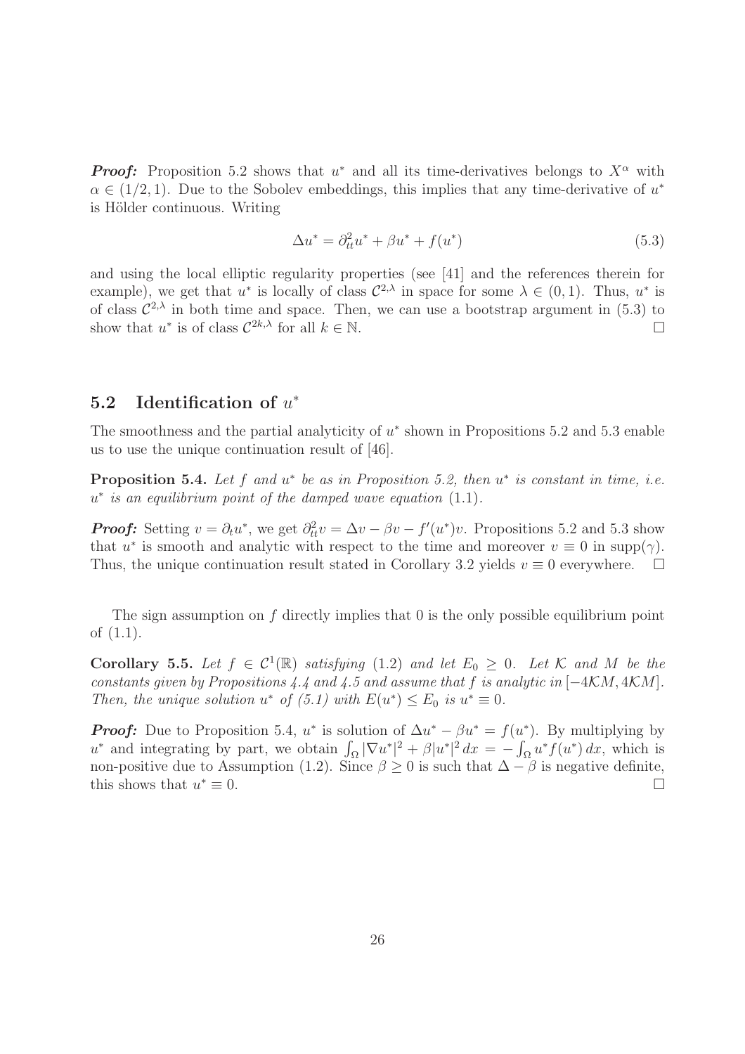***Proof:*** Proposition 5.2 shows that $u^*$ and all its time-derivatives belongs to $X^\alpha$ with $\alpha \in (1/2, 1)$. Due to the Sobolev embeddings, this implies that any time-derivative of $u^*$ is Hölder continuous. Writing

$$\Delta u^* = \partial_{tt}^2 u^* + \beta u^* + f(u^*) \tag{5.3}$$

and using the local elliptic regularity properties (see [41] and the references therein for example), we get that $u^*$ is locally of class $\mathcal{C}^{2,\lambda}$ in space for some $\lambda \in (0, 1)$. Thus, $u^*$ is of class $\mathcal{C}^{2,\lambda}$ in both time and space. Then, we can use a bootstrap argument in (5.3) to show that $u^*$ is of class $\mathcal{C}^{2k,\lambda}$ for all $k \in \mathbb{N}$. □

## 5.2 Identification of $u^*$

The smoothness and the partial analyticity of $u^*$ shown in Propositions 5.2 and 5.3 enable us to use the unique continuation result of [46].

**Proposition 5.4.** *Let $f$ and $u^*$ be as in Proposition 5.2, then $u^*$ is constant in time, i.e. $u^*$ is an equilibrium point of the damped wave equation* (1.1).

***Proof:*** Setting $v = \partial_t u^*$, we get $\partial_{tt}^2 v = \Delta v - \beta v - f'(u^*)v$. Propositions 5.2 and 5.3 show that $u^*$ is smooth and analytic with respect to the time and moreover $v \equiv 0$ in $\mathrm{supp}(\gamma)$. Thus, the unique continuation result stated in Corollary 3.2 yields $v \equiv 0$ everywhere. □

The sign assumption on $f$ directly implies that 0 is the only possible equilibrium point of (1.1).

**Corollary 5.5.** *Let $f \in \mathcal{C}^1(\mathbb{R})$ satisfying* (1.2) *and let $E_0 \geq 0$. Let $\mathcal{K}$ and $M$ be the constants given by Propositions 4.4 and 4.5 and assume that $f$ is analytic in $[-4\mathcal{K}M, 4\mathcal{K}M]$. Then, the unique solution $u^*$ of (5.1) with $E(u^*) \leq E_0$ is $u^* \equiv 0$.*

***Proof:*** Due to Proposition 5.4, $u^*$ is solution of $\Delta u^* - \beta u^* = f(u^*)$. By multiplying by $u^*$ and integrating by part, we obtain $\int_\Omega |\nabla u^*|^2 + \beta |u^*|^2 \, dx = -\int_\Omega u^* f(u^*) \, dx$, which is non-positive due to Assumption (1.2). Since $\beta \geq 0$ is such that $\Delta - \beta$ is negative definite, this shows that $u^* \equiv 0$. □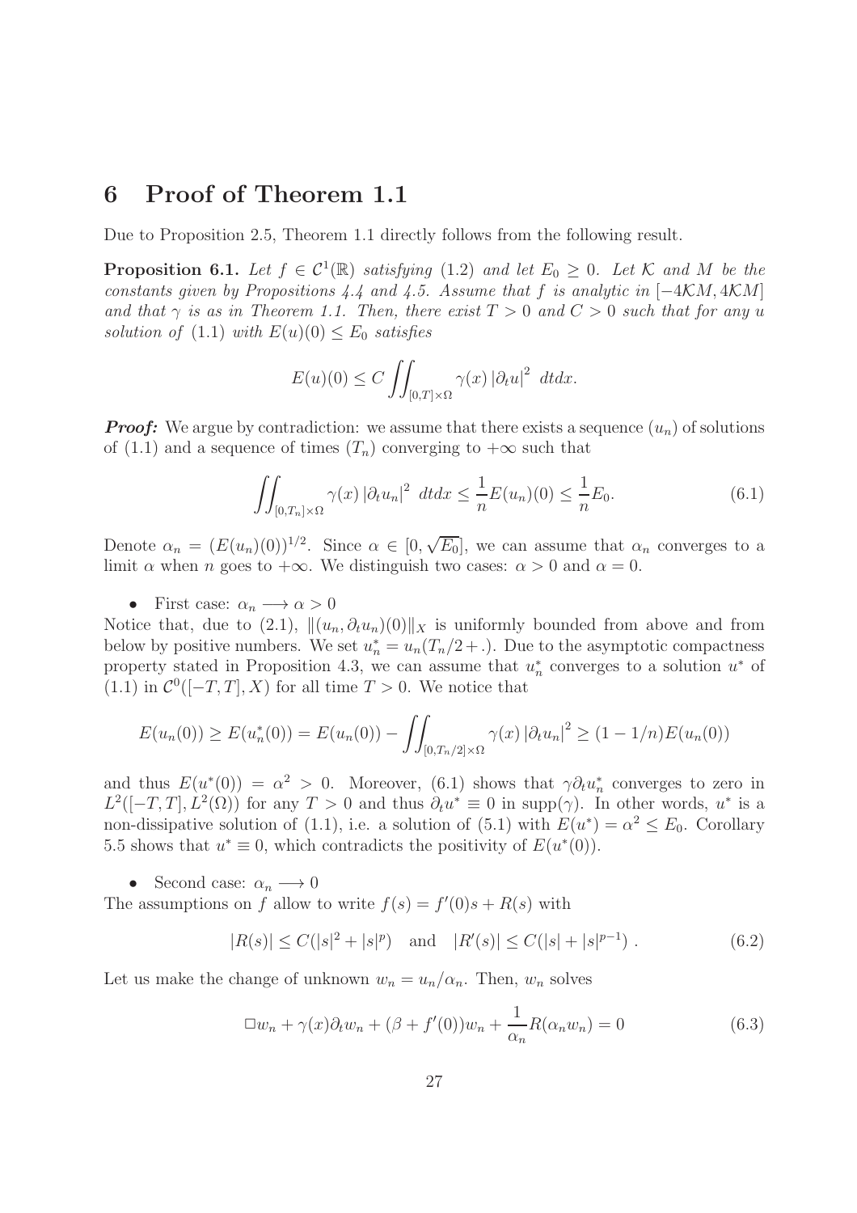# 6 Proof of Theorem 1.1

Due to Proposition 2.5, Theorem 1.1 directly follows from the following result.

**Proposition 6.1.** *Let $f \in \mathcal{C}^1(\mathbb{R})$ satisfying (1.2) and let $E_0 \geq 0$. Let $\mathcal{K}$ and $M$ be the constants given by Propositions 4.4 and 4.5. Assume that $f$ is analytic in $[-4\mathcal{K}M, 4\mathcal{K}M]$ and that $\gamma$ is as in Theorem 1.1. Then, there exist $T > 0$ and $C > 0$ such that for any $u$ solution of (1.1) with $E(u)(0) \leq E_0$ satisfies*

$$E(u)(0) \leq C \iint_{[0,T]\times\Omega} \gamma(x) \left|\partial_t u\right|^2 \, dtdx.$$

***Proof:*** We argue by contradiction: we assume that there exists a sequence $(u_n)$ of solutions of (1.1) and a sequence of times $(T_n)$ converging to $+\infty$ such that

$$\iint_{[0,T_n]\times\Omega} \gamma(x) \left|\partial_t u_n\right|^2 \, dtdx \leq \frac{1}{n} E(u_n)(0) \leq \frac{1}{n} E_0. \tag{6.1}$$

Denote $\alpha_n = (E(u_n)(0))^{1/2}$. Since $\alpha \in [0, \sqrt{E_0}]$, we can assume that $\alpha_n$ converges to a limit $\alpha$ when $n$ goes to $+\infty$. We distinguish two cases: $\alpha > 0$ and $\alpha = 0$.

- First case: $\alpha_n \longrightarrow \alpha > 0$

Notice that, due to (2.1), $\|(u_n, \partial_t u_n)(0)\|_X$ is uniformly bounded from above and from below by positive numbers. We set $u_n^* = u_n(T_n/2 + .)$. Due to the asymptotic compactness property stated in Proposition 4.3, we can assume that $u_n^*$ converges to a solution $u^*$ of (1.1) in $\mathcal{C}^0([-T, T], X)$ for all time $T > 0$. We notice that

$$E(u_n(0)) \geq E(u_n^*(0)) = E(u_n(0)) - \iint_{[0,T_n/2]\times\Omega} \gamma(x) \left|\partial_t u_n\right|^2 \geq (1 - 1/n) E(u_n(0))$$

and thus $E(u^*(0)) = \alpha^2 > 0$. Moreover, (6.1) shows that $\gamma \partial_t u_n^*$ converges to zero in $L^2([-T, T], L^2(\Omega))$ for any $T > 0$ and thus $\partial_t u^* \equiv 0$ in $\text{supp}(\gamma)$. In other words, $u^*$ is a non-dissipative solution of (1.1), i.e. a solution of (5.1) with $E(u^*) = \alpha^2 \leq E_0$. Corollary 5.5 shows that $u^* \equiv 0$, which contradicts the positivity of $E(u^*(0))$.

- Second case: $\alpha_n \longrightarrow 0$

The assumptions on $f$ allow to write $f(s) = f'(0)s + R(s)$ with

$$|R(s)| \leq C(|s|^2 + |s|^p) \quad \text{and} \quad |R'(s)| \leq C(|s| + |s|^{p-1}) \, . \tag{6.2}$$

Let us make the change of unknown $w_n = u_n/\alpha_n$. Then, $w_n$ solves

$$\Box w_n + \gamma(x)\partial_t w_n + (\beta + f'(0))w_n + \frac{1}{\alpha_n} R(\alpha_n w_n) = 0 \tag{6.3}$$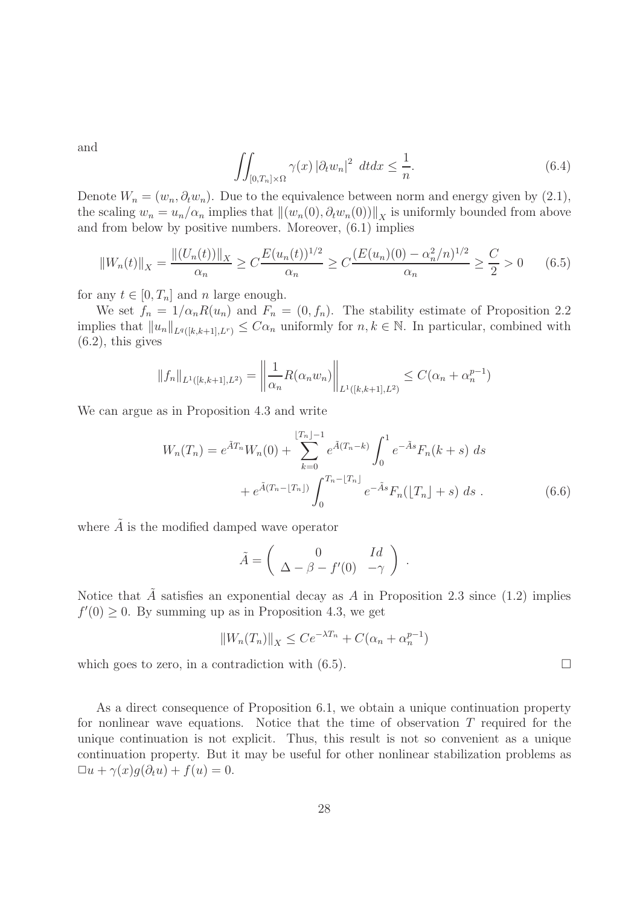and

$$\iint_{[0,T_n]\times\Omega} \gamma(x) \left|\partial_t w_n\right|^2 \, dtdx \leq \frac{1}{n}. \tag{6.4}$$

Denote $W_n = (w_n, \partial_t w_n)$. Due to the equivalence between norm and energy given by (2.1), the scaling $w_n = u_n/\alpha_n$ implies that $\|(w_n(0), \partial_t w_n(0))\|_X$ is uniformly bounded from above and from below by positive numbers. Moreover, (6.1) implies

$$\|W_n(t)\|_X = \frac{\|(U_n(t))\|_X}{\alpha_n} \geq C\frac{E(u_n(t))^{1/2}}{\alpha_n} \geq C\frac{(E(u_n)(0) - \alpha_n^2/n)^{1/2}}{\alpha_n} \geq \frac{C}{2} > 0 \tag{6.5}$$

for any $t \in [0, T_n]$ and $n$ large enough.

We set $f_n = 1/\alpha_n R(u_n)$ and $F_n = (0, f_n)$. The stability estimate of Proposition 2.2 implies that $\|u_n\|_{L^q([k,k+1],L^r)} \leq C\alpha_n$ uniformly for $n, k \in \mathbb{N}$. In particular, combined with (6.2), this gives

$$\|f_n\|_{L^1([k,k+1],L^2)} = \left\|\frac{1}{\alpha_n} R(\alpha_n w_n)\right\|_{L^1([k,k+1],L^2)} \leq C(\alpha_n + \alpha_n^{p-1})$$

We can argue as in Proposition 4.3 and write

$$\begin{aligned} W_n(T_n) = e^{\tilde{A}T_n} W_n(0) + \sum_{k=0}^{\lfloor T_n \rfloor - 1} e^{\tilde{A}(T_n - k)} \int_0^1 e^{-\tilde{A}s} F_n(k+s) \, ds \\ + e^{\tilde{A}(T_n - \lfloor T_n \rfloor)} \int_0^{T_n - \lfloor T_n \rfloor} e^{-\tilde{A}s} F_n(\lfloor T_n \rfloor + s) \, ds \; . \end{aligned} \tag{6.6}$$

where $\tilde{A}$ is the modified damped wave operator

$$\tilde{A} = \begin{pmatrix} 0 & Id \\ \Delta - \beta - f'(0) & -\gamma \end{pmatrix} \; .$$

Notice that $\tilde{A}$ satisfies an exponential decay as $A$ in Proposition 2.3 since (1.2) implies $f'(0) \geq 0$. By summing up as in Proposition 4.3, we get

$$\|W_n(T_n)\|_X \leq Ce^{-\lambda T_n} + C(\alpha_n + \alpha_n^{p-1})$$

which goes to zero, in a contradiction with (6.5). □

As a direct consequence of Proposition 6.1, we obtain a unique continuation property for nonlinear wave equations. Notice that the time of observation $T$ required for the unique continuation is not explicit. Thus, this result is not so convenient as a unique continuation property. But it may be useful for other nonlinear stabilization problems as $\Box u + \gamma(x) g(\partial_t u) + f(u) = 0$.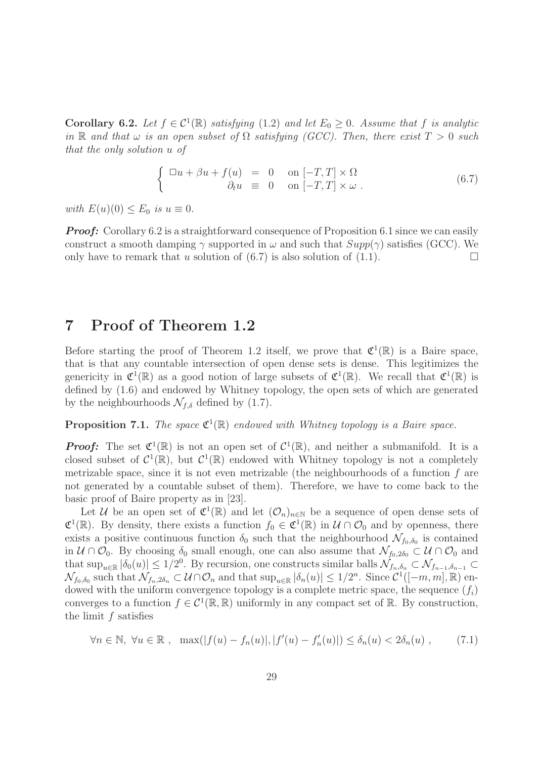**Corollary 6.2.** *Let $f \in \mathcal{C}^1(\mathbb{R})$ satisfying (1.2) and let $E_0 \geq 0$. Assume that $f$ is analytic in $\mathbb{R}$ and that $\omega$ is an open subset of $\Omega$ satisfying (GCC). Then, there exist $T > 0$ such that the only solution $u$ of*

$$\left\{ \begin{array}{rcll} \Box u + \beta u + f(u) & = & 0 & \text{on } [-T,T] \times \Omega \\ \partial_t u & \equiv & 0 & \text{on } [-T,T] \times \omega \ . \end{array} \right. \tag{6.7}$$

*with $E(u)(0) \leq E_0$ is $u \equiv 0$.*

***Proof:*** Corollary 6.2 is a straightforward consequence of Proposition 6.1 since we can easily construct a smooth damping $\gamma$ supported in $\omega$ and such that $Supp(\gamma)$ satisfies (GCC). We only have to remark that $u$ solution of (6.7) is also solution of (1.1). $\square$

# 7 Proof of Theorem 1.2

Before starting the proof of Theorem 1.2 itself, we prove that $\mathfrak{C}^1(\mathbb{R})$ is a Baire space, that is that any countable intersection of open dense sets is dense. This legitimizes the genericity in $\mathfrak{C}^1(\mathbb{R})$ as a good notion of large subsets of $\mathfrak{C}^1(\mathbb{R})$. We recall that $\mathfrak{C}^1(\mathbb{R})$ is defined by (1.6) and endowed by Whitney topology, the open sets of which are generated by the neighbourhoods $\mathcal{N}_{f,\delta}$ defined by (1.7).

**Proposition 7.1.** *The space $\mathfrak{C}^1(\mathbb{R})$ endowed with Whitney topology is a Baire space.*

***Proof:*** The set $\mathfrak{C}^1(\mathbb{R})$ is not an open set of $\mathcal{C}^1(\mathbb{R})$, and neither a submanifold. It is a closed subset of $\mathcal{C}^1(\mathbb{R})$, but $\mathcal{C}^1(\mathbb{R})$ endowed with Whitney topology is not a completely metrizable space, since it is not even metrizable (the neighbourhoods of a function $f$ are not generated by a countable subset of them). Therefore, we have to come back to the basic proof of Baire property as in [23].

Let $\mathcal{U}$ be an open set of $\mathfrak{C}^1(\mathbb{R})$ and let $(\mathcal{O}_n)_{n\in\mathbb{N}}$ be a sequence of open dense sets of $\mathfrak{C}^1(\mathbb{R})$. By density, there exists a function $f_0 \in \mathfrak{C}^1(\mathbb{R})$ in $\mathcal{U} \cap \mathcal{O}_0$ and by openness, there exists a positive continuous function $\delta_0$ such that the neighbourhood $\mathcal{N}_{f_0,\delta_0}$ is contained in $\mathcal{U} \cap \mathcal{O}_0$. By choosing $\delta_0$ small enough, one can also assume that $\mathcal{N}_{f_0,2\delta_0} \subset \mathcal{U} \cap \mathcal{O}_0$ and that $\sup_{u\in\mathbb{R}} |\delta_0(u)| \leq 1/2^0$. By recursion, one constructs similar balls $\mathcal{N}_{f_n,\delta_n} \subset \mathcal{N}_{f_{n-1},\delta_{n-1}} \subset \mathcal{N}_{f_0,\delta_0}$ such that $\mathcal{N}_{f_n,2\delta_n} \subset \mathcal{U} \cap \mathcal{O}_n$ and that $\sup_{u\in\mathbb{R}} |\delta_n(u)| \leq 1/2^n$. Since $\mathcal{C}^1([-m,m],\mathbb{R})$ endowed with the uniform convergence topology is a complete metric space, the sequence $(f_i)$ converges to a function $f \in \mathcal{C}^1(\mathbb{R},\mathbb{R})$ uniformly in any compact set of $\mathbb{R}$. By construction, the limit $f$ satisfies

$$\forall n \in \mathbb{N},\ \forall u \in \mathbb{R}\ ,\quad \max(|f(u) - f_n(u)|, |f'(u) - f_n'(u)|) \leq \delta_n(u) < 2\delta_n(u)\ , \tag{7.1}$$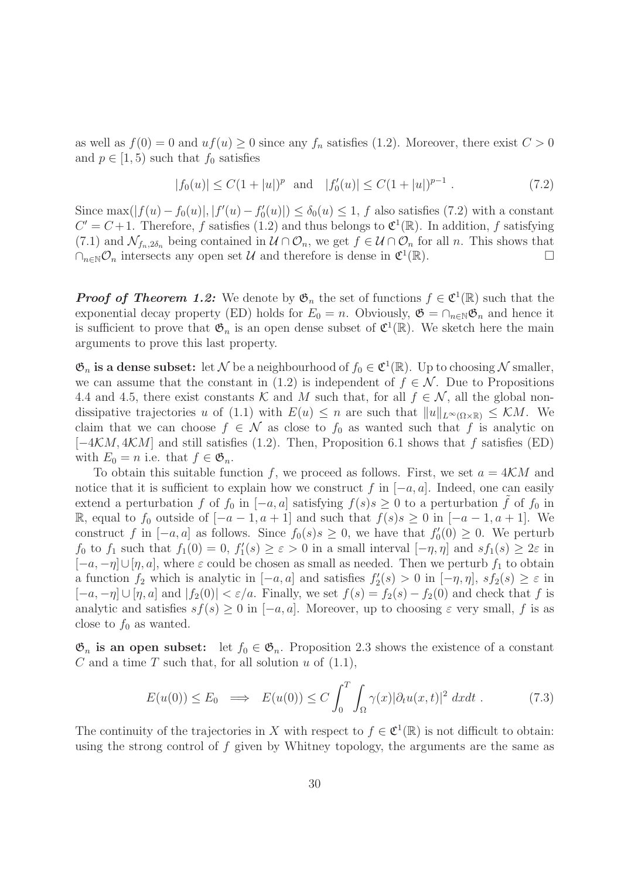as well as $f(0) = 0$ and $uf(u) \geq 0$ since any $f_n$ satisfies (1.2). Moreover, there exist $C > 0$ and $p \in [1, 5)$ such that $f_0$ satisfies

$$|f_0(u)| \leq C(1 + |u|)^p \quad \text{and} \quad |f_0'(u)| \leq C(1 + |u|)^{p-1} . \tag{7.2}$$

Since $\max(|f(u) - f_0(u)|, |f'(u) - f_0'(u)|) \leq \delta_0(u) \leq 1$, $f$ also satisfies (7.2) with a constant $C' = C + 1$. Therefore, $f$ satisfies (1.2) and thus belongs to $\mathfrak{C}^1(\mathbb{R})$. In addition, $f$ satisfying (7.1) and $\mathcal{N}_{f_n, 2\delta_n}$ being contained in $\mathcal{U} \cap \mathcal{O}_n$, we get $f \in \mathcal{U} \cap \mathcal{O}_n$ for all $n$. This shows that $\cap_{n \in \mathbb{N}} \mathcal{O}_n$ intersects any open set $\mathcal{U}$ and therefore is dense in $\mathfrak{C}^1(\mathbb{R})$. $\square$

***Proof of Theorem 1.2:*** We denote by $\mathfrak{G}_n$ the set of functions $f \in \mathfrak{C}^1(\mathbb{R})$ such that the exponential decay property (ED) holds for $E_0 = n$. Obviously, $\mathfrak{G} = \cap_{n \in \mathbb{N}} \mathfrak{G}_n$ and hence it is sufficient to prove that $\mathfrak{G}_n$ is an open dense subset of $\mathfrak{C}^1(\mathbb{R})$. We sketch here the main arguments to prove this last property.

**$\mathfrak{G}_n$ is a dense subset:** let $\mathcal{N}$ be a neighbourhood of $f_0 \in \mathfrak{C}^1(\mathbb{R})$. Up to choosing $\mathcal{N}$ smaller, we can assume that the constant in (1.2) is independent of $f \in \mathcal{N}$. Due to Propositions 4.4 and 4.5, there exist constants $\mathcal{K}$ and $M$ such that, for all $f \in \mathcal{N}$, all the global non-dissipative trajectories $u$ of (1.1) with $E(u) \leq n$ are such that $\|u\|_{L^\infty(\Omega \times \mathbb{R})} \leq \mathcal{K}M$. We claim that we can choose $f \in \mathcal{N}$ as close to $f_0$ as wanted such that $f$ is analytic on $[-4\mathcal{K}M, 4\mathcal{K}M]$ and still satisfies (1.2). Then, Proposition 6.1 shows that $f$ satisfies (ED) with $E_0 = n$ i.e. that $f \in \mathfrak{G}_n$.

To obtain this suitable function $f$, we proceed as follows. First, we set $a = 4\mathcal{K}M$ and notice that it is sufficient to explain how we construct $f$ in $[-a, a]$. Indeed, one can easily extend a perturbation $f$ of $f_0$ in $[-a, a]$ satisfying $f(s)s \geq 0$ to a perturbation $\tilde{f}$ of $f_0$ in $\mathbb{R}$, equal to $f_0$ outside of $[-a-1, a+1]$ and such that $f(s)s \geq 0$ in $[-a-1, a+1]$. We construct $f$ in $[-a, a]$ as follows. Since $f_0(s)s \geq 0$, we have that $f_0'(0) \geq 0$. We perturb $f_0$ to $f_1$ such that $f_1(0) = 0$, $f_1'(s) \geq \varepsilon > 0$ in a small interval $[-\eta, \eta]$ and $sf_1(s) \geq 2\varepsilon$ in $[-a, -\eta] \cup [\eta, a]$, where $\varepsilon$ could be chosen as small as needed. Then we perturb $f_1$ to obtain a function $f_2$ which is analytic in $[-a, a]$ and satisfies $f_2'(s) > 0$ in $[-\eta, \eta]$, $sf_2(s) \geq \varepsilon$ in $[-a, -\eta] \cup [\eta, a]$ and $|f_2(0)| < \varepsilon/a$. Finally, we set $f(s) = f_2(s) - f_2(0)$ and check that $f$ is analytic and satisfies $sf(s) \geq 0$ in $[-a, a]$. Moreover, up to choosing $\varepsilon$ very small, $f$ is as close to $f_0$ as wanted.

**$\mathfrak{G}_n$ is an open subset:** let $f_0 \in \mathfrak{G}_n$. Proposition 2.3 shows the existence of a constant $C$ and a time $T$ such that, for all solution $u$ of (1.1),

$$E(u(0)) \leq E_0 \implies E(u(0)) \leq C \int_0^T \int_\Omega \gamma(x) |\partial_t u(x,t)|^2 \, dxdt . \tag{7.3}$$

The continuity of the trajectories in $X$ with respect to $f \in \mathfrak{C}^1(\mathbb{R})$ is not difficult to obtain: using the strong control of $f$ given by Whitney topology, the arguments are the same as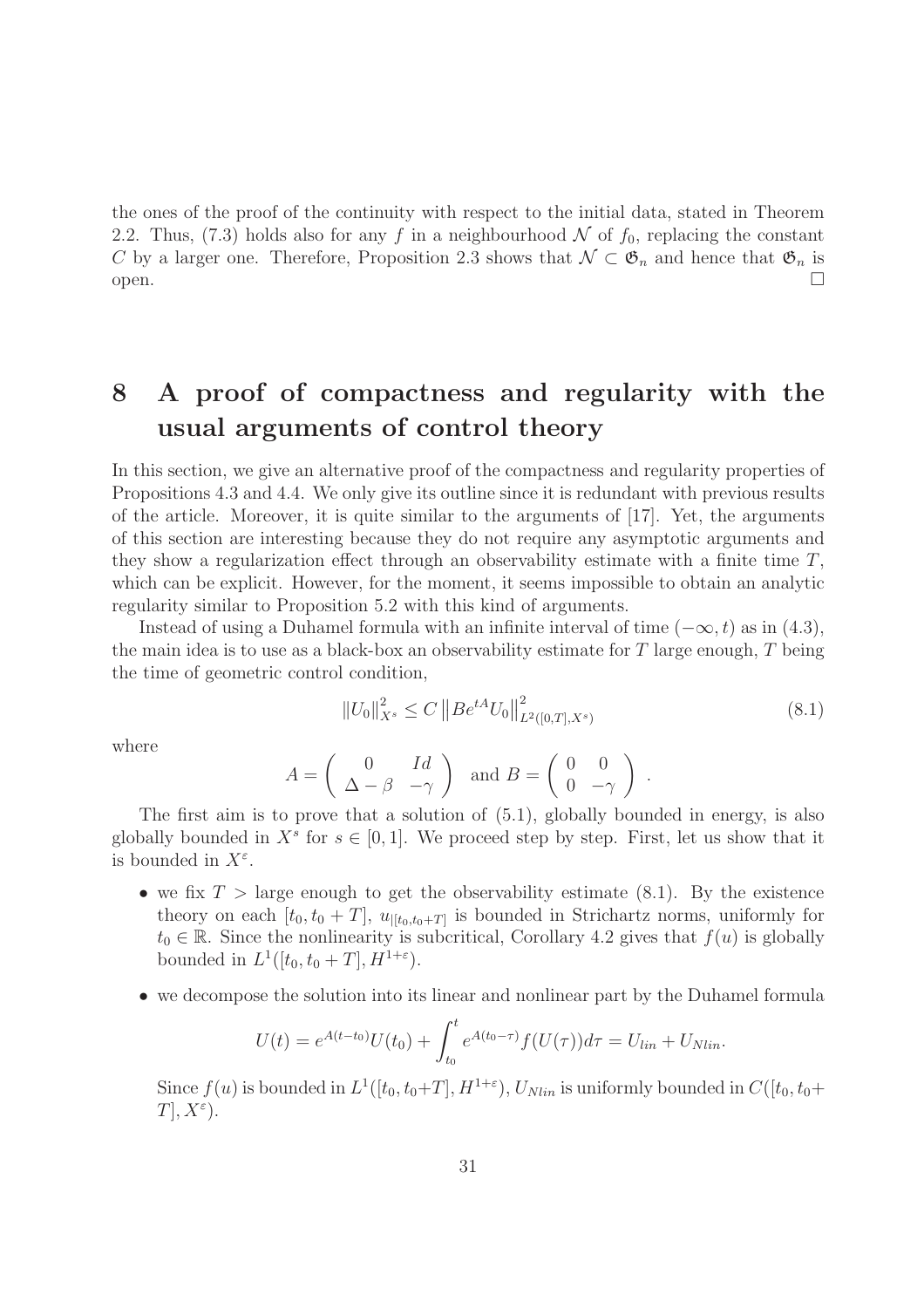the ones of the proof of the continuity with respect to the initial data, stated in Theorem 2.2. Thus, (7.3) holds also for any $f$ in a neighbourhood $\mathcal{N}$ of $f_0$, replacing the constant $C$ by a larger one. Therefore, Proposition 2.3 shows that $\mathcal{N} \subset \mathfrak{G}_n$ and hence that $\mathfrak{G}_n$ is open. $\square$

# 8 A proof of compactness and regularity with the usual arguments of control theory

In this section, we give an alternative proof of the compactness and regularity properties of Propositions 4.3 and 4.4. We only give its outline since it is redundant with previous results of the article. Moreover, it is quite similar to the arguments of [17]. Yet, the arguments of this section are interesting because they do not require any asymptotic arguments and they show a regularization effect through an observability estimate with a finite time $T$, which can be explicit. However, for the moment, it seems impossible to obtain an analytic regularity similar to Proposition 5.2 with this kind of arguments.

Instead of using a Duhamel formula with an infinite interval of time $(-\infty, t)$ as in (4.3), the main idea is to use as a black-box an observability estimate for $T$ large enough, $T$ being the time of geometric control condition,

$$\|U_0\|_{X^s}^2 \leq C \left\|Be^{tA}U_0\right\|_{L^2([0,T],X^s)}^2 \tag{8.1}$$

where

$$A = \begin{pmatrix} 0 & Id \\ \Delta - \beta & -\gamma \end{pmatrix} \text{ and } B = \begin{pmatrix} 0 & 0 \\ 0 & -\gamma \end{pmatrix}.$$

The first aim is to prove that a solution of (5.1), globally bounded in energy, is also globally bounded in $X^s$ for $s \in [0,1]$. We proceed step by step. First, let us show that it is bounded in $X^\varepsilon$.

- we fix $T >$ large enough to get the observability estimate (8.1). By the existence theory on each $[t_0, t_0+T]$, $u_{|[t_0,t_0+T]}$ is bounded in Strichartz norms, uniformly for $t_0 \in \mathbb{R}$. Since the nonlinearity is subcritical, Corollary 4.2 gives that $f(u)$ is globally bounded in $L^1([t_0, t_0+T], H^{1+\varepsilon})$.
- we decompose the solution into its linear and nonlinear part by the Duhamel formula

$$U(t) = e^{A(t-t_0)}U(t_0) + \int_{t_0}^{t} e^{A(t_0-\tau)}f(U(\tau))d\tau = U_{lin} + U_{Nlin}.$$

Since $f(u)$ is bounded in $L^1([t_0, t_0+T], H^{1+\varepsilon})$, $U_{Nlin}$ is uniformly bounded in $C([t_0, t_0+T], X^\varepsilon)$.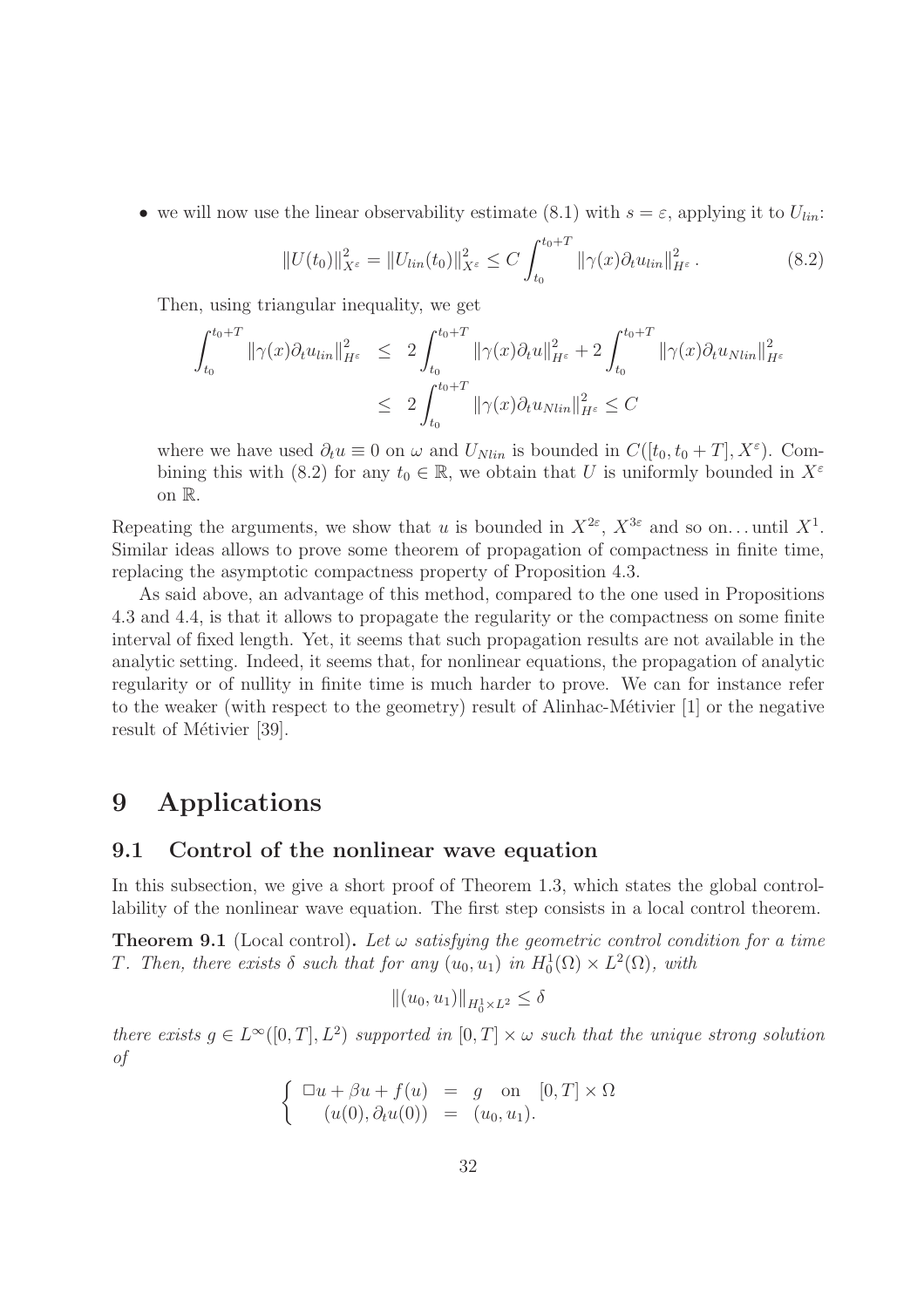- we will now use the linear observability estimate (8.1) with $s = \varepsilon$, applying it to $U_{lin}$:

$$\|U(t_0)\|_{X^\varepsilon}^2 = \|U_{lin}(t_0)\|_{X^\varepsilon}^2 \leq C \int_{t_0}^{t_0+T} \|\gamma(x)\partial_t u_{lin}\|_{H^\varepsilon}^2 . \tag{8.2}$$

Then, using triangular inequality, we get

$$\begin{aligned}
\int_{t_0}^{t_0+T} \|\gamma(x)\partial_t u_{lin}\|_{H^\varepsilon}^2 &\leq 2\int_{t_0}^{t_0+T} \|\gamma(x)\partial_t u\|_{H^\varepsilon}^2 + 2\int_{t_0}^{t_0+T} \|\gamma(x)\partial_t u_{Nlin}\|_{H^\varepsilon}^2 \\
&\leq 2\int_{t_0}^{t_0+T} \|\gamma(x)\partial_t u_{Nlin}\|_{H^\varepsilon}^2 \leq C
\end{aligned}$$

where we have used $\partial_t u \equiv 0$ on $\omega$ and $U_{Nlin}$ is bounded in $C([t_0, t_0+T], X^\varepsilon)$. Combining this with (8.2) for any $t_0 \in \mathbb{R}$, we obtain that $U$ is uniformly bounded in $X^\varepsilon$ on $\mathbb{R}$.

Repeating the arguments, we show that $u$ is bounded in $X^{2\varepsilon}$, $X^{3\varepsilon}$ and so on… until $X^1$. Similar ideas allows to prove some theorem of propagation of compactness in finite time, replacing the asymptotic compactness property of Proposition 4.3.

As said above, an advantage of this method, compared to the one used in Propositions 4.3 and 4.4, is that it allows to propagate the regularity or the compactness on some finite interval of fixed length. Yet, it seems that such propagation results are not available in the analytic setting. Indeed, it seems that, for nonlinear equations, the propagation of analytic regularity or of nullity in finite time is much harder to prove. We can for instance refer to the weaker (with respect to the geometry) result of Alinhac-Métivier [1] or the negative result of Métivier [39].

# 9 Applications

## 9.1 Control of the nonlinear wave equation

In this subsection, we give a short proof of Theorem 1.3, which states the global controllability of the nonlinear wave equation. The first step consists in a local control theorem.

**Theorem 9.1** (Local control). *Let $\omega$ satisfying the geometric control condition for a time $T$. Then, there exists $\delta$ such that for any $(u_0, u_1)$ in $H_0^1(\Omega) \times L^2(\Omega)$, with*

$$\|(u_0, u_1)\|_{H_0^1 \times L^2} \leq \delta$$

*there exists $g \in L^\infty([0, T], L^2)$ supported in $[0, T] \times \omega$ such that the unique strong solution of*

$$\left\{ \begin{array}{rcl} \Box u + \beta u + f(u) & = & g \quad \text{on} \quad [0, T] \times \Omega \\ (u(0), \partial_t u(0)) & = & (u_0, u_1). \end{array} \right.$$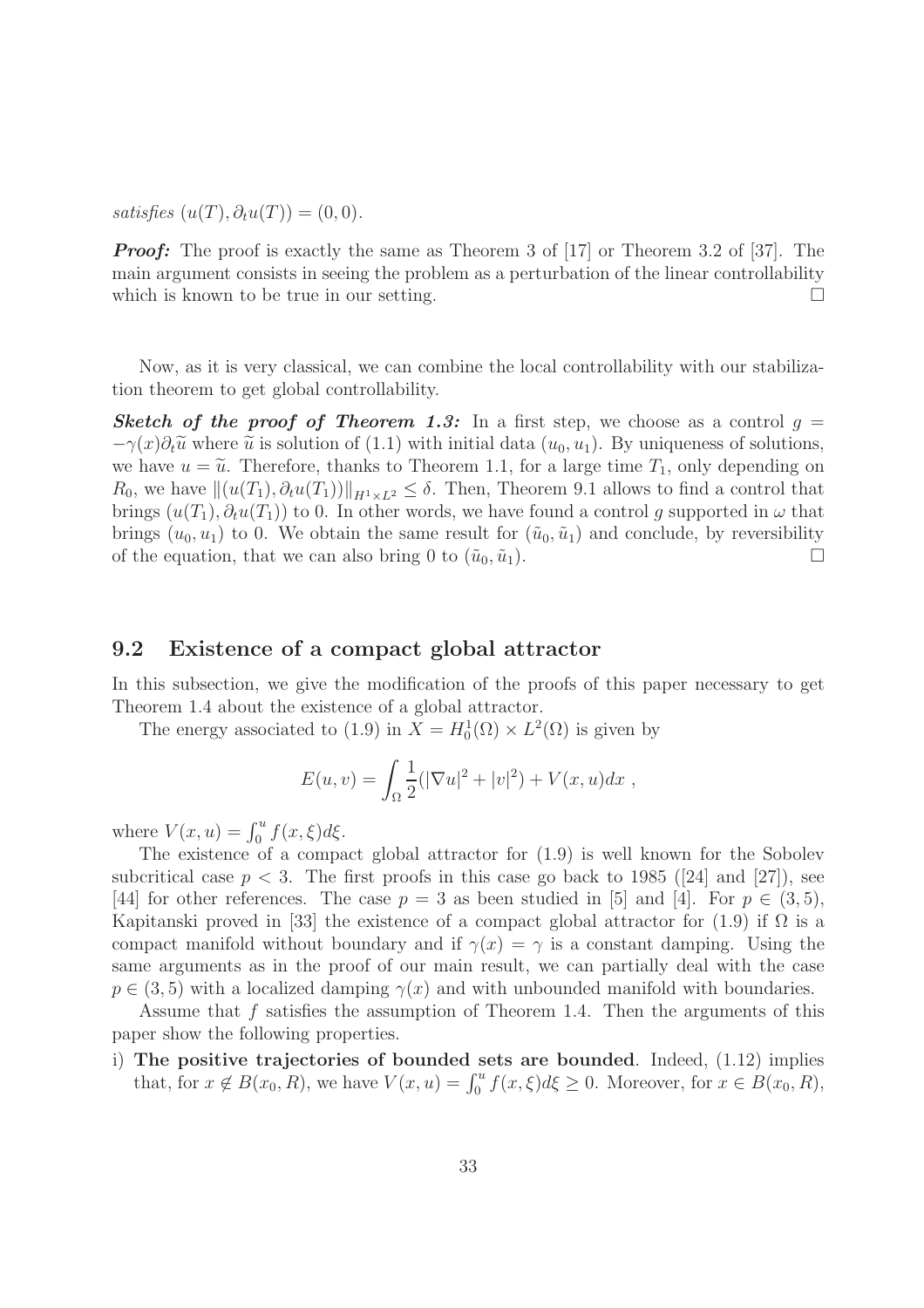*satisfies* $(u(T), \partial_t u(T)) = (0, 0)$.

***Proof:*** The proof is exactly the same as Theorem 3 of [17] or Theorem 3.2 of [37]. The main argument consists in seeing the problem as a perturbation of the linear controllability which is known to be true in our setting. □

Now, as it is very classical, we can combine the local controllability with our stabilization theorem to get global controllability.

***Sketch of the proof of Theorem 1.3:*** In a first step, we choose as a control $g = -\gamma(x)\partial_t \widetilde{u}$ where $\widetilde{u}$ is solution of (1.1) with initial data $(u_0, u_1)$. By uniqueness of solutions, we have $u = \widetilde{u}$. Therefore, thanks to Theorem 1.1, for a large time $T_1$, only depending on $R_0$, we have $\|(u(T_1), \partial_t u(T_1))\|_{H^1 \times L^2} \leq \delta$. Then, Theorem 9.1 allows to find a control that brings $(u(T_1), \partial_t u(T_1))$ to 0. In other words, we have found a control $g$ supported in $\omega$ that brings $(u_0, u_1)$ to 0. We obtain the same result for $(\tilde{u}_0, \tilde{u}_1)$ and conclude, by reversibility of the equation, that we can also bring 0 to $(\tilde{u}_0, \tilde{u}_1)$. □

## 9.2 Existence of a compact global attractor

In this subsection, we give the modification of the proofs of this paper necessary to get Theorem 1.4 about the existence of a global attractor.

The energy associated to (1.9) in $X = H_0^1(\Omega) \times L^2(\Omega)$ is given by

$$E(u, v) = \int_\Omega \frac{1}{2}(|\nabla u|^2 + |v|^2) + V(x, u) dx \ ,$$

where $V(x, u) = \int_0^u f(x, \xi) d\xi$.

The existence of a compact global attractor for (1.9) is well known for the Sobolev subcritical case $p < 3$. The first proofs in this case go back to 1985 ([24] and [27]), see [44] for other references. The case $p = 3$ as been studied in [5] and [4]. For $p \in (3, 5)$, Kapitanski proved in [33] the existence of a compact global attractor for (1.9) if $\Omega$ is a compact manifold without boundary and if $\gamma(x) = \gamma$ is a constant damping. Using the same arguments as in the proof of our main result, we can partially deal with the case $p \in (3, 5)$ with a localized damping $\gamma(x)$ and with unbounded manifold with boundaries.

Assume that $f$ satisfies the assumption of Theorem 1.4. Then the arguments of this paper show the following properties.

i) **The positive trajectories of bounded sets are bounded**. Indeed, (1.12) implies that, for $x \notin B(x_0, R)$, we have $V(x, u) = \int_0^u f(x, \xi) d\xi \geq 0$. Moreover, for $x \in B(x_0, R)$,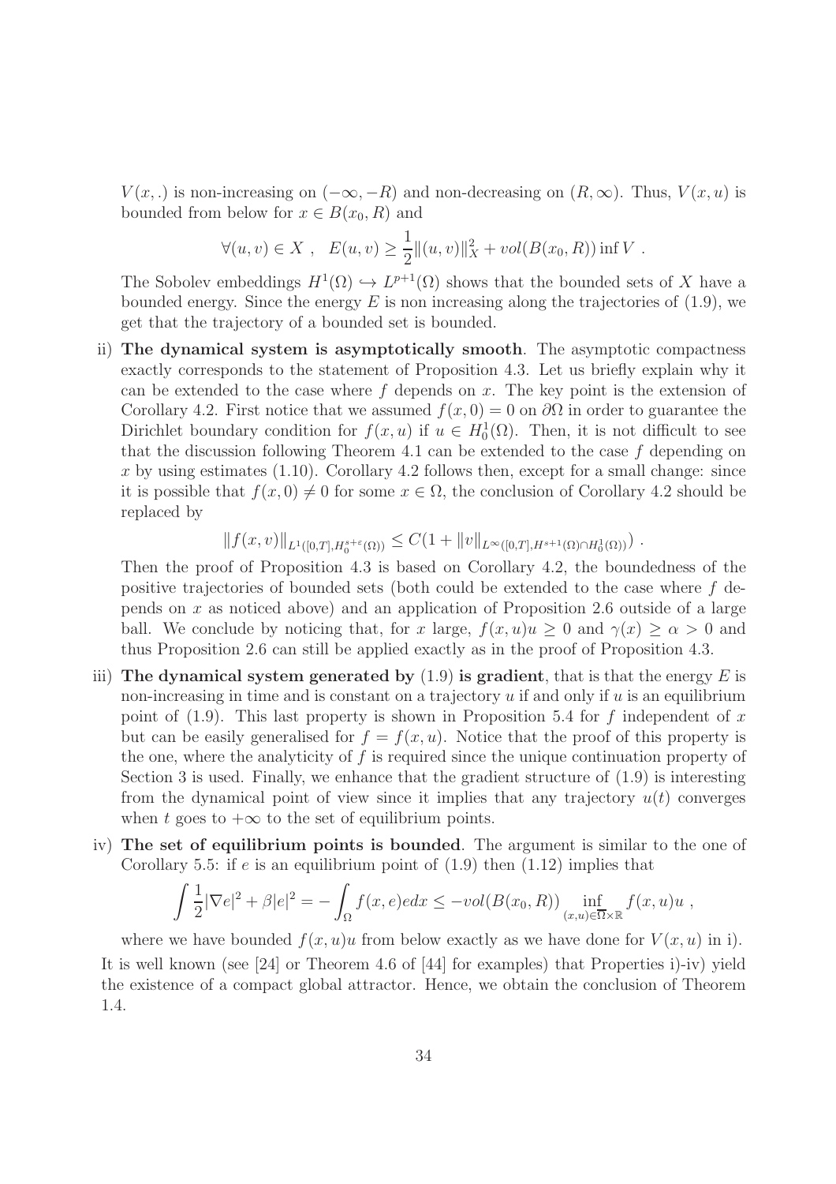$V(x,.)$ is non-increasing on $(-\infty,-R)$ and non-decreasing on $(R,\infty)$. Thus, $V(x,u)$ is bounded from below for $x \in B(x_0,R)$ and

$$\forall (u,v) \in X \ , \quad E(u,v) \geq \frac{1}{2}\|(u,v)\|_X^2 + vol(B(x_0,R)) \inf V \ .$$

The Sobolev embeddings $H^1(\Omega) \hookrightarrow L^{p+1}(\Omega)$ shows that the bounded sets of $X$ have a bounded energy. Since the energy $E$ is non increasing along the trajectories of (1.9), we get that the trajectory of a bounded set is bounded.

ii) **The dynamical system is asymptotically smooth**. The asymptotic compactness exactly corresponds to the statement of Proposition 4.3. Let us briefly explain why it can be extended to the case where $f$ depends on $x$. The key point is the extension of Corollary 4.2. First notice that we assumed $f(x,0) = 0$ on $\partial\Omega$ in order to guarantee the Dirichlet boundary condition for $f(x,u)$ if $u \in H_0^1(\Omega)$. Then, it is not difficult to see that the discussion following Theorem 4.1 can be extended to the case $f$ depending on $x$ by using estimates (1.10). Corollary 4.2 follows then, except for a small change: since it is possible that $f(x,0) \neq 0$ for some $x \in \Omega$, the conclusion of Corollary 4.2 should be replaced by

$$\|f(x,v)\|_{L^1([0,T],H_0^{s+\varepsilon}(\Omega))} \leq C(1 + \|v\|_{L^\infty([0,T],H^{s+1}(\Omega)\cap H_0^1(\Omega))}) \ .$$

Then the proof of Proposition 4.3 is based on Corollary 4.2, the boundedness of the positive trajectories of bounded sets (both could be extended to the case where $f$ depends on $x$ as noticed above) and an application of Proposition 2.6 outside of a large ball. We conclude by noticing that, for $x$ large, $f(x,u)u \geq 0$ and $\gamma(x) \geq \alpha > 0$ and thus Proposition 2.6 can still be applied exactly as in the proof of Proposition 4.3.

iii) **The dynamical system generated by** (1.9) **is gradient**, that is that the energy $E$ is non-increasing in time and is constant on a trajectory $u$ if and only if $u$ is an equilibrium point of (1.9). This last property is shown in Proposition 5.4 for $f$ independent of $x$ but can be easily generalised for $f = f(x,u)$. Notice that the proof of this property is the one, where the analyticity of $f$ is required since the unique continuation property of Section 3 is used. Finally, we enhance that the gradient structure of (1.9) is interesting from the dynamical point of view since it implies that any trajectory $u(t)$ converges when $t$ goes to $+\infty$ to the set of equilibrium points.

iv) **The set of equilibrium points is bounded**. The argument is similar to the one of Corollary 5.5: if $e$ is an equilibrium point of (1.9) then (1.12) implies that

$$\int \frac{1}{2}|\nabla e|^2 + \beta|e|^2 = -\int_\Omega f(x,e)e dx \leq -vol(B(x_0,R)) \inf_{(x,u)\in\overline{\Omega}\times\mathbb{R}} f(x,u)u \ ,$$

where we have bounded $f(x,u)u$ from below exactly as we have done for $V(x,u)$ in i).

It is well known (see [24] or Theorem 4.6 of [44] for examples) that Properties i)-iv) yield the existence of a compact global attractor. Hence, we obtain the conclusion of Theorem 1.4.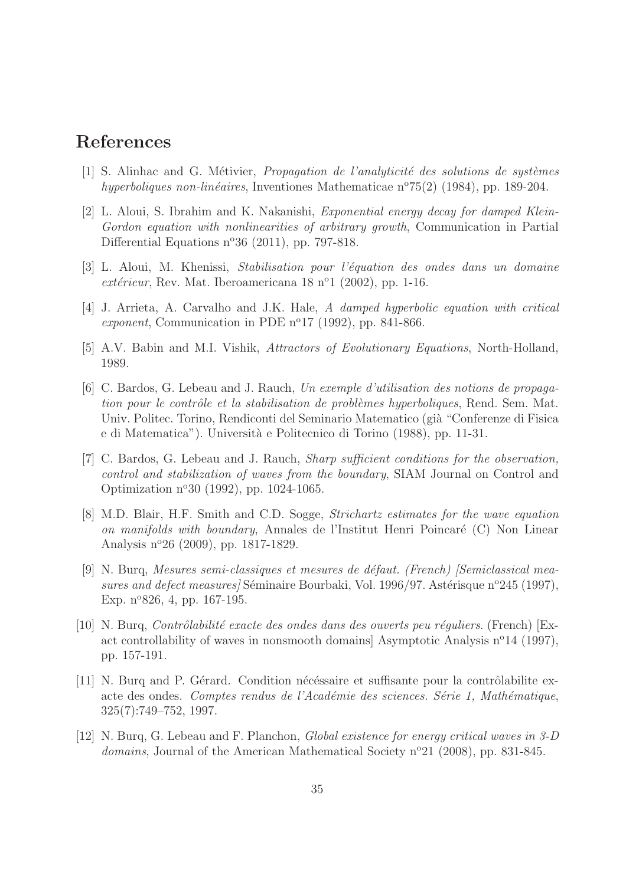# References

[1] S. Alinhac and G. Métivier, *Propagation de l'analyticité des solutions de systèmes hyperboliques non-linéaires*, Inventiones Mathematicae n°75(2) (1984), pp. 189-204.

[2] L. Aloui, S. Ibrahim and K. Nakanishi, *Exponential energy decay for damped Klein-Gordon equation with nonlinearities of arbitrary growth*, Communication in Partial Differential Equations n°36 (2011), pp. 797-818.

[3] L. Aloui, M. Khenissi, *Stabilisation pour l'équation des ondes dans un domaine extérieur*, Rev. Mat. Iberoamericana 18 n°1 (2002), pp. 1-16.

[4] J. Arrieta, A. Carvalho and J.K. Hale, *A damped hyperbolic equation with critical exponent*, Communication in PDE n°17 (1992), pp. 841-866.

[5] A.V. Babin and M.I. Vishik, *Attractors of Evolutionary Equations*, North-Holland, 1989.

[6] C. Bardos, G. Lebeau and J. Rauch, *Un exemple d'utilisation des notions de propagation pour le contrôle et la stabilisation de problèmes hyperboliques*, Rend. Sem. Mat. Univ. Politec. Torino, Rendiconti del Seminario Matematico (già "Conferenze di Fisica e di Matematica"). Università e Politecnico di Torino (1988), pp. 11-31.

[7] C. Bardos, G. Lebeau and J. Rauch, *Sharp sufficient conditions for the observation, control and stabilization of waves from the boundary*, SIAM Journal on Control and Optimization n°30 (1992), pp. 1024-1065.

[8] M.D. Blair, H.F. Smith and C.D. Sogge, *Strichartz estimates for the wave equation on manifolds with boundary*, Annales de l'Institut Henri Poincaré (C) Non Linear Analysis n°26 (2009), pp. 1817-1829.

[9] N. Burq, *Mesures semi-classiques et mesures de défaut. (French) [Semiclassical measures and defect measures]* Séminaire Bourbaki, Vol. 1996/97. Astérisque n°245 (1997), Exp. n°826, 4, pp. 167-195.

[10] N. Burq, *Contrôlabilité exacte des ondes dans des ouverts peu réguliers.* (French) [Exact controllability of waves in nonsmooth domains] Asymptotic Analysis n°14 (1997), pp. 157-191.

[11] N. Burq and P. Gérard. Condition nécéssaire et suffisante pour la contrôlabilite exacte des ondes. *Comptes rendus de l'Académie des sciences. Série 1, Mathématique*, 325(7):749–752, 1997.

[12] N. Burq, G. Lebeau and F. Planchon, *Global existence for energy critical waves in 3-D domains*, Journal of the American Mathematical Society n°21 (2008), pp. 831-845.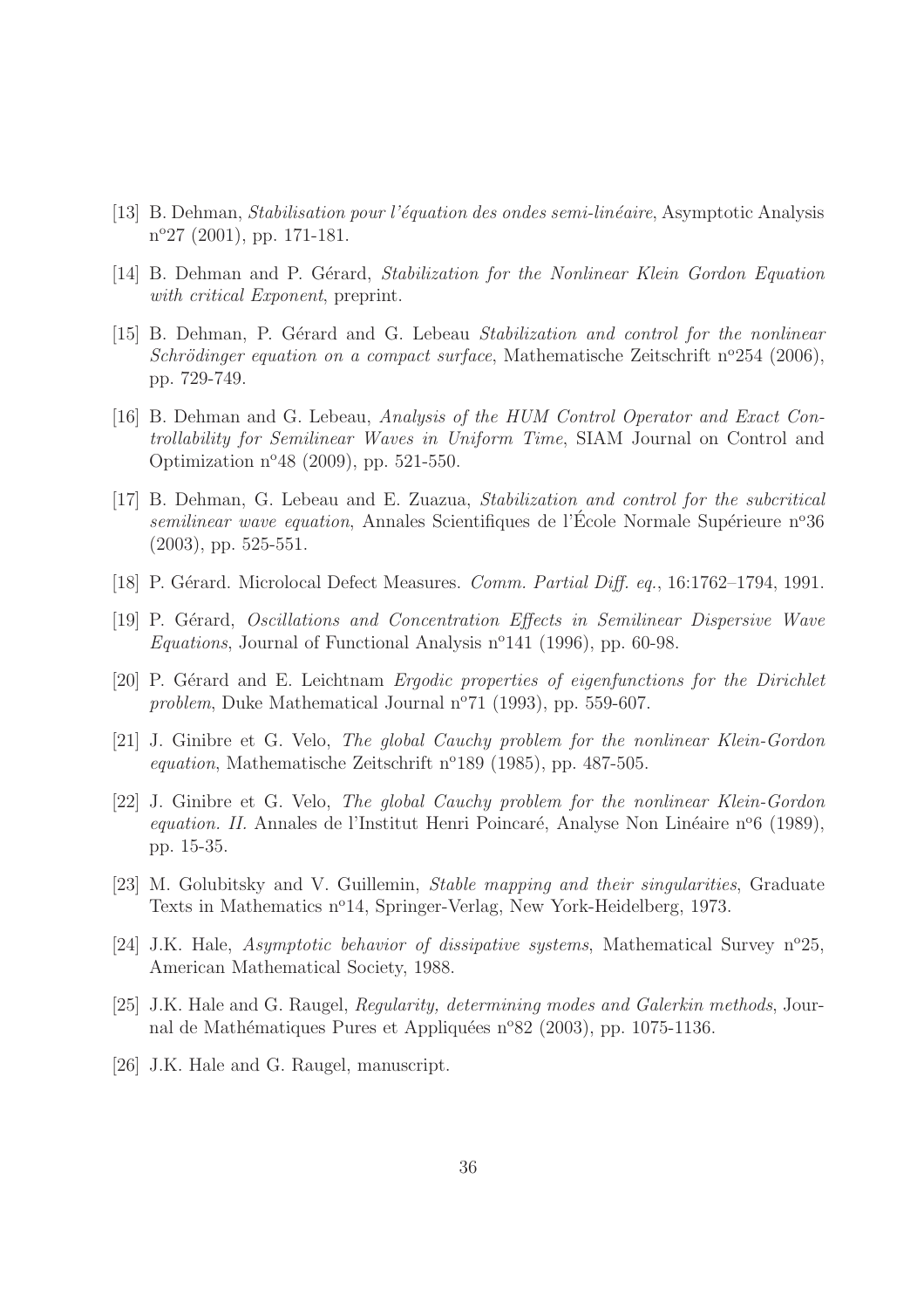[13] B. Dehman, *Stabilisation pour l'équation des ondes semi-linéaire*, Asymptotic Analysis n°27 (2001), pp. 171-181.

[14] B. Dehman and P. Gérard, *Stabilization for the Nonlinear Klein Gordon Equation with critical Exponent*, preprint.

[15] B. Dehman, P. Gérard and G. Lebeau *Stabilization and control for the nonlinear Schrödinger equation on a compact surface*, Mathematische Zeitschrift n°254 (2006), pp. 729-749.

[16] B. Dehman and G. Lebeau, *Analysis of the HUM Control Operator and Exact Controllability for Semilinear Waves in Uniform Time*, SIAM Journal on Control and Optimization n°48 (2009), pp. 521-550.

[17] B. Dehman, G. Lebeau and E. Zuazua, *Stabilization and control for the subcritical semilinear wave equation*, Annales Scientifiques de l'École Normale Supérieure n°36 (2003), pp. 525-551.

[18] P. Gérard. Microlocal Defect Measures. *Comm. Partial Diff. eq.*, 16:1762–1794, 1991.

[19] P. Gérard, *Oscillations and Concentration Effects in Semilinear Dispersive Wave Equations*, Journal of Functional Analysis n°141 (1996), pp. 60-98.

[20] P. Gérard and E. Leichtnam *Ergodic properties of eigenfunctions for the Dirichlet problem*, Duke Mathematical Journal n°71 (1993), pp. 559-607.

[21] J. Ginibre et G. Velo, *The global Cauchy problem for the nonlinear Klein-Gordon equation*, Mathematische Zeitschrift n°189 (1985), pp. 487-505.

[22] J. Ginibre et G. Velo, *The global Cauchy problem for the nonlinear Klein-Gordon equation. II.* Annales de l'Institut Henri Poincaré, Analyse Non Linéaire n°6 (1989), pp. 15-35.

[23] M. Golubitsky and V. Guillemin, *Stable mapping and their singularities*, Graduate Texts in Mathematics n°14, Springer-Verlag, New York-Heidelberg, 1973.

[24] J.K. Hale, *Asymptotic behavior of dissipative systems*, Mathematical Survey n°25, American Mathematical Society, 1988.

[25] J.K. Hale and G. Raugel, *Regularity, determining modes and Galerkin methods*, Journal de Mathématiques Pures et Appliquées n°82 (2003), pp. 1075-1136.

[26] J.K. Hale and G. Raugel, manuscript.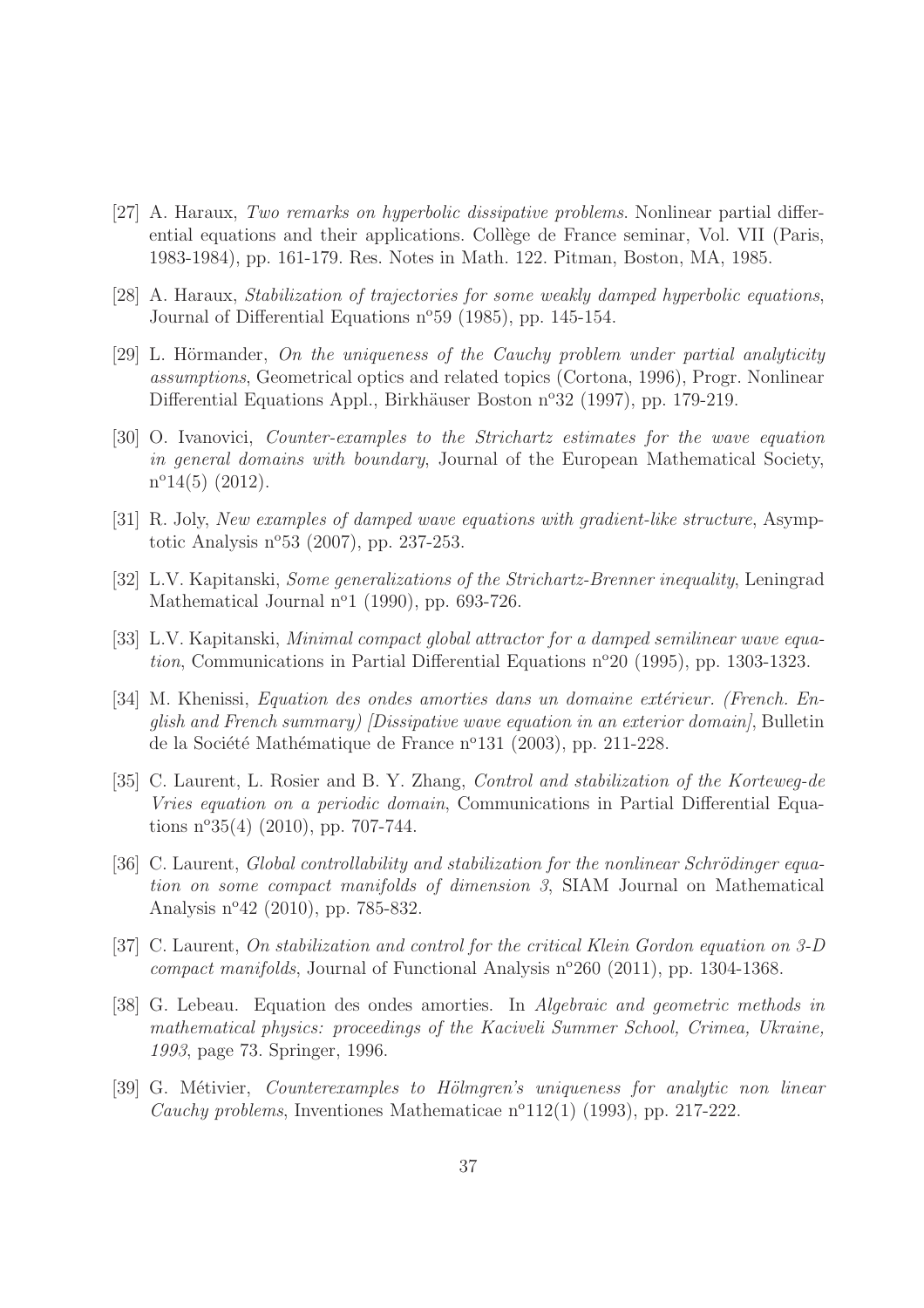[27] A. Haraux, *Two remarks on hyperbolic dissipative problems*. Nonlinear partial differential equations and their applications. Collège de France seminar, Vol. VII (Paris, 1983-1984), pp. 161-179. Res. Notes in Math. 122. Pitman, Boston, MA, 1985.

[28] A. Haraux, *Stabilization of trajectories for some weakly damped hyperbolic equations*, Journal of Differential Equations n°59 (1985), pp. 145-154.

[29] L. Hörmander, *On the uniqueness of the Cauchy problem under partial analyticity assumptions*, Geometrical optics and related topics (Cortona, 1996), Progr. Nonlinear Differential Equations Appl., Birkhäuser Boston n°32 (1997), pp. 179-219.

[30] O. Ivanovici, *Counter-examples to the Strichartz estimates for the wave equation in general domains with boundary*, Journal of the European Mathematical Society, n°14(5) (2012).

[31] R. Joly, *New examples of damped wave equations with gradient-like structure*, Asymptotic Analysis n°53 (2007), pp. 237-253.

[32] L.V. Kapitanski, *Some generalizations of the Strichartz-Brenner inequality*, Leningrad Mathematical Journal n°1 (1990), pp. 693-726.

[33] L.V. Kapitanski, *Minimal compact global attractor for a damped semilinear wave equation*, Communications in Partial Differential Equations n°20 (1995), pp. 1303-1323.

[34] M. Khenissi, *Equation des ondes amorties dans un domaine extérieur. (French. English and French summary) [Dissipative wave equation in an exterior domain]*, Bulletin de la Société Mathématique de France n°131 (2003), pp. 211-228.

[35] C. Laurent, L. Rosier and B. Y. Zhang, *Control and stabilization of the Korteweg-de Vries equation on a periodic domain*, Communications in Partial Differential Equations n°35(4) (2010), pp. 707-744.

[36] C. Laurent, *Global controllability and stabilization for the nonlinear Schrödinger equation on some compact manifolds of dimension 3*, SIAM Journal on Mathematical Analysis n°42 (2010), pp. 785-832.

[37] C. Laurent, *On stabilization and control for the critical Klein Gordon equation on 3-D compact manifolds*, Journal of Functional Analysis n°260 (2011), pp. 1304-1368.

[38] G. Lebeau. Equation des ondes amorties. In *Algebraic and geometric methods in mathematical physics: proceedings of the Kaciveli Summer School, Crimea, Ukraine, 1993*, page 73. Springer, 1996.

[39] G. Métivier, *Counterexamples to Hölmgren's uniqueness for analytic non linear Cauchy problems*, Inventiones Mathematicae n°112(1) (1993), pp. 217-222.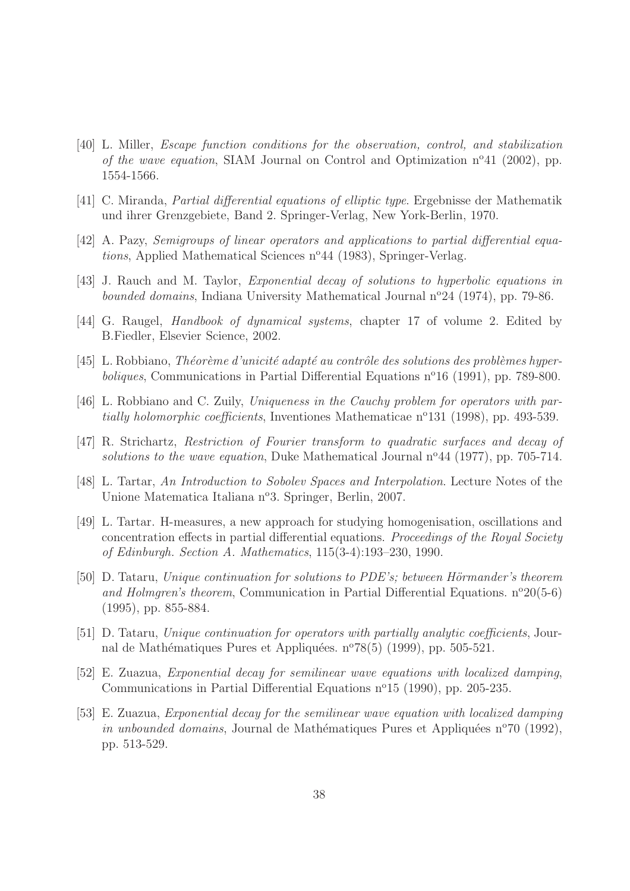[40] L. Miller, *Escape function conditions for the observation, control, and stabilization of the wave equation*, SIAM Journal on Control and Optimization n°41 (2002), pp. 1554-1566.

[41] C. Miranda, *Partial differential equations of elliptic type.* Ergebnisse der Mathematik und ihrer Grenzgebiete, Band 2. Springer-Verlag, New York-Berlin, 1970.

[42] A. Pazy, *Semigroups of linear operators and applications to partial differential equations*, Applied Mathematical Sciences n°44 (1983), Springer-Verlag.

[43] J. Rauch and M. Taylor, *Exponential decay of solutions to hyperbolic equations in bounded domains*, Indiana University Mathematical Journal n°24 (1974), pp. 79-86.

[44] G. Raugel, *Handbook of dynamical systems*, chapter 17 of volume 2. Edited by B.Fiedler, Elsevier Science, 2002.

[45] L. Robbiano, *Théorème d'unicité adapté au contrôle des solutions des problèmes hyperboliques*, Communications in Partial Differential Equations n°16 (1991), pp. 789-800.

[46] L. Robbiano and C. Zuily, *Uniqueness in the Cauchy problem for operators with partially holomorphic coefficients*, Inventiones Mathematicae n°131 (1998), pp. 493-539.

[47] R. Strichartz, *Restriction of Fourier transform to quadratic surfaces and decay of solutions to the wave equation*, Duke Mathematical Journal n°44 (1977), pp. 705-714.

[48] L. Tartar, *An Introduction to Sobolev Spaces and Interpolation.* Lecture Notes of the Unione Matematica Italiana n°3. Springer, Berlin, 2007.

[49] L. Tartar. H-measures, a new approach for studying homogenisation, oscillations and concentration effects in partial differential equations. *Proceedings of the Royal Society of Edinburgh. Section A. Mathematics*, 115(3-4):193–230, 1990.

[50] D. Tataru, *Unique continuation for solutions to PDE's; between Hörmander's theorem and Holmgren's theorem*, Communication in Partial Differential Equations. n°20(5-6) (1995), pp. 855-884.

[51] D. Tataru, *Unique continuation for operators with partially analytic coefficients*, Journal de Mathématiques Pures et Appliquées. n°78(5) (1999), pp. 505-521.

[52] E. Zuazua, *Exponential decay for semilinear wave equations with localized damping*, Communications in Partial Differential Equations n°15 (1990), pp. 205-235.

[53] E. Zuazua, *Exponential decay for the semilinear wave equation with localized damping in unbounded domains*, Journal de Mathématiques Pures et Appliquées n°70 (1992), pp. 513-529.